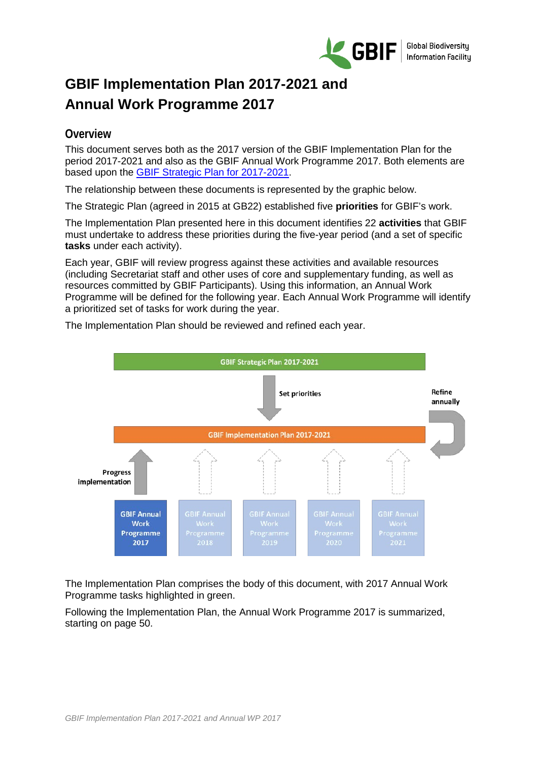# GBIF Implementation Plan 2017-2021 and Annual Work Programme 2017

## Overview

This document serves both as the 2017 version of the GBIF Implementation Plan for the period 2017-2021 and also as the GBIF Annual Work Programme 2017. Both elements are based upon the [GBIF Strategic Plan for 2017-2021](GBIF Strategic Plan for 2017-2021).

The relationship between these documents is represented by the graphic below.

The Strategic Plan (agreed in 2015 at GB22) established five **priorities** for GBIF's work.

The Implementation Plan presented here in this document identifies 22 **activities** that GBIF must undertake to address these priorities during the five-year period (and a set of specific **tasks** under each activity).

Each year, GBIF will review progress against these activities and available resources (including Secretariat staff and other uses of core and supplementary funding, as well as resources committed by GBIF Participants). Using this information, an Annual Work Programme will be defined for the following year. Each Annual Work Programme will identify a prioritized set of tasks for work during the year.

The Implementation Plan should be reviewed and refined each year.

GBIF Strategic Plan 2017-2021

Set priorities

Refine annually

GBIF Implementation Plan 2017-2021

Progress implementation

GBIF Annual Work Programme 2017

GBIF Annual Work Programme 2018

GBIF Annual Work Programme 2019

GBIF Annual Work Programme 2020

GBIF Annual Work Programme 2021

The Implementation Plan comprises the body of this document, with 2017 Annual Work Programme tasks highlighted in green.

Following the Implementation Plan, the Annual Work Programme 2017 is summarized, starting on page 50.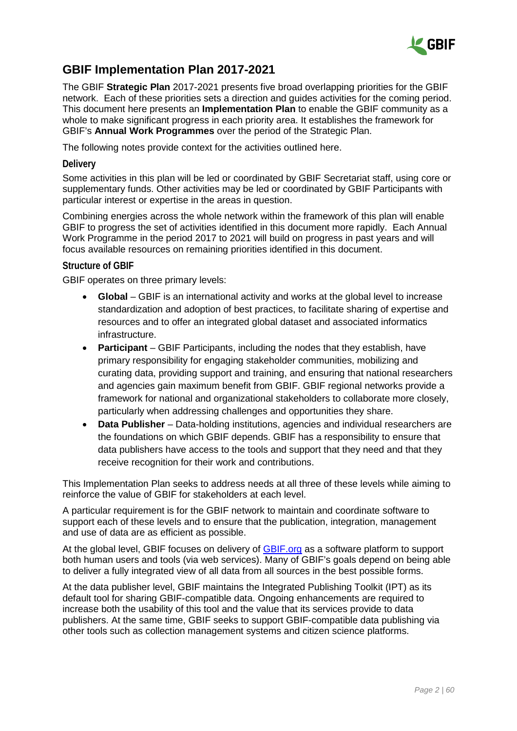# GBIF Implementation Plan 2017-2021

The GBIF **Strategic Plan** 2017-2021 presents five broad overlapping priorities for the GBIF network. Each of these priorities sets a direction and guides activities for the coming period. This document here presents an **Implementation Plan** to enable the GBIF community as a whole to make significant progress in each priority area. It establishes the framework for GBIF's **Annual Work Programmes** over the period of the Strategic Plan.

The following notes provide context for the activities outlined here.

### Delivery

Some activities in this plan will be led or coordinated by GBIF Secretariat staff, using core or supplementary funds. Other activities may be led or coordinated by GBIF Participants with particular interest or expertise in the areas in question.

Combining energies across the whole network within the framework of this plan will enable GBIF to progress the set of activities identified in this document more rapidly. Each Annual Work Programme in the period 2017 to 2021 will build on progress in past years and will focus available resources on remaining priorities identified in this document.

### Structure of GBIF

GBIF operates on three primary levels:

- **Global** – GBIF is an international activity and works at the global level to increase standardization and adoption of best practices, to facilitate sharing of expertise and resources and to offer an integrated global dataset and associated informatics infrastructure.
- **Participant** – GBIF Participants, including the nodes that they establish, have primary responsibility for engaging stakeholder communities, mobilizing and curating data, providing support and training, and ensuring that national researchers and agencies gain maximum benefit from GBIF. GBIF regional networks provide a framework for national and organizational stakeholders to collaborate more closely, particularly when addressing challenges and opportunities they share.
- **Data Publisher** – Data-holding institutions, agencies and individual researchers are the foundations on which GBIF depends. GBIF has a responsibility to ensure that data publishers have access to the tools and support that they need and that they receive recognition for their work and contributions.

This Implementation Plan seeks to address needs at all three of these levels while aiming to reinforce the value of GBIF for stakeholders at each level.

A particular requirement is for the GBIF network to maintain and coordinate software to support each of these levels and to ensure that the publication, integration, management and use of data are as efficient as possible.

At the global level, GBIF focuses on delivery of [GBIF.org](GBIF.org) as a software platform to support both human users and tools (via web services). Many of GBIF's goals depend on being able to deliver a fully integrated view of all data from all sources in the best possible forms.

At the data publisher level, GBIF maintains the Integrated Publishing Toolkit (IPT) as its default tool for sharing GBIF-compatible data. Ongoing enhancements are required to increase both the usability of this tool and the value that its services provide to data publishers. At the same time, GBIF seeks to support GBIF-compatible data publishing via other tools such as collection management systems and citizen science platforms.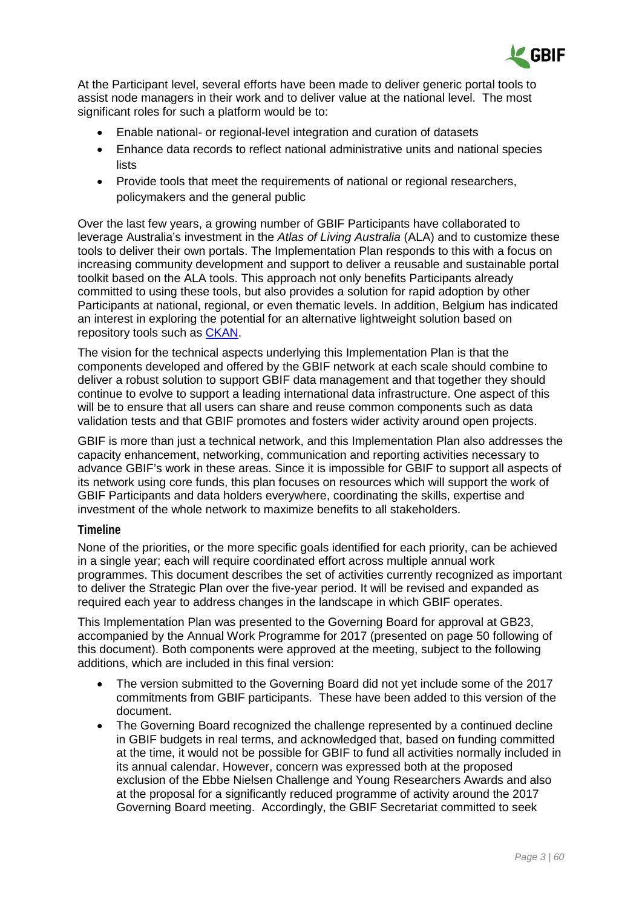At the Participant level, several efforts have been made to deliver generic portal tools to assist node managers in their work and to deliver value at the national level. The most significant roles for such a platform would be to:

- Enable national- or regional-level integration and curation of datasets
- Enhance data records to reflect national administrative units and national species lists
- Provide tools that meet the requirements of national or regional researchers, policymakers and the general public

Over the last few years, a growing number of GBIF Participants have collaborated to leverage Australia's investment in the *Atlas of Living Australia* (ALA) and to customize these tools to deliver their own portals. The Implementation Plan responds to this with a focus on increasing community development and support to deliver a reusable and sustainable portal toolkit based on the ALA tools. This approach not only benefits Participants already committed to using these tools, but also provides a solution for rapid adoption by other Participants at national, regional, or even thematic levels. In addition, Belgium has indicated an interest in exploring the potential for an alternative lightweight solution based on repository tools such as CKAN.

The vision for the technical aspects underlying this Implementation Plan is that the components developed and offered by the GBIF network at each scale should combine to deliver a robust solution to support GBIF data management and that together they should continue to evolve to support a leading international data infrastructure. One aspect of this will be to ensure that all users can share and reuse common components such as data validation tests and that GBIF promotes and fosters wider activity around open projects.

GBIF is more than just a technical network, and this Implementation Plan also addresses the capacity enhancement, networking, communication and reporting activities necessary to advance GBIF's work in these areas. Since it is impossible for GBIF to support all aspects of its network using core funds, this plan focuses on resources which will support the work of GBIF Participants and data holders everywhere, coordinating the skills, expertise and investment of the whole network to maximize benefits to all stakeholders.

### Timeline

None of the priorities, or the more specific goals identified for each priority, can be achieved in a single year; each will require coordinated effort across multiple annual work programmes. This document describes the set of activities currently recognized as important to deliver the Strategic Plan over the five-year period. It will be revised and expanded as required each year to address changes in the landscape in which GBIF operates.

This Implementation Plan was presented to the Governing Board for approval at GB23, accompanied by the Annual Work Programme for 2017 (presented on page 50 following of this document). Both components were approved at the meeting, subject to the following additions, which are included in this final version:

- The version submitted to the Governing Board did not yet include some of the 2017 commitments from GBIF participants. These have been added to this version of the document.
- The Governing Board recognized the challenge represented by a continued decline in GBIF budgets in real terms, and acknowledged that, based on funding committed at the time, it would not be possible for GBIF to fund all activities normally included in its annual calendar. However, concern was expressed both at the proposed exclusion of the Ebbe Nielsen Challenge and Young Researchers Awards and also at the proposal for a significantly reduced programme of activity around the 2017 Governing Board meeting. Accordingly, the GBIF Secretariat committed to seek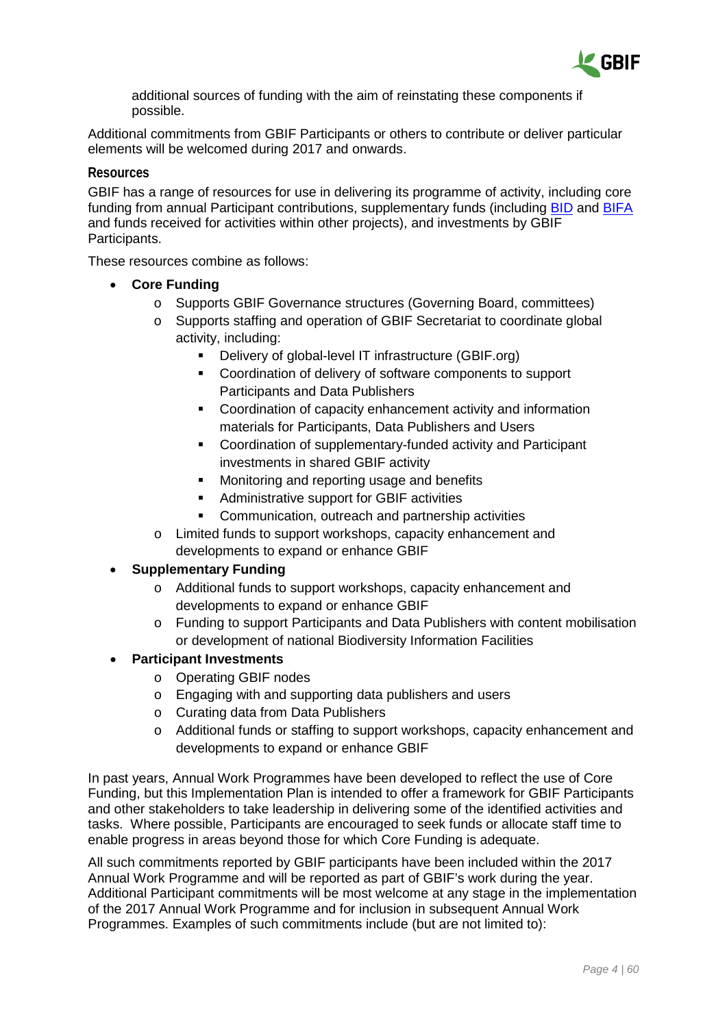additional sources of funding with the aim of reinstating these components if possible.

Additional commitments from GBIF Participants or others to contribute or deliver particular elements will be welcomed during 2017 and onwards.

### Resources

GBIF has a range of resources for use in delivering its programme of activity, including core funding from annual Participant contributions, supplementary funds (including BID and BIFA and funds received for activities within other projects), and investments by GBIF Participants.

These resources combine as follows:

- **Core Funding**
    - Supports GBIF Governance structures (Governing Board, committees)
    - Supports staffing and operation of GBIF Secretariat to coordinate global activity, including:
        - Delivery of global-level IT infrastructure (GBIF.org)
        - Coordination of delivery of software components to support Participants and Data Publishers
        - Coordination of capacity enhancement activity and information materials for Participants, Data Publishers and Users
        - Coordination of supplementary-funded activity and Participant investments in shared GBIF activity
        - Monitoring and reporting usage and benefits
        - Administrative support for GBIF activities
        - Communication, outreach and partnership activities
    - Limited funds to support workshops, capacity enhancement and developments to expand or enhance GBIF
- **Supplementary Funding**
    - Additional funds to support workshops, capacity enhancement and developments to expand or enhance GBIF
    - Funding to support Participants and Data Publishers with content mobilisation or development of national Biodiversity Information Facilities
- **Participant Investments**
    - Operating GBIF nodes
    - Engaging with and supporting data publishers and users
    - Curating data from Data Publishers
    - Additional funds or staffing to support workshops, capacity enhancement and developments to expand or enhance GBIF

In past years, Annual Work Programmes have been developed to reflect the use of Core Funding, but this Implementation Plan is intended to offer a framework for GBIF Participants and other stakeholders to take leadership in delivering some of the identified activities and tasks. Where possible, Participants are encouraged to seek funds or allocate staff time to enable progress in areas beyond those for which Core Funding is adequate.

All such commitments reported by GBIF participants have been included within the 2017 Annual Work Programme and will be reported as part of GBIF's work during the year. Additional Participant commitments will be most welcome at any stage in the implementation of the 2017 Annual Work Programme and for inclusion in subsequent Annual Work Programmes. Examples of such commitments include (but are not limited to):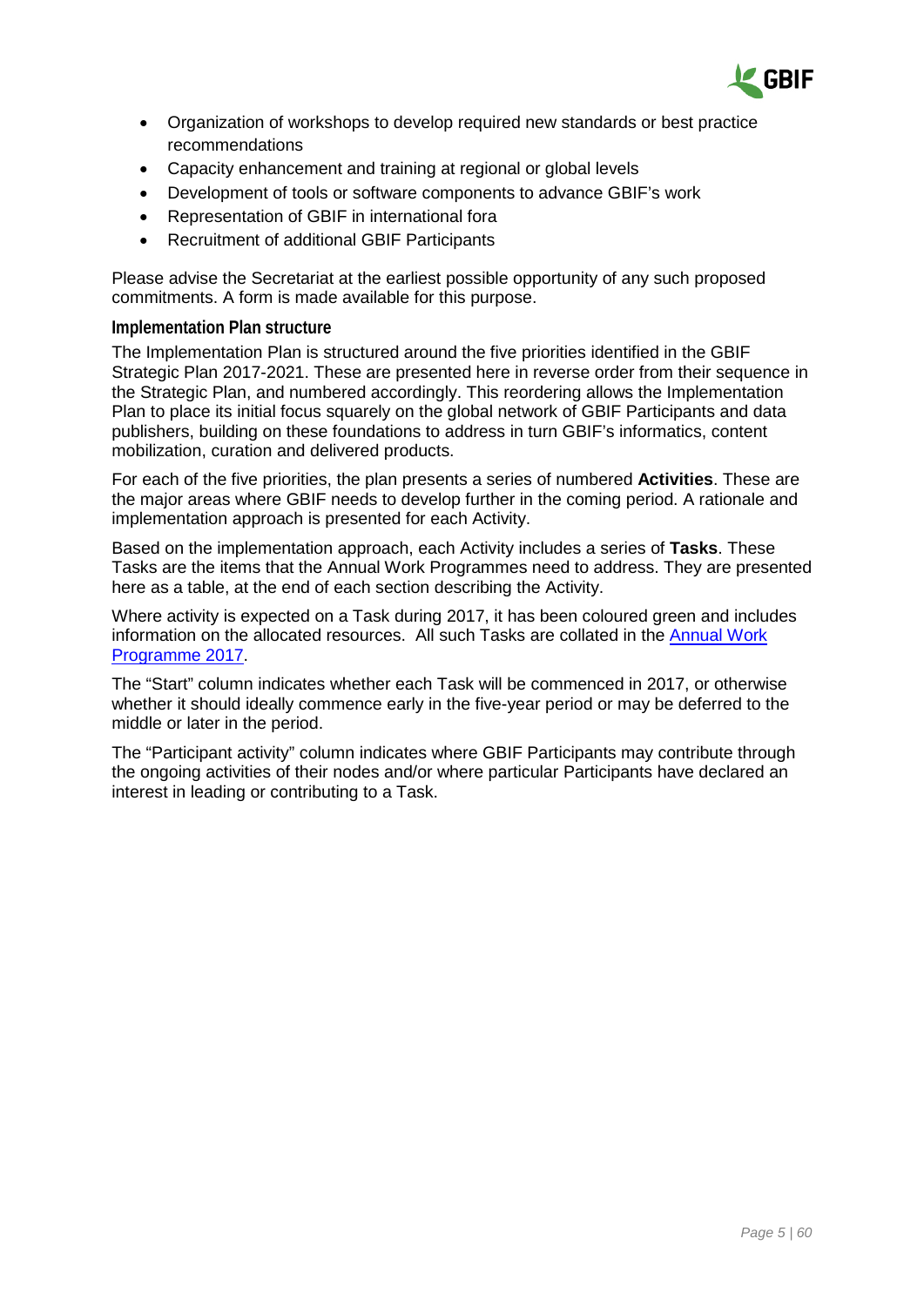- Organization of workshops to develop required new standards or best practice recommendations
- Capacity enhancement and training at regional or global levels
- Development of tools or software components to advance GBIF's work
- Representation of GBIF in international fora
- Recruitment of additional GBIF Participants

Please advise the Secretariat at the earliest possible opportunity of any such proposed commitments. A form is made available for this purpose.

### Implementation Plan structure

The Implementation Plan is structured around the five priorities identified in the GBIF Strategic Plan 2017-2021. These are presented here in reverse order from their sequence in the Strategic Plan, and numbered accordingly. This reordering allows the Implementation Plan to place its initial focus squarely on the global network of GBIF Participants and data publishers, building on these foundations to address in turn GBIF's informatics, content mobilization, curation and delivered products.

For each of the five priorities, the plan presents a series of numbered **Activities**. These are the major areas where GBIF needs to develop further in the coming period. A rationale and implementation approach is presented for each Activity.

Based on the implementation approach, each Activity includes a series of **Tasks**. These Tasks are the items that the Annual Work Programmes need to address. They are presented here as a table, at the end of each section describing the Activity.

Where activity is expected on a Task during 2017, it has been coloured green and includes information on the allocated resources. All such Tasks are collated in the Annual Work Programme 2017.

The "Start" column indicates whether each Task will be commenced in 2017, or otherwise whether it should ideally commence early in the five-year period or may be deferred to the middle or later in the period.

The "Participant activity" column indicates where GBIF Participants may contribute through the ongoing activities of their nodes and/or where particular Participants have declared an interest in leading or contributing to a Task.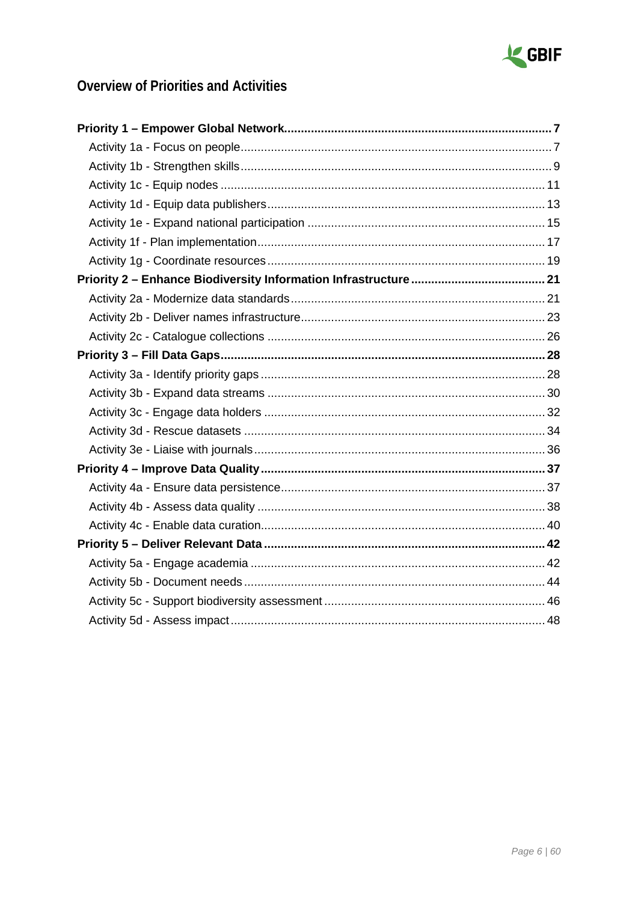## Overview of Priorities and Activities

**Priority 1 – Empower Global Network** ........ **7**

- Activity 1a - Focus on people ........ 7
- Activity 1b - Strengthen skills ........ 9
- Activity 1c - Equip nodes ........ 11
- Activity 1d - Equip data publishers ........ 13
- Activity 1e - Expand national participation ........ 15
- Activity 1f - Plan implementation ........ 17
- Activity 1g - Coordinate resources ........ 19

**Priority 2 – Enhance Biodiversity Information Infrastructure** ........ **21**

- Activity 2a - Modernize data standards ........ 21
- Activity 2b - Deliver names infrastructure ........ 23
- Activity 2c - Catalogue collections ........ 26

**Priority 3 – Fill Data Gaps** ........ **28**

- Activity 3a - Identify priority gaps ........ 28
- Activity 3b - Expand data streams ........ 30
- Activity 3c - Engage data holders ........ 32
- Activity 3d - Rescue datasets ........ 34
- Activity 3e - Liaise with journals ........ 36

**Priority 4 – Improve Data Quality** ........ **37**

- Activity 4a - Ensure data persistence ........ 37
- Activity 4b - Assess data quality ........ 38
- Activity 4c - Enable data curation ........ 40

**Priority 5 – Deliver Relevant Data** ........ **42**

- Activity 5a - Engage academia ........ 42
- Activity 5b - Document needs ........ 44
- Activity 5c - Support biodiversity assessment ........ 46
- Activity 5d - Assess impact ........ 48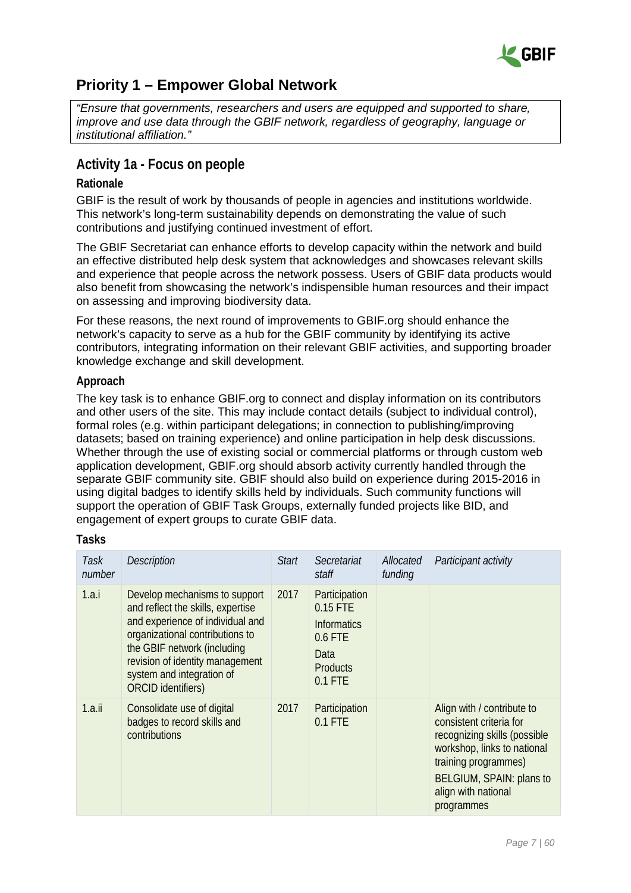## Priority 1 – Empower Global Network

*"Ensure that governments, researchers and users are equipped and supported to share, improve and use data through the GBIF network, regardless of geography, language or institutional affiliation."*

### Activity 1a - Focus on people

#### Rationale

GBIF is the result of work by thousands of people in agencies and institutions worldwide. This network's long-term sustainability depends on demonstrating the value of such contributions and justifying continued investment of effort.

The GBIF Secretariat can enhance efforts to develop capacity within the network and build an effective distributed help desk system that acknowledges and showcases relevant skills and experience that people across the network possess. Users of GBIF data products would also benefit from showcasing the network's indispensible human resources and their impact on assessing and improving biodiversity data.

For these reasons, the next round of improvements to GBIF.org should enhance the network's capacity to serve as a hub for the GBIF community by identifying its active contributors, integrating information on their relevant GBIF activities, and supporting broader knowledge exchange and skill development.

#### Approach

The key task is to enhance GBIF.org to connect and display information on its contributors and other users of the site. This may include contact details (subject to individual control), formal roles (e.g. within participant delegations; in connection to publishing/improving datasets; based on training experience) and online participation in help desk discussions. Whether through the use of existing social or commercial platforms or through custom web application development, GBIF.org should absorb activity currently handled through the separate GBIF community site. GBIF should also build on experience during 2015-2016 in using digital badges to identify skills held by individuals. Such community functions will support the operation of GBIF Task Groups, externally funded projects like BID, and engagement of expert groups to curate GBIF data.

#### Tasks

| *Task number* | *Description* | *Start* | *Secretariat staff* | *Allocated funding* | *Participant activity* |
|---|---|---|---|---|---|
| 1.a.i | Develop mechanisms to support and reflect the skills, expertise and experience of individual and organizational contributions to the GBIF network (including revision of identity management system and integration of ORCID identifiers) | 2017 | Participation 0.15 FTE<br>Informatics 0.6 FTE<br>Data Products 0.1 FTE | | |
| 1.a.ii | Consolidate use of digital badges to record skills and contributions | 2017 | Participation 0.1 FTE | | Align with / contribute to consistent criteria for recognizing skills (possible workshop, links to national training programmes)<br>BELGIUM, SPAIN: plans to align with national programmes |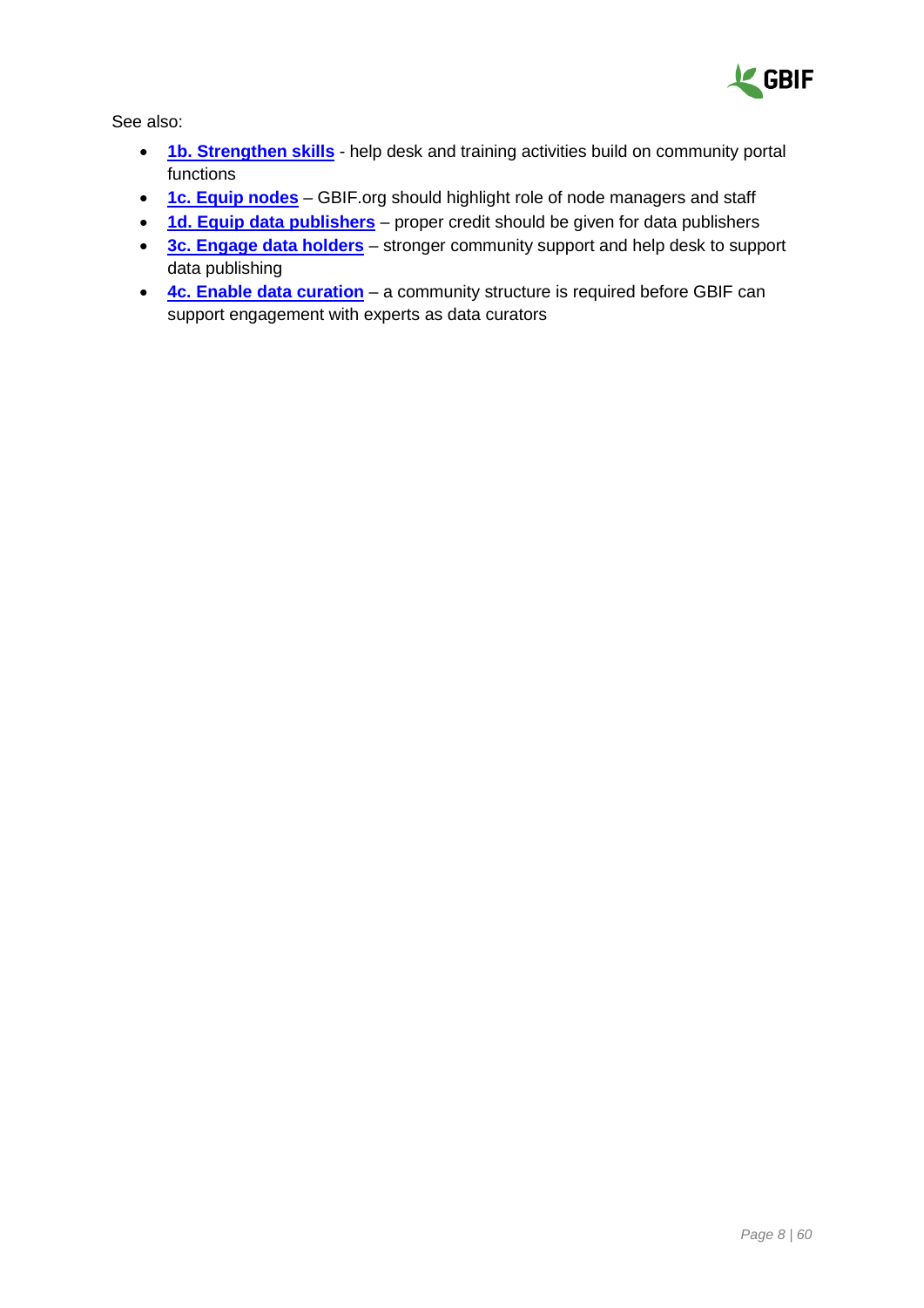See also:

- **1b. Strengthen skills** - help desk and training activities build on community portal functions
- **1c. Equip nodes** – GBIF.org should highlight role of node managers and staff
- **1d. Equip data publishers** – proper credit should be given for data publishers
- **3c. Engage data holders** – stronger community support and help desk to support data publishing
- **4c. Enable data curation** – a community structure is required before GBIF can support engagement with experts as data curators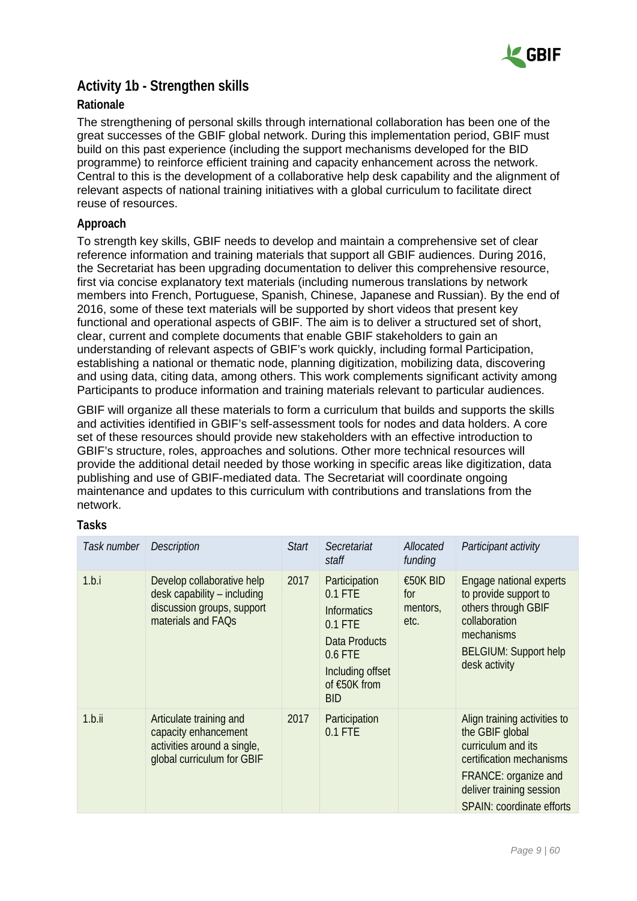## Activity 1b - Strengthen skills

### Rationale

The strengthening of personal skills through international collaboration has been one of the great successes of the GBIF global network. During this implementation period, GBIF must build on this past experience (including the support mechanisms developed for the BID programme) to reinforce efficient training and capacity enhancement across the network. Central to this is the development of a collaborative help desk capability and the alignment of relevant aspects of national training initiatives with a global curriculum to facilitate direct reuse of resources.

### Approach

To strength key skills, GBIF needs to develop and maintain a comprehensive set of clear reference information and training materials that support all GBIF audiences. During 2016, the Secretariat has been upgrading documentation to deliver this comprehensive resource, first via concise explanatory text materials (including numerous translations by network members into French, Portuguese, Spanish, Chinese, Japanese and Russian). By the end of 2016, some of these text materials will be supported by short videos that present key functional and operational aspects of GBIF. The aim is to deliver a structured set of short, clear, current and complete documents that enable GBIF stakeholders to gain an understanding of relevant aspects of GBIF's work quickly, including formal Participation, establishing a national or thematic node, planning digitization, mobilizing data, discovering and using data, citing data, among others. This work complements significant activity among Participants to produce information and training materials relevant to particular audiences.

GBIF will organize all these materials to form a curriculum that builds and supports the skills and activities identified in GBIF's self-assessment tools for nodes and data holders. A core set of these resources should provide new stakeholders with an effective introduction to GBIF's structure, roles, approaches and solutions. Other more technical resources will provide the additional detail needed by those working in specific areas like digitization, data publishing and use of GBIF-mediated data. The Secretariat will coordinate ongoing maintenance and updates to this curriculum with contributions and translations from the network.

### Tasks

| *Task number* | *Description* | *Start* | *Secretariat staff* | *Allocated funding* | *Participant activity* |
|---|---|---|---|---|---|
| 1.b.i | Develop collaborative help desk capability – including discussion groups, support materials and FAQs | 2017 | Participation 0.1 FTE<br>Informatics 0.1 FTE<br>Data Products 0.6 FTE<br>Including offset of €50K from BID | €50K BID for mentors, etc. | Engage national experts to provide support to others through GBIF collaboration mechanisms<br>BELGIUM: Support help desk activity |
| 1.b.ii | Articulate training and capacity enhancement activities around a single, global curriculum for GBIF | 2017 | Participation 0.1 FTE | | Align training activities to the GBIF global curriculum and its certification mechanisms<br>FRANCE: organize and deliver training session<br>SPAIN: coordinate efforts |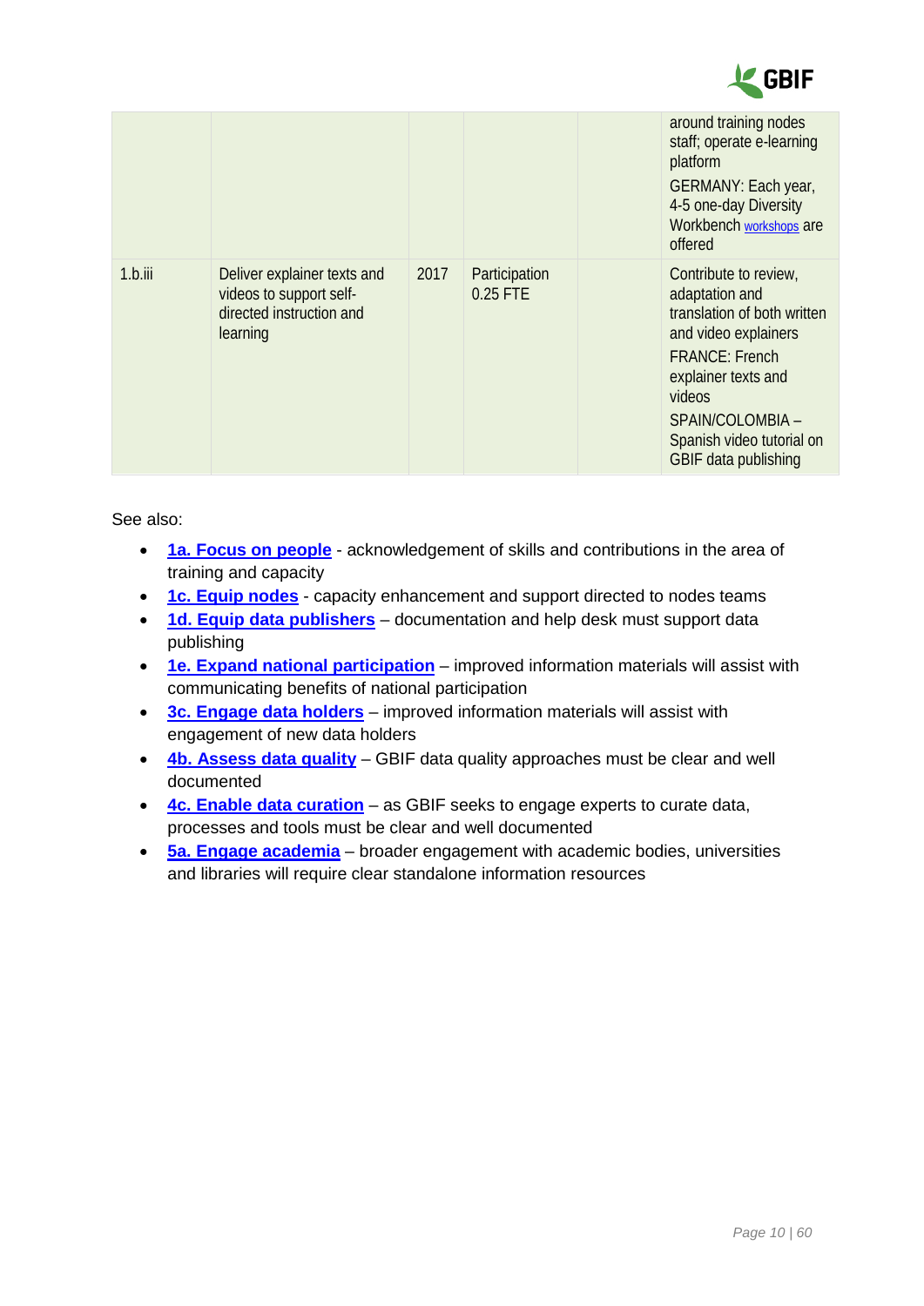| | | | | | |
|---|---|---|---|---|---|
| | | | | | around training nodes staff; operate e-learning platform<br>GERMANY: Each year, 4-5 one-day Diversity Workbench [workshops]() are offered |
| 1.b.iii | Deliver explainer texts and videos to support self-directed instruction and learning | 2017 | Participation 0.25 FTE | | Contribute to review, adaptation and translation of both written and video explainers<br>FRANCE: French explainer texts and videos<br>SPAIN/COLOMBIA – Spanish video tutorial on GBIF data publishing |

See also:

- **1a. Focus on people** - acknowledgement of skills and contributions in the area of training and capacity
- **1c. Equip nodes** - capacity enhancement and support directed to nodes teams
- **1d. Equip data publishers** – documentation and help desk must support data publishing
- **1e. Expand national participation** – improved information materials will assist with communicating benefits of national participation
- **3c. Engage data holders** – improved information materials will assist with engagement of new data holders
- **4b. Assess data quality** – GBIF data quality approaches must be clear and well documented
- **4c. Enable data curation** – as GBIF seeks to engage experts to curate data, processes and tools must be clear and well documented
- **5a. Engage academia** – broader engagement with academic bodies, universities and libraries will require clear standalone information resources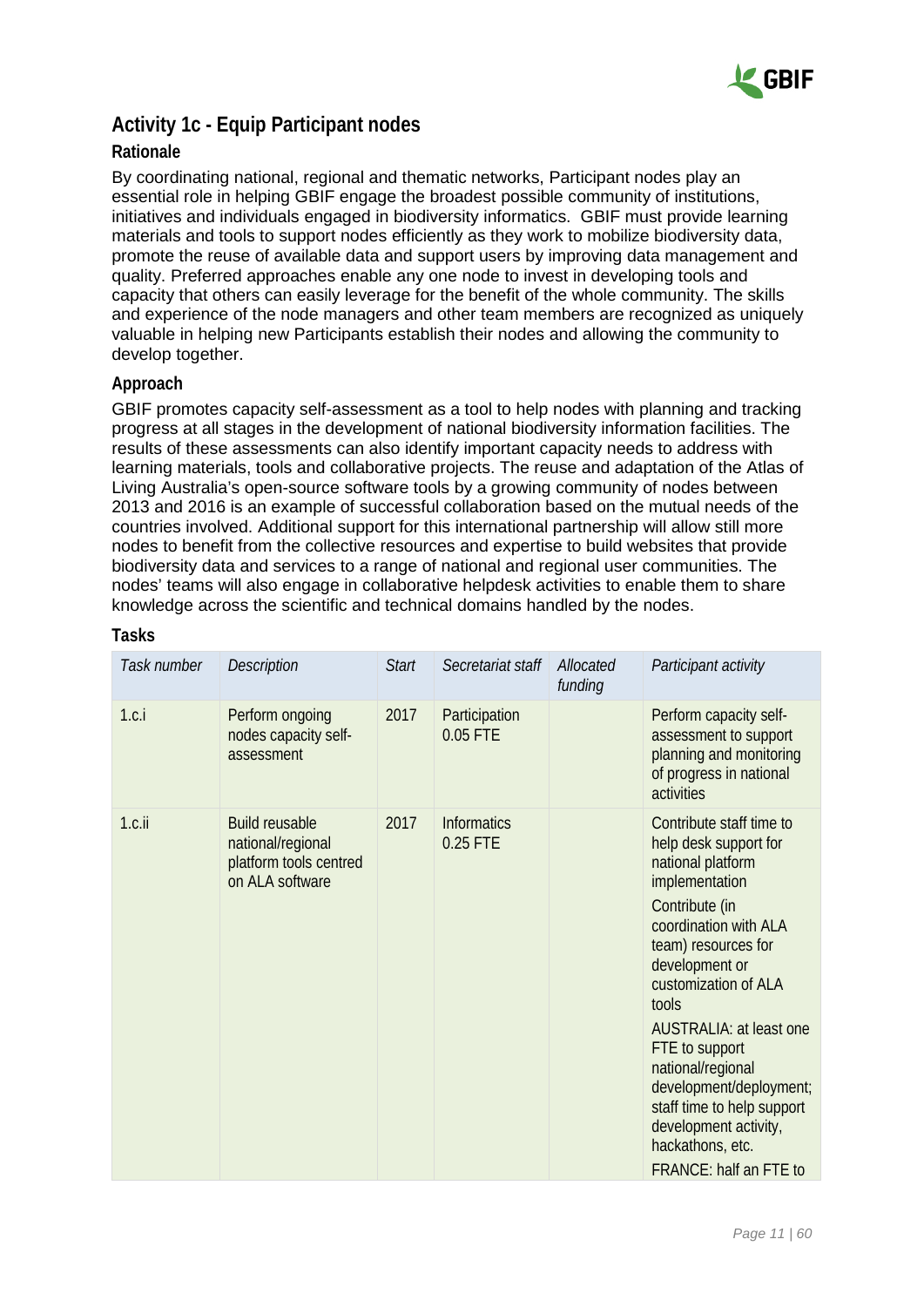## Activity 1c - Equip Participant nodes

### Rationale

By coordinating national, regional and thematic networks, Participant nodes play an essential role in helping GBIF engage the broadest possible community of institutions, initiatives and individuals engaged in biodiversity informatics. GBIF must provide learning materials and tools to support nodes efficiently as they work to mobilize biodiversity data, promote the reuse of available data and support users by improving data management and quality. Preferred approaches enable any one node to invest in developing tools and capacity that others can easily leverage for the benefit of the whole community. The skills and experience of the node managers and other team members are recognized as uniquely valuable in helping new Participants establish their nodes and allowing the community to develop together.

### Approach

GBIF promotes capacity self-assessment as a tool to help nodes with planning and tracking progress at all stages in the development of national biodiversity information facilities. The results of these assessments can also identify important capacity needs to address with learning materials, tools and collaborative projects. The reuse and adaptation of the Atlas of Living Australia's open-source software tools by a growing community of nodes between 2013 and 2016 is an example of successful collaboration based on the mutual needs of the countries involved. Additional support for this international partnership will allow still more nodes to benefit from the collective resources and expertise to build websites that provide biodiversity data and services to a range of national and regional user communities. The nodes' teams will also engage in collaborative helpdesk activities to enable them to share knowledge across the scientific and technical domains handled by the nodes.

### Tasks

| *Task number* | *Description* | *Start* | *Secretariat staff* | *Allocated funding* | *Participant activity* |
|---|---|---|---|---|---|
| 1.c.i | Perform ongoing nodes capacity self-assessment | 2017 | Participation 0.05 FTE | | Perform capacity self-assessment to support planning and monitoring of progress in national activities |
| 1.c.ii | Build reusable national/regional platform tools centred on ALA software | 2017 | Informatics 0.25 FTE | | Contribute staff time to help desk support for national platform implementation<br>Contribute (in coordination with ALA team) resources for development or customization of ALA tools<br>AUSTRALIA: at least one FTE to support national/regional development/deployment; staff time to help support development activity, hackathons, etc.<br>FRANCE: half an FTE to |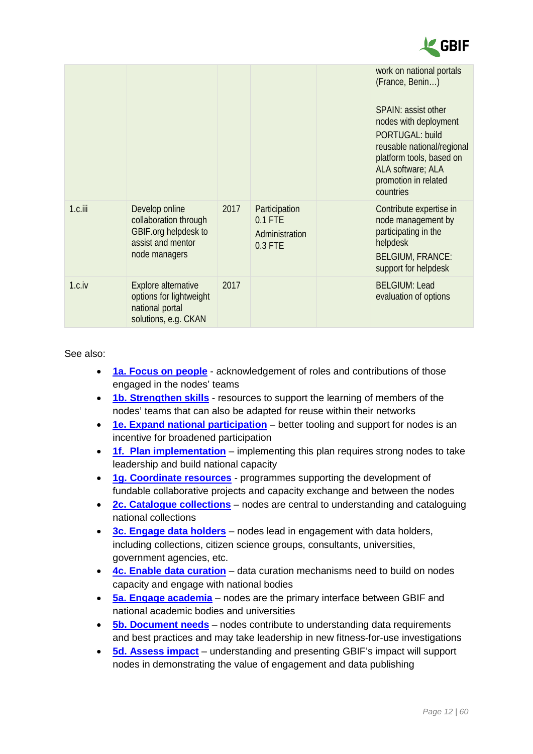| | | | | | |
|---|---|---|---|---|---|
| | | | | | work on national portals (France, Benin…)<br><br>SPAIN: assist other nodes with deployment<br>PORTUGAL: build reusable national/regional platform tools, based on ALA software; ALA promotion in related countries |
| 1.c.iii | Develop online collaboration through GBIF.org helpdesk to assist and mentor node managers | 2017 | Participation 0.1 FTE<br>Administration 0.3 FTE | | Contribute expertise in node management by participating in the helpdesk<br>BELGIUM, FRANCE: support for helpdesk |
| 1.c.iv | Explore alternative options for lightweight national portal solutions, e.g. CKAN | 2017 | | | BELGIUM: Lead evaluation of options |

See also:

- **1a. Focus on people** - acknowledgement of roles and contributions of those engaged in the nodes' teams
- **1b. Strengthen skills** - resources to support the learning of members of the nodes' teams that can also be adapted for reuse within their networks
- **1e. Expand national participation** – better tooling and support for nodes is an incentive for broadened participation
- **1f. Plan implementation** – implementing this plan requires strong nodes to take leadership and build national capacity
- **1g. Coordinate resources** - programmes supporting the development of fundable collaborative projects and capacity exchange and between the nodes
- **2c. Catalogue collections** – nodes are central to understanding and cataloguing national collections
- **3c. Engage data holders** – nodes lead in engagement with data holders, including collections, citizen science groups, consultants, universities, government agencies, etc.
- **4c. Enable data curation** – data curation mechanisms need to build on nodes capacity and engage with national bodies
- **5a. Engage academia** – nodes are the primary interface between GBIF and national academic bodies and universities
- **5b. Document needs** – nodes contribute to understanding data requirements and best practices and may take leadership in new fitness-for-use investigations
- **5d. Assess impact** – understanding and presenting GBIF's impact will support nodes in demonstrating the value of engagement and data publishing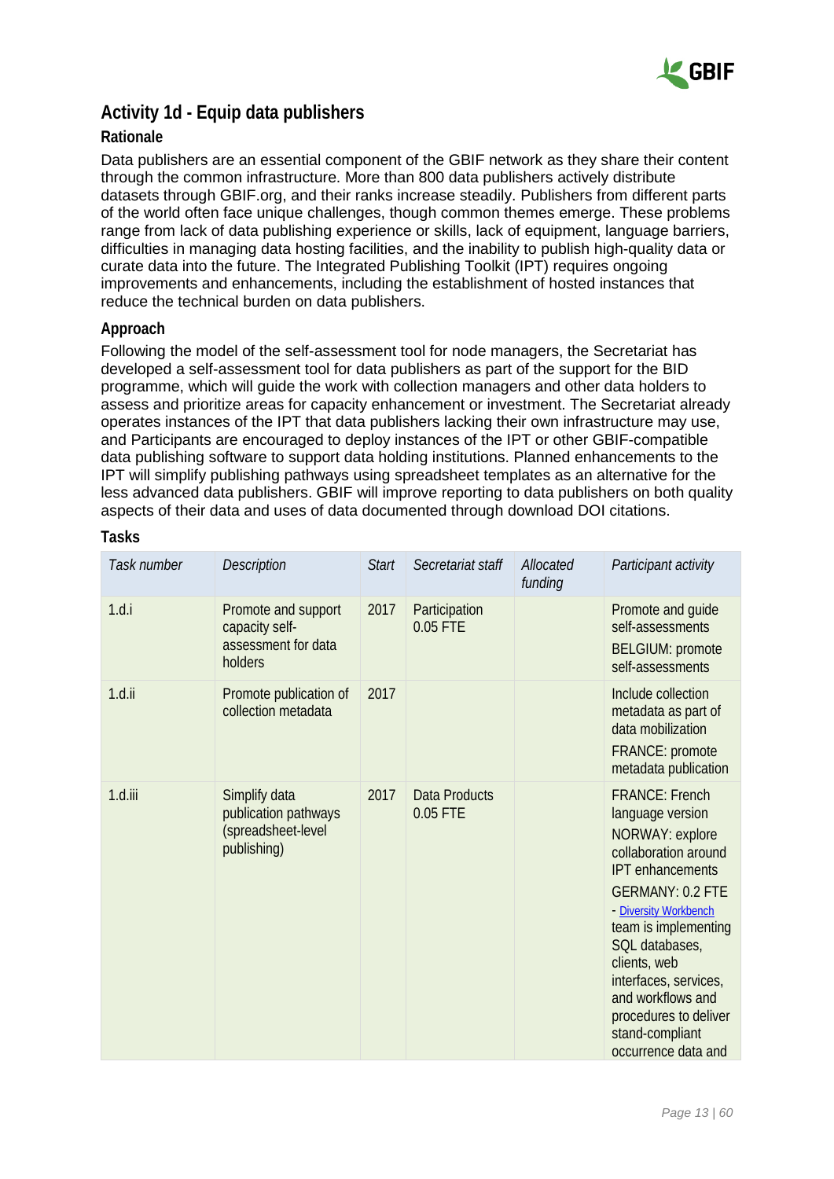## Activity 1d - Equip data publishers

### Rationale

Data publishers are an essential component of the GBIF network as they share their content through the common infrastructure. More than 800 data publishers actively distribute datasets through GBIF.org, and their ranks increase steadily. Publishers from different parts of the world often face unique challenges, though common themes emerge. These problems range from lack of data publishing experience or skills, lack of equipment, language barriers, difficulties in managing data hosting facilities, and the inability to publish high-quality data or curate data into the future. The Integrated Publishing Toolkit (IPT) requires ongoing improvements and enhancements, including the establishment of hosted instances that reduce the technical burden on data publishers.

### Approach

Following the model of the self-assessment tool for node managers, the Secretariat has developed a self-assessment tool for data publishers as part of the support for the BID programme, which will guide the work with collection managers and other data holders to assess and prioritize areas for capacity enhancement or investment. The Secretariat already operates instances of the IPT that data publishers lacking their own infrastructure may use, and Participants are encouraged to deploy instances of the IPT or other GBIF-compatible data publishing software to support data holding institutions. Planned enhancements to the IPT will simplify publishing pathways using spreadsheet templates as an alternative for the less advanced data publishers. GBIF will improve reporting to data publishers on both quality aspects of their data and uses of data documented through download DOI citations.

### Tasks

| *Task number* | *Description* | *Start* | *Secretariat staff* | *Allocated funding* | *Participant activity* |
|---|---|---|---|---|---|
| 1.d.i | Promote and support capacity self-assessment for data holders | 2017 | Participation 0.05 FTE | | Promote and guide self-assessments<br>BELGIUM: promote self-assessments |
| 1.d.ii | Promote publication of collection metadata | 2017 | | | Include collection metadata as part of data mobilization<br>FRANCE: promote metadata publication |
| 1.d.iii | Simplify data publication pathways (spreadsheet-level publishing) | 2017 | Data Products 0.05 FTE | | FRANCE: French language version<br>NORWAY: explore collaboration around IPT enhancements<br>GERMANY: 0.2 FTE - Diversity Workbench team is implementing SQL databases, clients, web interfaces, services, and workflows and procedures to deliver stand-compliant occurrence data and |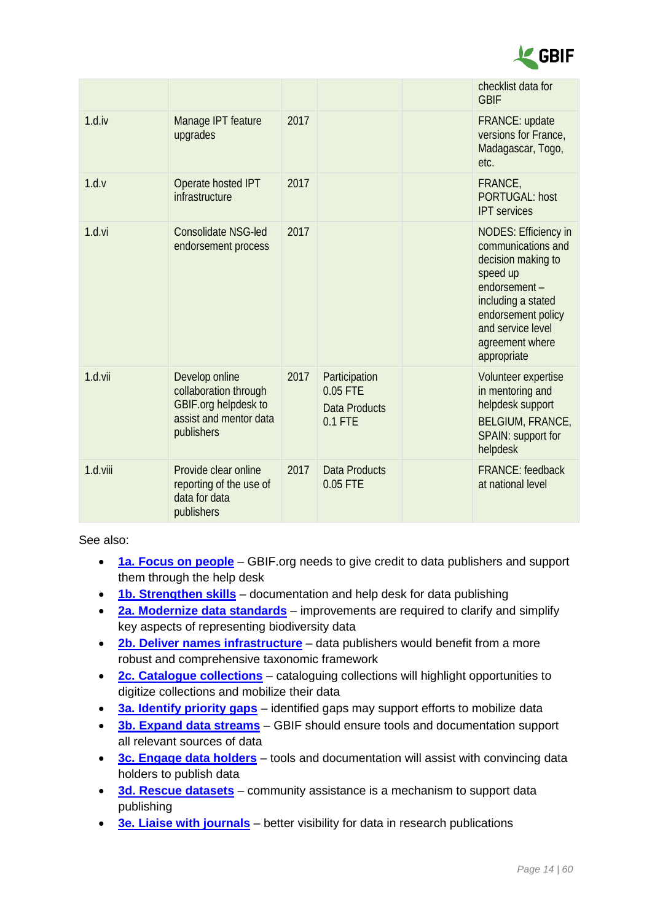| | | | | | |
|---|---|---|---|---|---|
| | | | | | checklist data for GBIF |
| 1.d.iv | Manage IPT feature upgrades | 2017 | | | FRANCE: update versions for France, Madagascar, Togo, etc. |
| 1.d.v | Operate hosted IPT infrastructure | 2017 | | | FRANCE, PORTUGAL: host IPT services |
| 1.d.vi | Consolidate NSG-led endorsement process | 2017 | | | NODES: Efficiency in communications and decision making to speed up endorsement – including a stated endorsement policy and service level agreement where appropriate |
| 1.d.vii | Develop online collaboration through GBIF.org helpdesk to assist and mentor data publishers | 2017 | Participation 0.05 FTE<br>Data Products 0.1 FTE | | Volunteer expertise in mentoring and helpdesk support<br>BELGIUM, FRANCE, SPAIN: support for helpdesk |
| 1.d.viii | Provide clear online reporting of the use of data for data publishers | 2017 | Data Products 0.05 FTE | | FRANCE: feedback at national level |

See also:

- **1a. Focus on people** – GBIF.org needs to give credit to data publishers and support them through the help desk
- **1b. Strengthen skills** – documentation and help desk for data publishing
- **2a. Modernize data standards** – improvements are required to clarify and simplify key aspects of representing biodiversity data
- **2b. Deliver names infrastructure** – data publishers would benefit from a more robust and comprehensive taxonomic framework
- **2c. Catalogue collections** – cataloguing collections will highlight opportunities to digitize collections and mobilize their data
- **3a. Identify priority gaps** – identified gaps may support efforts to mobilize data
- **3b. Expand data streams** – GBIF should ensure tools and documentation support all relevant sources of data
- **3c. Engage data holders** – tools and documentation will assist with convincing data holders to publish data
- **3d. Rescue datasets** – community assistance is a mechanism to support data publishing
- **3e. Liaise with journals** – better visibility for data in research publications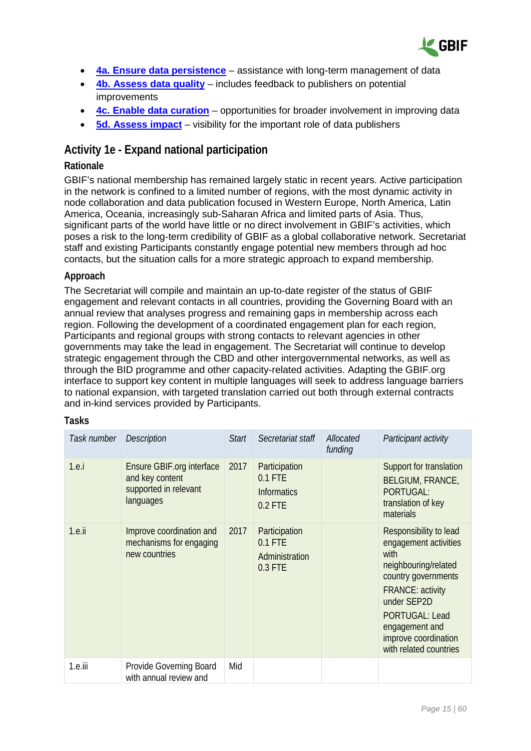- **4a. Ensure data persistence** – assistance with long-term management of data
- **4b. Assess data quality** – includes feedback to publishers on potential improvements
- **4c. Enable data curation** – opportunities for broader involvement in improving data
- **5d. Assess impact** – visibility for the important role of data publishers

## Activity 1e - Expand national participation

### Rationale

GBIF's national membership has remained largely static in recent years. Active participation in the network is confined to a limited number of regions, with the most dynamic activity in node collaboration and data publication focused in Western Europe, North America, Latin America, Oceania, increasingly sub-Saharan Africa and limited parts of Asia. Thus, significant parts of the world have little or no direct involvement in GBIF's activities, which poses a risk to the long-term credibility of GBIF as a global collaborative network. Secretariat staff and existing Participants constantly engage potential new members through ad hoc contacts, but the situation calls for a more strategic approach to expand membership.

### Approach

The Secretariat will compile and maintain an up-to-date register of the status of GBIF engagement and relevant contacts in all countries, providing the Governing Board with an annual review that analyses progress and remaining gaps in membership across each region. Following the development of a coordinated engagement plan for each region, Participants and regional groups with strong contacts to relevant agencies in other governments may take the lead in engagement. The Secretariat will continue to develop strategic engagement through the CBD and other intergovernmental networks, as well as through the BID programme and other capacity-related activities. Adapting the GBIF.org interface to support key content in multiple languages will seek to address language barriers to national expansion, with targeted translation carried out both through external contracts and in-kind services provided by Participants.

### Tasks

| *Task number* | *Description* | *Start* | *Secretariat staff* | *Allocated funding* | *Participant activity* |
|---|---|---|---|---|---|
| 1.e.i | Ensure GBIF.org interface and key content supported in relevant languages | 2017 | Participation 0.1 FTE<br>Informatics 0.2 FTE | | Support for translation<br>BELGIUM, FRANCE, PORTUGAL: translation of key materials |
| 1.e.ii | Improve coordination and mechanisms for engaging new countries | 2017 | Participation 0.1 FTE<br>Administration 0.3 FTE | | Responsibility to lead engagement activities with neighbouring/related country governments<br>FRANCE: activity under SEP2D<br>PORTUGAL: Lead engagement and improve coordination with related countries |
| 1.e.iii | Provide Governing Board with annual review and | Mid | | | |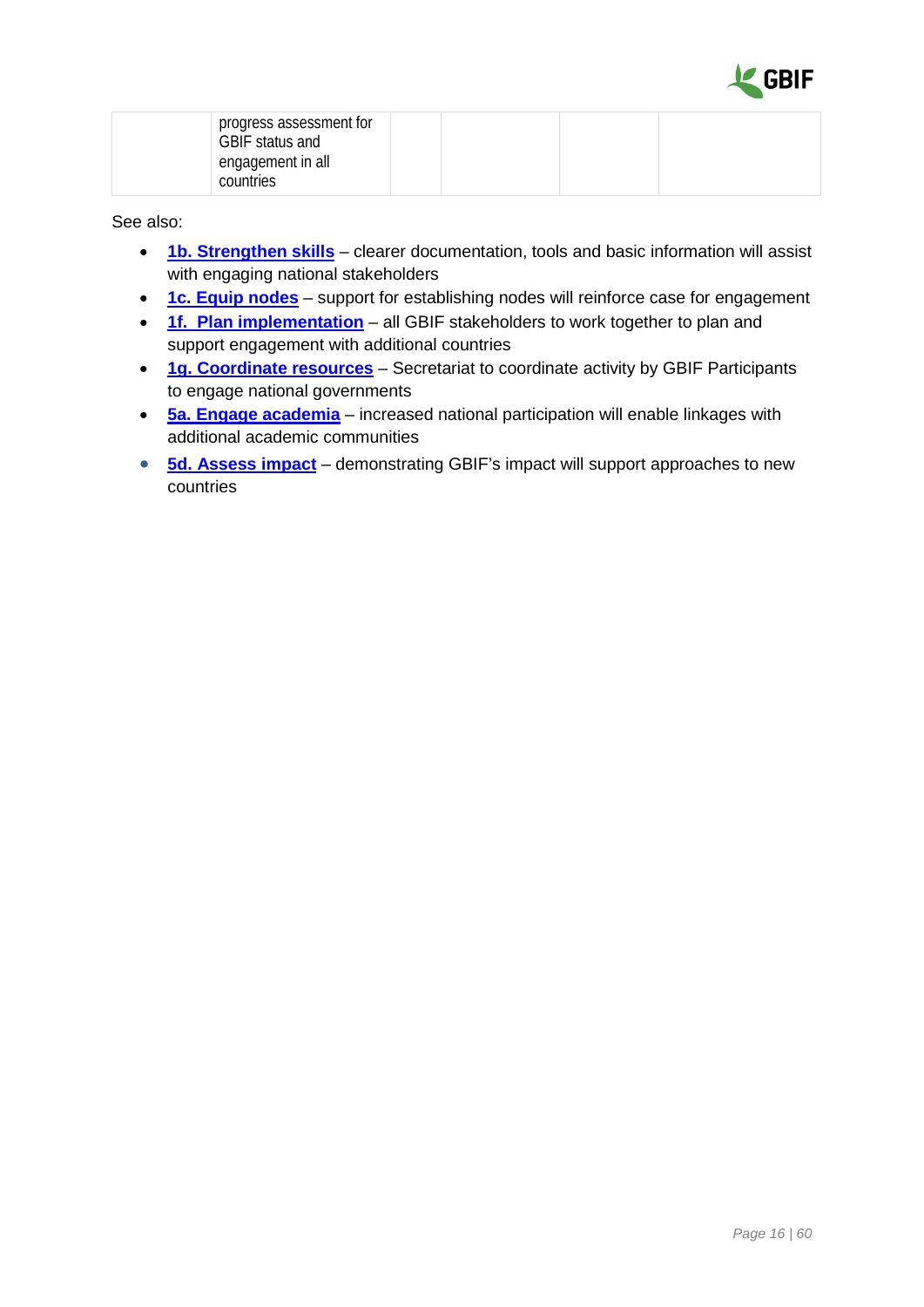| | progress assessment for GBIF status and engagement in all countries | | | | |
|---|---|---|---|---|---|

See also:

- **1b. Strengthen skills** – clearer documentation, tools and basic information will assist with engaging national stakeholders
- **1c. Equip nodes** – support for establishing nodes will reinforce case for engagement
- **1f. Plan implementation** – all GBIF stakeholders to work together to plan and support engagement with additional countries
- **1g. Coordinate resources** – Secretariat to coordinate activity by GBIF Participants to engage national governments
- **5a. Engage academia** – increased national participation will enable linkages with additional academic communities
- **5d. Assess impact** – demonstrating GBIF's impact will support approaches to new countries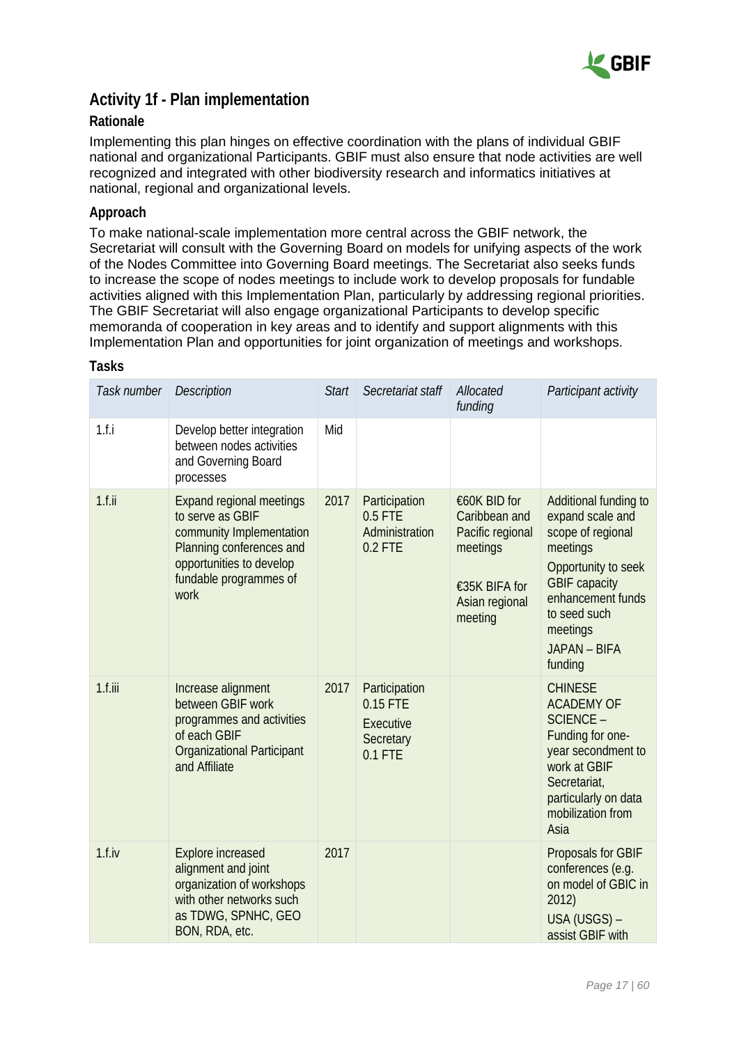## Activity 1f - Plan implementation

### Rationale

Implementing this plan hinges on effective coordination with the plans of individual GBIF national and organizational Participants. GBIF must also ensure that node activities are well recognized and integrated with other biodiversity research and informatics initiatives at national, regional and organizational levels.

### Approach

To make national-scale implementation more central across the GBIF network, the Secretariat will consult with the Governing Board on models for unifying aspects of the work of the Nodes Committee into Governing Board meetings. The Secretariat also seeks funds to increase the scope of nodes meetings to include work to develop proposals for fundable activities aligned with this Implementation Plan, particularly by addressing regional priorities. The GBIF Secretariat will also engage organizational Participants to develop specific memoranda of cooperation in key areas and to identify and support alignments with this Implementation Plan and opportunities for joint organization of meetings and workshops.

### Tasks

| *Task number* | *Description* | *Start* | *Secretariat staff* | *Allocated funding* | *Participant activity* |
|---|---|---|---|---|---|
| 1.f.i | Develop better integration between nodes activities and Governing Board processes | Mid | | | |
| 1.f.ii | Expand regional meetings to serve as GBIF community Implementation Planning conferences and opportunities to develop fundable programmes of work | 2017 | Participation 0.5 FTE<br>Administration 0.2 FTE | €60K BID for Caribbean and Pacific regional meetings<br><br>€35K BIFA for Asian regional meeting | Additional funding to expand scale and scope of regional meetings<br>Opportunity to seek GBIF capacity enhancement funds to seed such meetings<br>JAPAN – BIFA funding |
| 1.f.iii | Increase alignment between GBIF work programmes and activities of each GBIF Organizational Participant and Affiliate | 2017 | Participation 0.15 FTE<br>Executive Secretary 0.1 FTE | | CHINESE ACADEMY OF SCIENCE – Funding for one-year secondment to work at GBIF Secretariat, particularly on data mobilization from Asia |
| 1.f.iv | Explore increased alignment and joint organization of workshops with other networks such as TDWG, SPNHC, GEO BON, RDA, etc. | 2017 | | | Proposals for GBIF conferences (e.g. on model of GBIC in 2012)<br>USA (USGS) – assist GBIF with |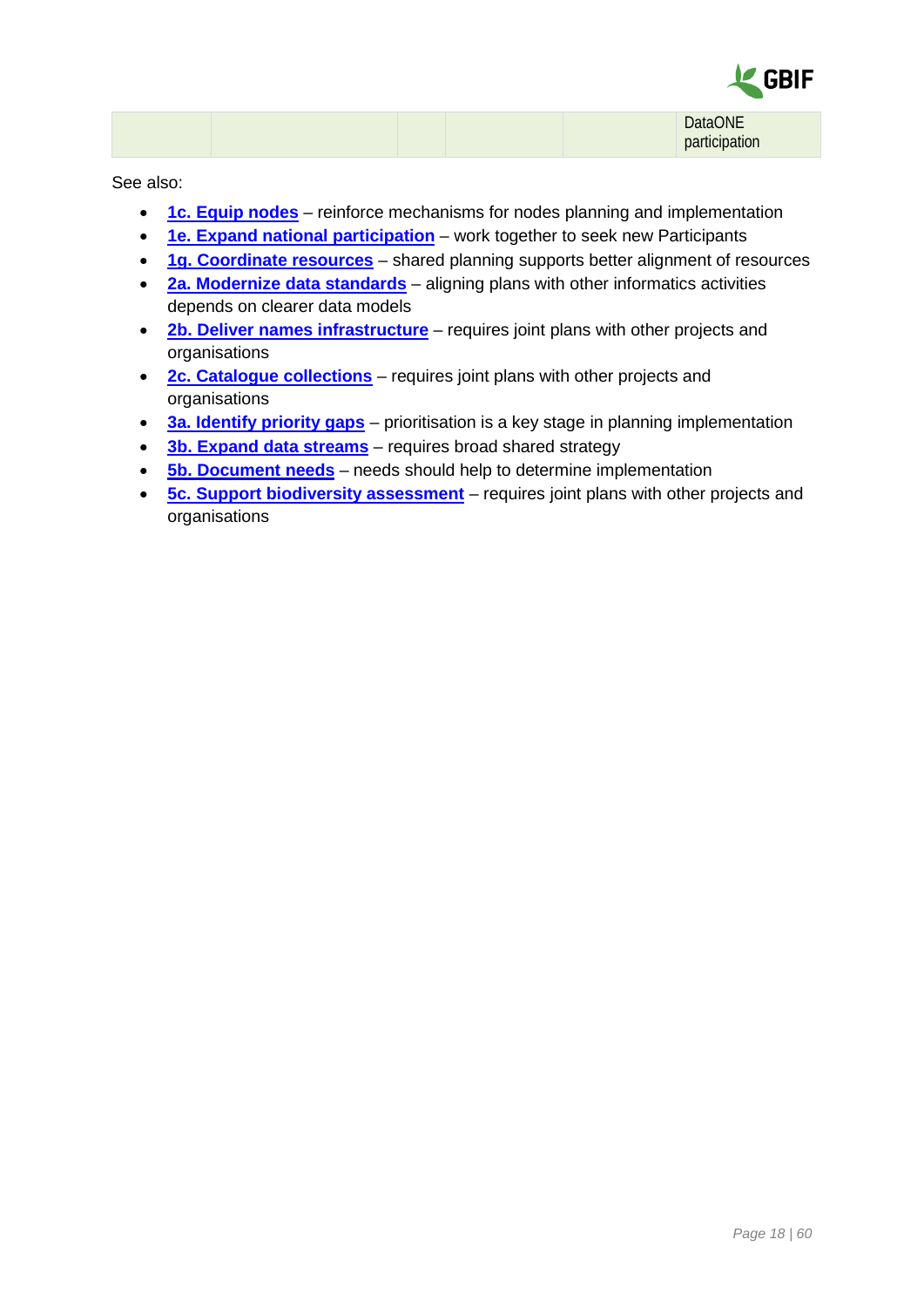|  |  |  |  |  | DataONE participation |
| --- | --- | --- | --- | --- | --- |

See also:

- **1c. Equip nodes** – reinforce mechanisms for nodes planning and implementation
- **1e. Expand national participation** – work together to seek new Participants
- **1g. Coordinate resources** – shared planning supports better alignment of resources
- **2a. Modernize data standards** – aligning plans with other informatics activities depends on clearer data models
- **2b. Deliver names infrastructure** – requires joint plans with other projects and organisations
- **2c. Catalogue collections** – requires joint plans with other projects and organisations
- **3a. Identify priority gaps** – prioritisation is a key stage in planning implementation
- **3b. Expand data streams** – requires broad shared strategy
- **5b. Document needs** – needs should help to determine implementation
- **5c. Support biodiversity assessment** – requires joint plans with other projects and organisations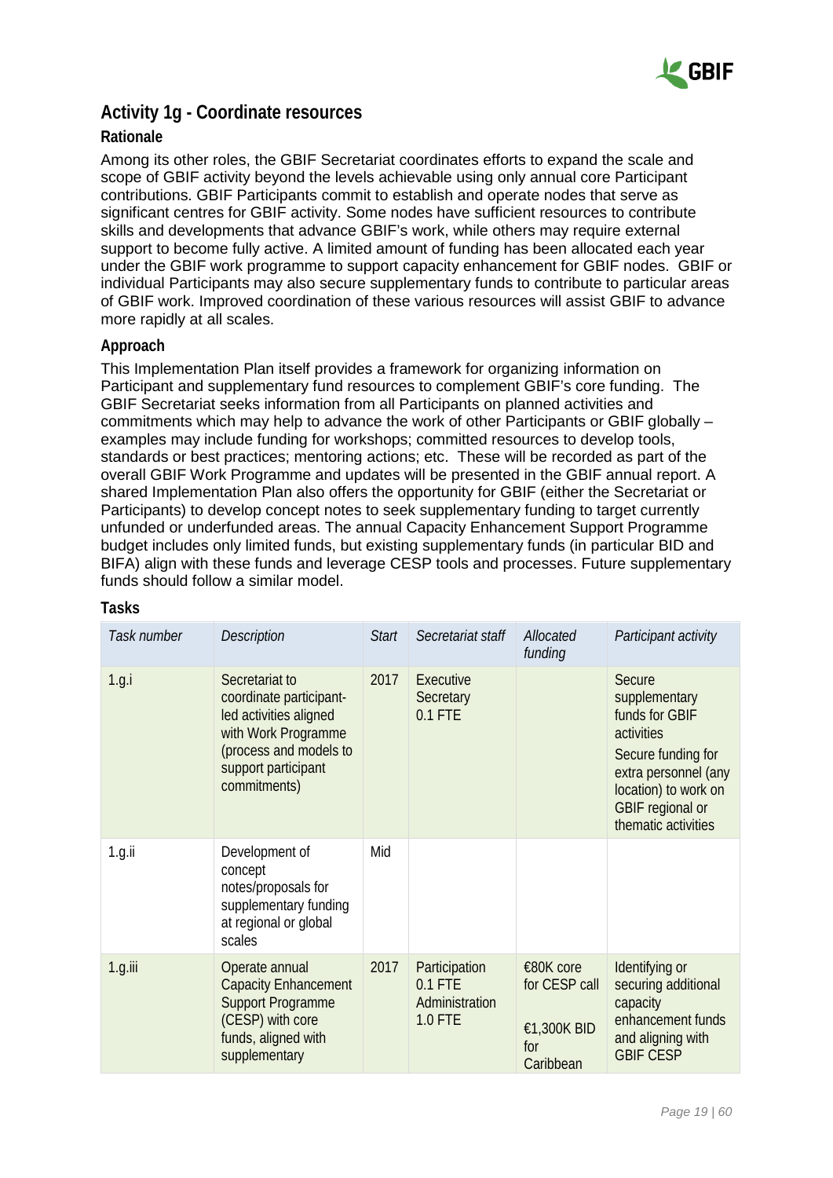## Activity 1g - Coordinate resources

### Rationale

Among its other roles, the GBIF Secretariat coordinates efforts to expand the scale and scope of GBIF activity beyond the levels achievable using only annual core Participant contributions. GBIF Participants commit to establish and operate nodes that serve as significant centres for GBIF activity. Some nodes have sufficient resources to contribute skills and developments that advance GBIF's work, while others may require external support to become fully active. A limited amount of funding has been allocated each year under the GBIF work programme to support capacity enhancement for GBIF nodes. GBIF or individual Participants may also secure supplementary funds to contribute to particular areas of GBIF work. Improved coordination of these various resources will assist GBIF to advance more rapidly at all scales.

### Approach

This Implementation Plan itself provides a framework for organizing information on Participant and supplementary fund resources to complement GBIF's core funding. The GBIF Secretariat seeks information from all Participants on planned activities and commitments which may help to advance the work of other Participants or GBIF globally – examples may include funding for workshops; committed resources to develop tools, standards or best practices; mentoring actions; etc. These will be recorded as part of the overall GBIF Work Programme and updates will be presented in the GBIF annual report. A shared Implementation Plan also offers the opportunity for GBIF (either the Secretariat or Participants) to develop concept notes to seek supplementary funding to target currently unfunded or underfunded areas. The annual Capacity Enhancement Support Programme budget includes only limited funds, but existing supplementary funds (in particular BID and BIFA) align with these funds and leverage CESP tools and processes. Future supplementary funds should follow a similar model.

### Tasks

| *Task number* | *Description* | *Start* | *Secretariat staff* | *Allocated funding* | *Participant activity* |
|---|---|---|---|---|---|
| 1.g.i | Secretariat to coordinate participant-led activities aligned with Work Programme (process and models to support participant commitments) | 2017 | Executive Secretary 0.1 FTE | | Secure supplementary funds for GBIF activities<br>Secure funding for extra personnel (any location) to work on GBIF regional or thematic activities |
| 1.g.ii | Development of concept notes/proposals for supplementary funding at regional or global scales | Mid | | | |
| 1.g.iii | Operate annual Capacity Enhancement Support Programme (CESP) with core funds, aligned with supplementary | 2017 | Participation 0.1 FTE<br>Administration 1.0 FTE | €80K core for CESP call<br>€1,300K BID for Caribbean | Identifying or securing additional capacity enhancement funds and aligning with GBIF CESP |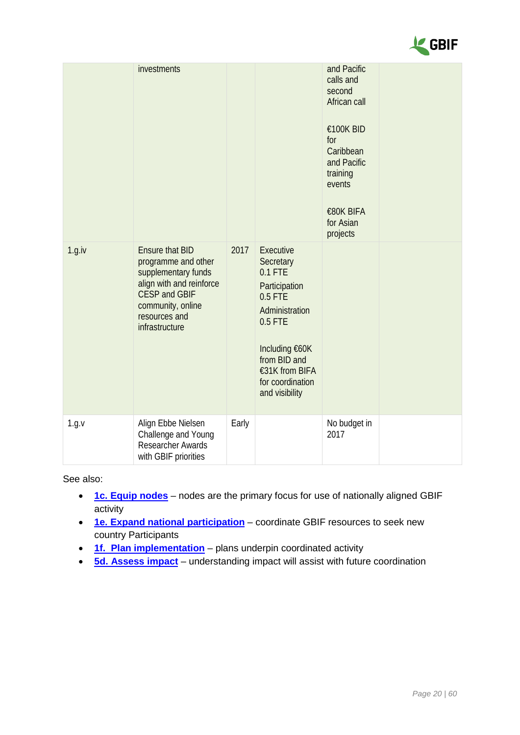| | | | | | |
|---|---|---|---|---|---|
| | investments | | | and Pacific calls and second African call<br><br>€100K BID for Caribbean and Pacific training events<br><br>€80K BIFA for Asian projects | |
| 1.g.iv | Ensure that BID programme and other supplementary funds align with and reinforce CESP and GBIF community, online resources and infrastructure | 2017 | Executive Secretary 0.1 FTE<br>Participation 0.5 FTE<br>Administration 0.5 FTE<br><br>Including €60K from BID and €31K from BIFA for coordination and visibility | | |
| 1.g.v | Align Ebbe Nielsen Challenge and Young Researcher Awards with GBIF priorities | Early | | No budget in 2017 | |

See also:

- **1c. Equip nodes** – nodes are the primary focus for use of nationally aligned GBIF activity
- **1e. Expand national participation** – coordinate GBIF resources to seek new country Participants
- **1f. Plan implementation** – plans underpin coordinated activity
- **5d. Assess impact** – understanding impact will assist with future coordination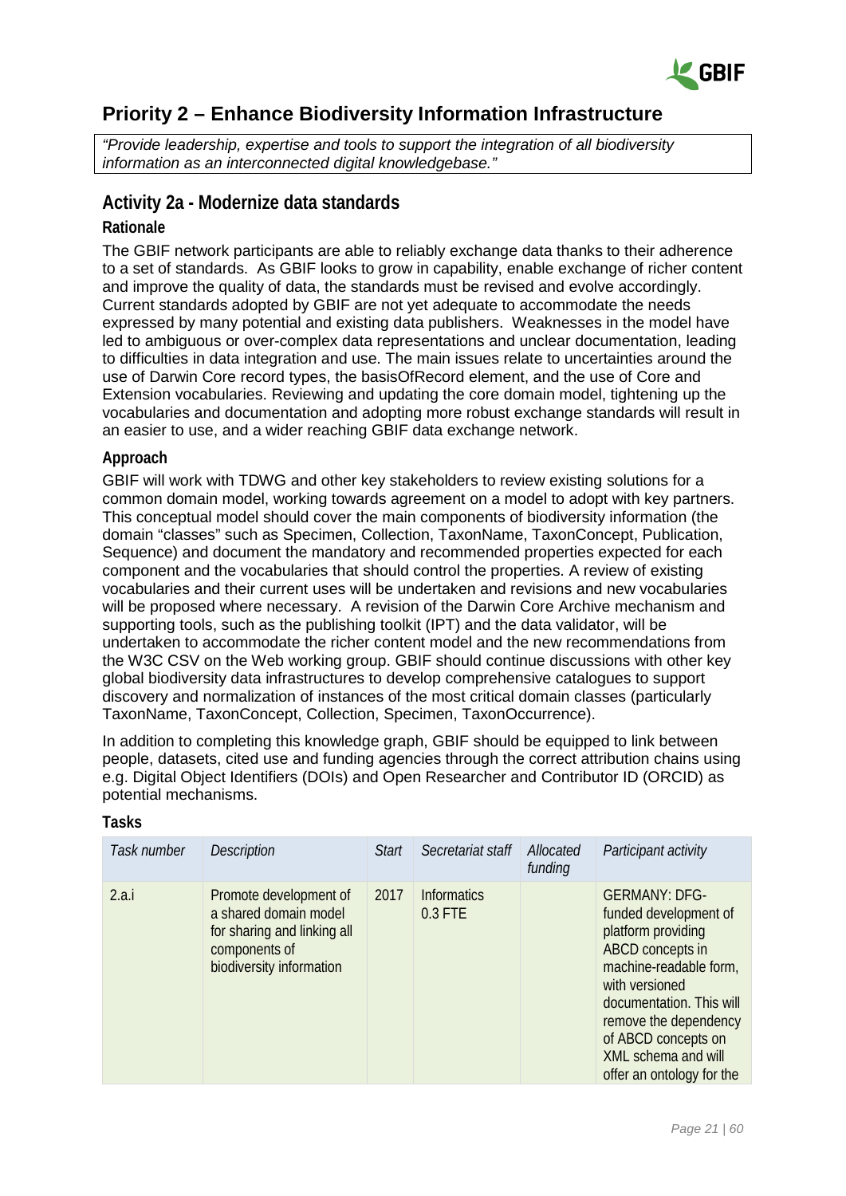## Priority 2 – Enhance Biodiversity Information Infrastructure

*"Provide leadership, expertise and tools to support the integration of all biodiversity information as an interconnected digital knowledgebase."*

### Activity 2a - Modernize data standards

#### Rationale

The GBIF network participants are able to reliably exchange data thanks to their adherence to a set of standards. As GBIF looks to grow in capability, enable exchange of richer content and improve the quality of data, the standards must be revised and evolve accordingly. Current standards adopted by GBIF are not yet adequate to accommodate the needs expressed by many potential and existing data publishers. Weaknesses in the model have led to ambiguous or over-complex data representations and unclear documentation, leading to difficulties in data integration and use. The main issues relate to uncertainties around the use of Darwin Core record types, the basisOfRecord element, and the use of Core and Extension vocabularies. Reviewing and updating the core domain model, tightening up the vocabularies and documentation and adopting more robust exchange standards will result in an easier to use, and a wider reaching GBIF data exchange network.

#### Approach

GBIF will work with TDWG and other key stakeholders to review existing solutions for a common domain model, working towards agreement on a model to adopt with key partners. This conceptual model should cover the main components of biodiversity information (the domain "classes" such as Specimen, Collection, TaxonName, TaxonConcept, Publication, Sequence) and document the mandatory and recommended properties expected for each component and the vocabularies that should control the properties. A review of existing vocabularies and their current uses will be undertaken and revisions and new vocabularies will be proposed where necessary. A revision of the Darwin Core Archive mechanism and supporting tools, such as the publishing toolkit (IPT) and the data validator, will be undertaken to accommodate the richer content model and the new recommendations from the W3C CSV on the Web working group. GBIF should continue discussions with other key global biodiversity data infrastructures to develop comprehensive catalogues to support discovery and normalization of instances of the most critical domain classes (particularly TaxonName, TaxonConcept, Collection, Specimen, TaxonOccurrence).

In addition to completing this knowledge graph, GBIF should be equipped to link between people, datasets, cited use and funding agencies through the correct attribution chains using e.g. Digital Object Identifiers (DOIs) and Open Researcher and Contributor ID (ORCID) as potential mechanisms.

#### Tasks

| *Task number* | *Description* | *Start* | *Secretariat staff* | *Allocated funding* | *Participant activity* |
|---|---|---|---|---|---|
| 2.a.i | Promote development of a shared domain model for sharing and linking all components of biodiversity information | 2017 | Informatics 0.3 FTE | | GERMANY: DFG-funded development of platform providing ABCD concepts in machine-readable form, with versioned documentation. This will remove the dependency of ABCD concepts on XML schema and will offer an ontology for the |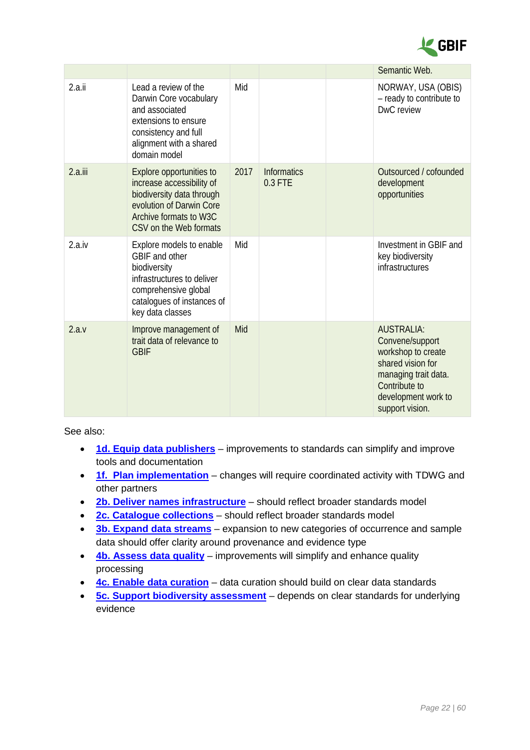| | | | | | |
|---|---|---|---|---|---|
| | | | | | Semantic Web. |
| 2.a.ii | Lead a review of the Darwin Core vocabulary and associated extensions to ensure consistency and full alignment with a shared domain model | Mid | | | NORWAY, USA (OBIS) – ready to contribute to DwC review |
| 2.a.iii | Explore opportunities to increase accessibility of biodiversity data through evolution of Darwin Core Archive formats to W3C CSV on the Web formats | 2017 | Informatics 0.3 FTE | | Outsourced / cofounded development opportunities |
| 2.a.iv | Explore models to enable GBIF and other biodiversity infrastructures to deliver comprehensive global catalogues of instances of key data classes | Mid | | | Investment in GBIF and key biodiversity infrastructures |
| 2.a.v | Improve management of trait data of relevance to GBIF | Mid | | | AUSTRALIA: Convene/support workshop to create shared vision for managing trait data. Contribute to development work to support vision. |

See also:

- **1d. Equip data publishers** – improvements to standards can simplify and improve tools and documentation
- **1f. Plan implementation** – changes will require coordinated activity with TDWG and other partners
- **2b. Deliver names infrastructure** – should reflect broader standards model
- **2c. Catalogue collections** – should reflect broader standards model
- **3b. Expand data streams** – expansion to new categories of occurrence and sample data should offer clarity around provenance and evidence type
- **4b. Assess data quality** – improvements will simplify and enhance quality processing
- **4c. Enable data curation** – data curation should build on clear data standards
- **5c. Support biodiversity assessment** – depends on clear standards for underlying evidence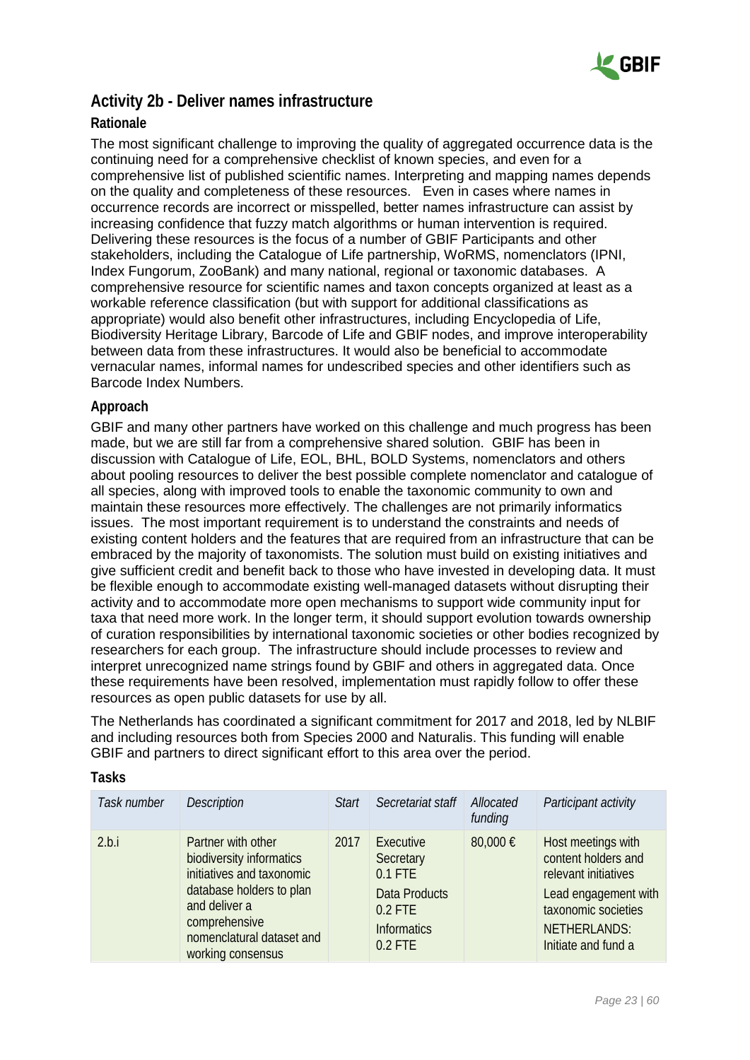## Activity 2b - Deliver names infrastructure

### Rationale

The most significant challenge to improving the quality of aggregated occurrence data is the continuing need for a comprehensive checklist of known species, and even for a comprehensive list of published scientific names. Interpreting and mapping names depends on the quality and completeness of these resources. Even in cases where names in occurrence records are incorrect or misspelled, better names infrastructure can assist by increasing confidence that fuzzy match algorithms or human intervention is required. Delivering these resources is the focus of a number of GBIF Participants and other stakeholders, including the Catalogue of Life partnership, WoRMS, nomenclators (IPNI, Index Fungorum, ZooBank) and many national, regional or taxonomic databases. A comprehensive resource for scientific names and taxon concepts organized at least as a workable reference classification (but with support for additional classifications as appropriate) would also benefit other infrastructures, including Encyclopedia of Life, Biodiversity Heritage Library, Barcode of Life and GBIF nodes, and improve interoperability between data from these infrastructures. It would also be beneficial to accommodate vernacular names, informal names for undescribed species and other identifiers such as Barcode Index Numbers.

### Approach

GBIF and many other partners have worked on this challenge and much progress has been made, but we are still far from a comprehensive shared solution. GBIF has been in discussion with Catalogue of Life, EOL, BHL, BOLD Systems, nomenclators and others about pooling resources to deliver the best possible complete nomenclator and catalogue of all species, along with improved tools to enable the taxonomic community to own and maintain these resources more effectively. The challenges are not primarily informatics issues. The most important requirement is to understand the constraints and needs of existing content holders and the features that are required from an infrastructure that can be embraced by the majority of taxonomists. The solution must build on existing initiatives and give sufficient credit and benefit back to those who have invested in developing data. It must be flexible enough to accommodate existing well-managed datasets without disrupting their activity and to accommodate more open mechanisms to support wide community input for taxa that need more work. In the longer term, it should support evolution towards ownership of curation responsibilities by international taxonomic societies or other bodies recognized by researchers for each group. The infrastructure should include processes to review and interpret unrecognized name strings found by GBIF and others in aggregated data. Once these requirements have been resolved, implementation must rapidly follow to offer these resources as open public datasets for use by all.

The Netherlands has coordinated a significant commitment for 2017 and 2018, led by NLBIF and including resources both from Species 2000 and Naturalis. This funding will enable GBIF and partners to direct significant effort to this area over the period.

### Tasks

| *Task number* | *Description* | *Start* | *Secretariat staff* | *Allocated funding* | *Participant activity* |
|---|---|---|---|---|---|
| 2.b.i | Partner with other biodiversity informatics initiatives and taxonomic database holders to plan and deliver a comprehensive nomenclatural dataset and working consensus | 2017 | Executive Secretary 0.1 FTE<br>Data Products 0.2 FTE<br>Informatics 0.2 FTE | 80,000 € | Host meetings with content holders and relevant initiatives<br>Lead engagement with taxonomic societies<br>NETHERLANDS: Initiate and fund a |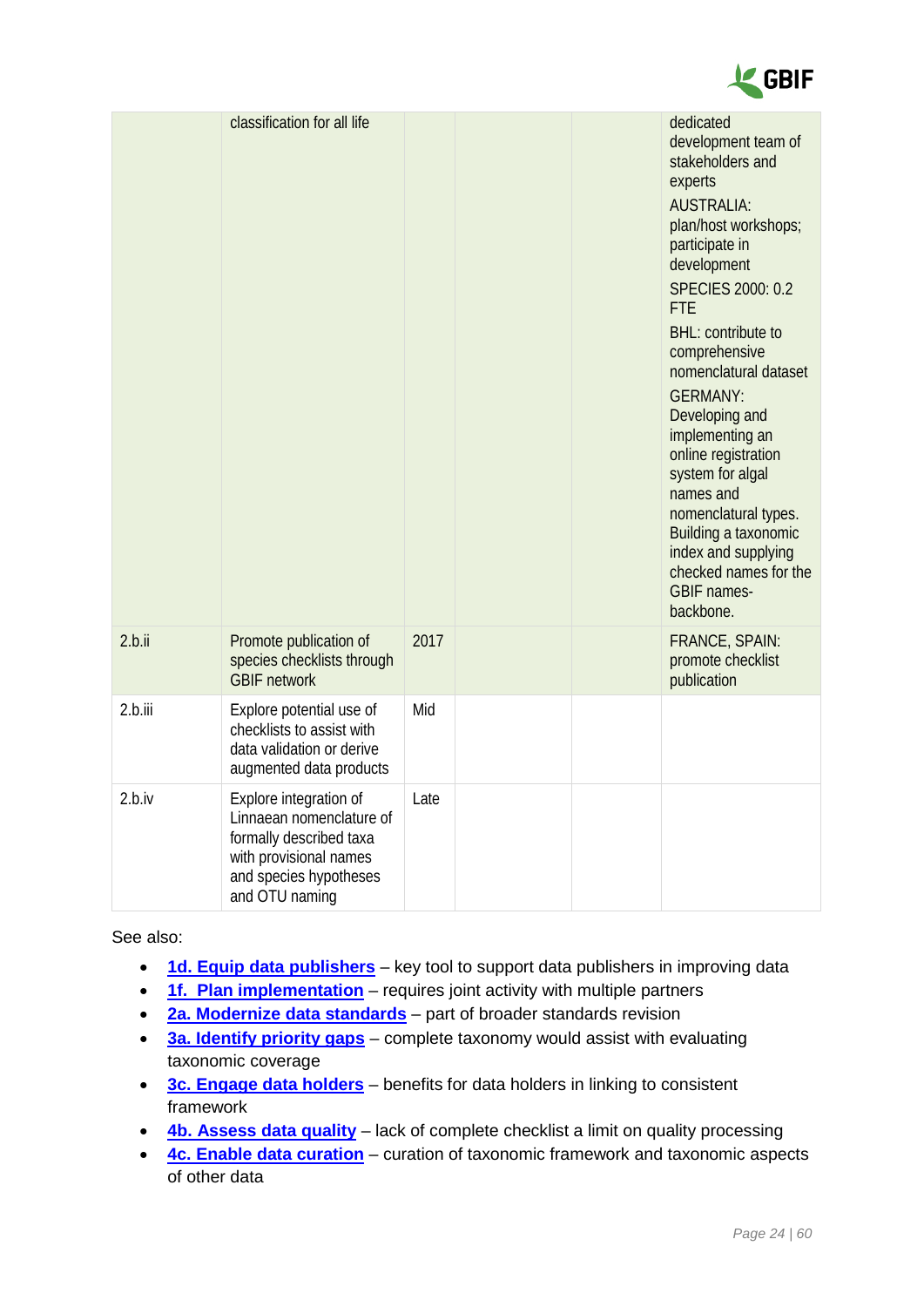| | | | | | |
|---|---|---|---|---|---|
| | classification for all life | | | | dedicated development team of stakeholders and experts<br>AUSTRALIA: plan/host workshops; participate in development<br>SPECIES 2000: 0.2 FTE<br>BHL: contribute to comprehensive nomenclatural dataset<br>GERMANY: Developing and implementing an online registration system for algal names and nomenclatural types. Building a taxonomic index and supplying checked names for the GBIF names-backbone. |
| 2.b.ii | Promote publication of species checklists through GBIF network | 2017 | | | FRANCE, SPAIN: promote checklist publication |
| 2.b.iii | Explore potential use of checklists to assist with data validation or derive augmented data products | Mid | | | |
| 2.b.iv | Explore integration of Linnaean nomenclature of formally described taxa with provisional names and species hypotheses and OTU naming | Late | | | |

See also:

- **1d. Equip data publishers** – key tool to support data publishers in improving data
- **1f. Plan implementation** – requires joint activity with multiple partners
- **2a. Modernize data standards** – part of broader standards revision
- **3a. Identify priority gaps** – complete taxonomy would assist with evaluating taxonomic coverage
- **3c. Engage data holders** – benefits for data holders in linking to consistent framework
- **4b. Assess data quality** – lack of complete checklist a limit on quality processing
- **4c. Enable data curation** – curation of taxonomic framework and taxonomic aspects of other data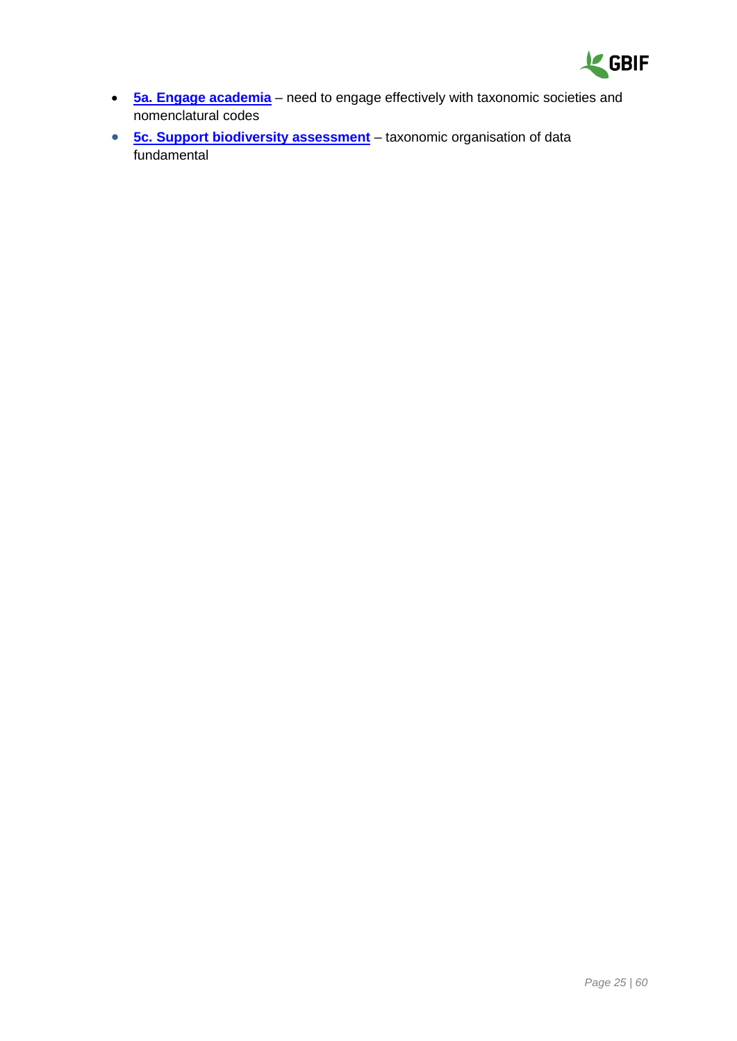- **5a. Engage academia** – need to engage effectively with taxonomic societies and nomenclatural codes
- **5c. Support biodiversity assessment** – taxonomic organisation of data fundamental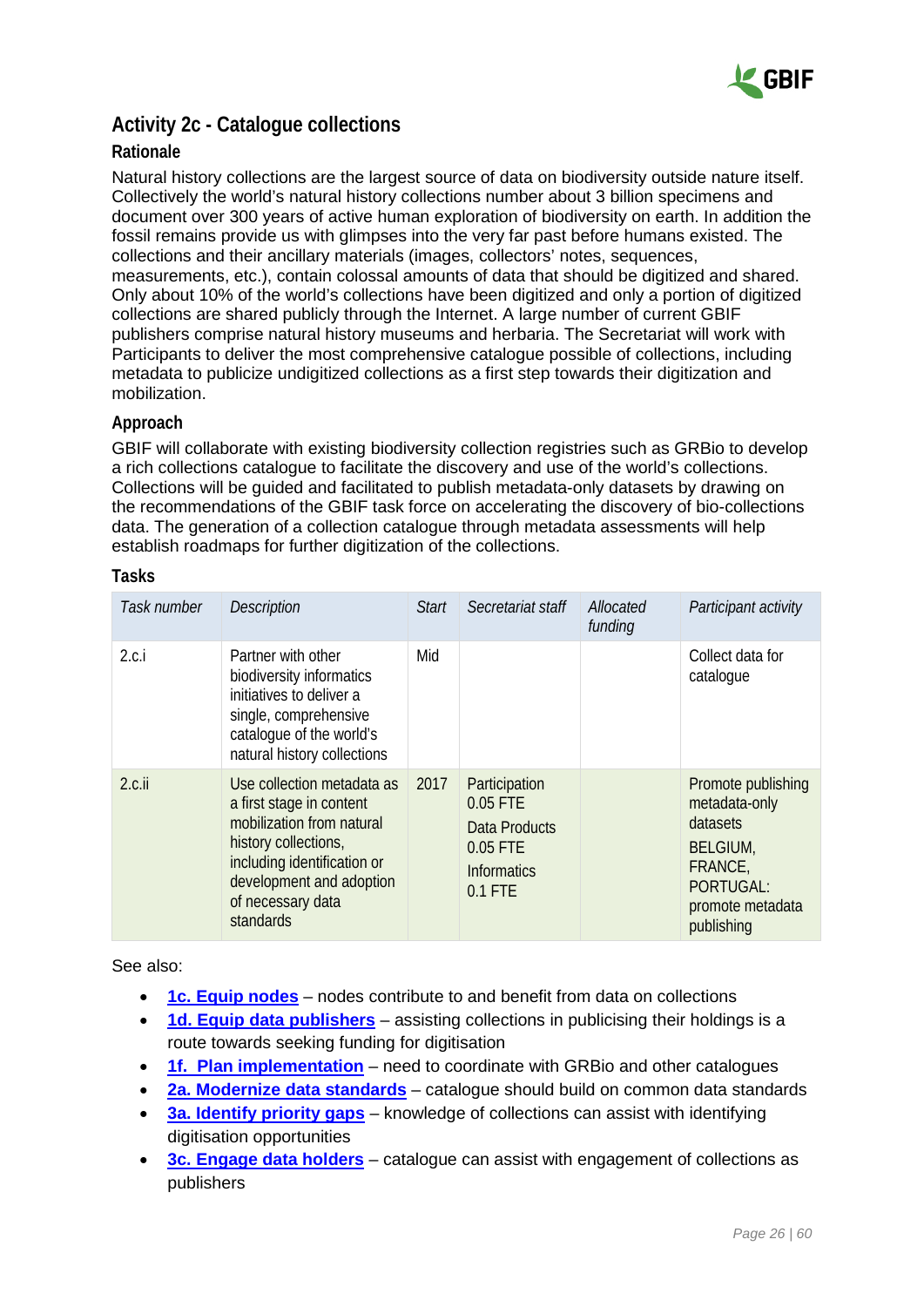## Activity 2c - Catalogue collections

### Rationale

Natural history collections are the largest source of data on biodiversity outside nature itself. Collectively the world's natural history collections number about 3 billion specimens and document over 300 years of active human exploration of biodiversity on earth. In addition the fossil remains provide us with glimpses into the very far past before humans existed. The collections and their ancillary materials (images, collectors' notes, sequences, measurements, etc.), contain colossal amounts of data that should be digitized and shared. Only about 10% of the world's collections have been digitized and only a portion of digitized collections are shared publicly through the Internet. A large number of current GBIF publishers comprise natural history museums and herbaria. The Secretariat will work with Participants to deliver the most comprehensive catalogue possible of collections, including metadata to publicize undigitized collections as a first step towards their digitization and mobilization.

### Approach

GBIF will collaborate with existing biodiversity collection registries such as GRBio to develop a rich collections catalogue to facilitate the discovery and use of the world's collections. Collections will be guided and facilitated to publish metadata-only datasets by drawing on the recommendations of the GBIF task force on accelerating the discovery of bio-collections data. The generation of a collection catalogue through metadata assessments will help establish roadmaps for further digitization of the collections.

### Tasks

| *Task number* | *Description* | *Start* | *Secretariat staff* | *Allocated funding* | *Participant activity* |
|---|---|---|---|---|---|
| 2.c.i | Partner with other biodiversity informatics initiatives to deliver a single, comprehensive catalogue of the world's natural history collections | Mid | | | Collect data for catalogue |
| 2.c.ii | Use collection metadata as a first stage in content mobilization from natural history collections, including identification or development and adoption of necessary data standards | 2017 | Participation 0.05 FTE<br>Data Products 0.05 FTE<br>Informatics 0.1 FTE | | Promote publishing metadata-only datasets<br>BELGIUM, FRANCE, PORTUGAL: promote metadata publishing |

See also:

- **1c. Equip nodes** – nodes contribute to and benefit from data on collections
- **1d. Equip data publishers** – assisting collections in publicising their holdings is a route towards seeking funding for digitisation
- **1f. Plan implementation** – need to coordinate with GRBio and other catalogues
- **2a. Modernize data standards** – catalogue should build on common data standards
- **3a. Identify priority gaps** – knowledge of collections can assist with identifying digitisation opportunities
- **3c. Engage data holders** – catalogue can assist with engagement of collections as publishers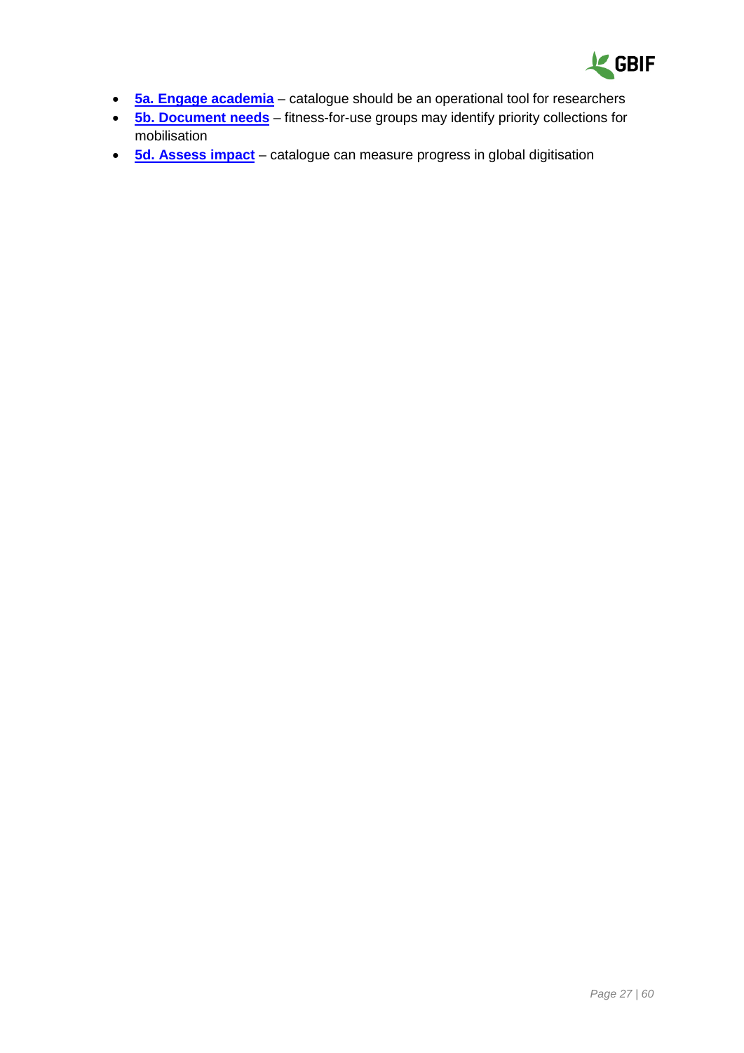- **5a. Engage academia** – catalogue should be an operational tool for researchers
- **5b. Document needs** – fitness-for-use groups may identify priority collections for mobilisation
- **5d. Assess impact** – catalogue can measure progress in global digitisation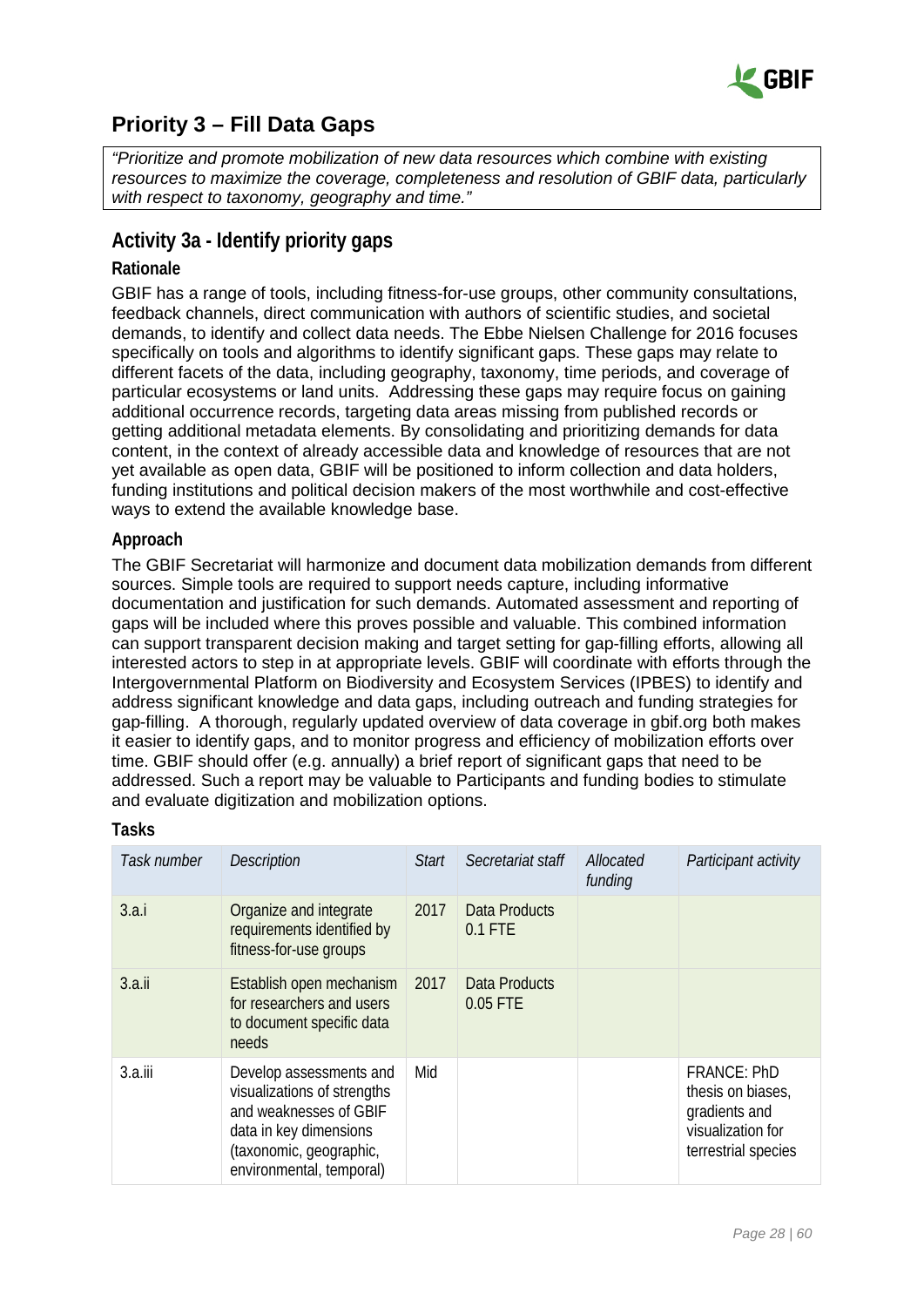## Priority 3 – Fill Data Gaps

*"Prioritize and promote mobilization of new data resources which combine with existing resources to maximize the coverage, completeness and resolution of GBIF data, particularly with respect to taxonomy, geography and time."*

### Activity 3a - Identify priority gaps

#### Rationale

GBIF has a range of tools, including fitness-for-use groups, other community consultations, feedback channels, direct communication with authors of scientific studies, and societal demands, to identify and collect data needs. The Ebbe Nielsen Challenge for 2016 focuses specifically on tools and algorithms to identify significant gaps. These gaps may relate to different facets of the data, including geography, taxonomy, time periods, and coverage of particular ecosystems or land units. Addressing these gaps may require focus on gaining additional occurrence records, targeting data areas missing from published records or getting additional metadata elements. By consolidating and prioritizing demands for data content, in the context of already accessible data and knowledge of resources that are not yet available as open data, GBIF will be positioned to inform collection and data holders, funding institutions and political decision makers of the most worthwhile and cost-effective ways to extend the available knowledge base.

#### Approach

The GBIF Secretariat will harmonize and document data mobilization demands from different sources. Simple tools are required to support needs capture, including informative documentation and justification for such demands. Automated assessment and reporting of gaps will be included where this proves possible and valuable. This combined information can support transparent decision making and target setting for gap-filling efforts, allowing all interested actors to step in at appropriate levels. GBIF will coordinate with efforts through the Intergovernmental Platform on Biodiversity and Ecosystem Services (IPBES) to identify and address significant knowledge and data gaps, including outreach and funding strategies for gap-filling. A thorough, regularly updated overview of data coverage in gbif.org both makes it easier to identify gaps, and to monitor progress and efficiency of mobilization efforts over time. GBIF should offer (e.g. annually) a brief report of significant gaps that need to be addressed. Such a report may be valuable to Participants and funding bodies to stimulate and evaluate digitization and mobilization options.

#### Tasks

| *Task number* | *Description* | *Start* | *Secretariat staff* | *Allocated funding* | *Participant activity* |
|---|---|---|---|---|---|
| 3.a.i | Organize and integrate requirements identified by fitness-for-use groups | 2017 | Data Products 0.1 FTE | | |
| 3.a.ii | Establish open mechanism for researchers and users to document specific data needs | 2017 | Data Products 0.05 FTE | | |
| 3.a.iii | Develop assessments and visualizations of strengths and weaknesses of GBIF data in key dimensions (taxonomic, geographic, environmental, temporal) | Mid | | | FRANCE: PhD thesis on biases, gradients and visualization for terrestrial species |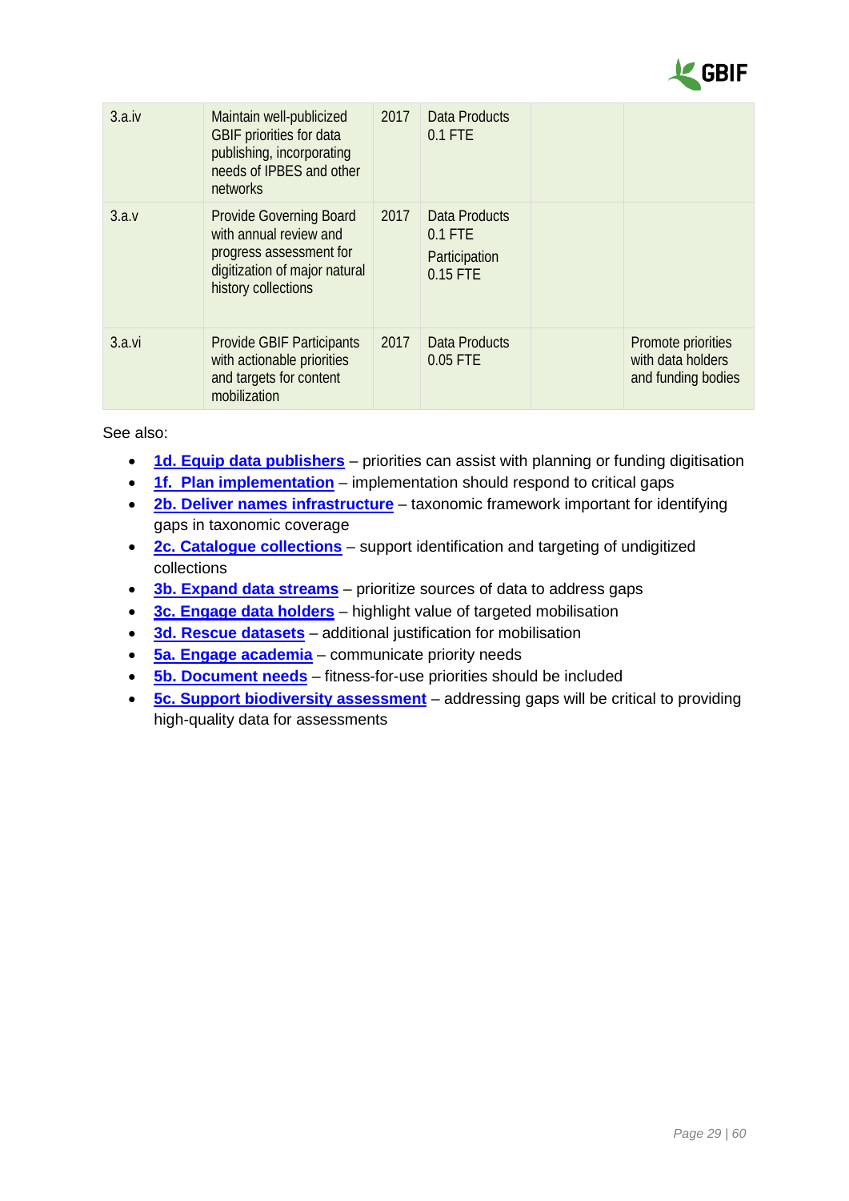| | | | | | |
|---|---|---|---|---|---|
| 3.a.iv | Maintain well-publicized GBIF priorities for data publishing, incorporating needs of IPBES and other networks | 2017 | Data Products 0.1 FTE | | |
| 3.a.v | Provide Governing Board with annual review and progress assessment for digitization of major natural history collections | 2017 | Data Products 0.1 FTE<br>Participation 0.15 FTE | | |
| 3.a.vi | Provide GBIF Participants with actionable priorities and targets for content mobilization | 2017 | Data Products 0.05 FTE | | Promote priorities with data holders and funding bodies |

See also:

- **1d. Equip data publishers** – priorities can assist with planning or funding digitisation
- **1f. Plan implementation** – implementation should respond to critical gaps
- **2b. Deliver names infrastructure** – taxonomic framework important for identifying gaps in taxonomic coverage
- **2c. Catalogue collections** – support identification and targeting of undigitized collections
- **3b. Expand data streams** – prioritize sources of data to address gaps
- **3c. Engage data holders** – highlight value of targeted mobilisation
- **3d. Rescue datasets** – additional justification for mobilisation
- **5a. Engage academia** – communicate priority needs
- **5b. Document needs** – fitness-for-use priorities should be included
- **5c. Support biodiversity assessment** – addressing gaps will be critical to providing high-quality data for assessments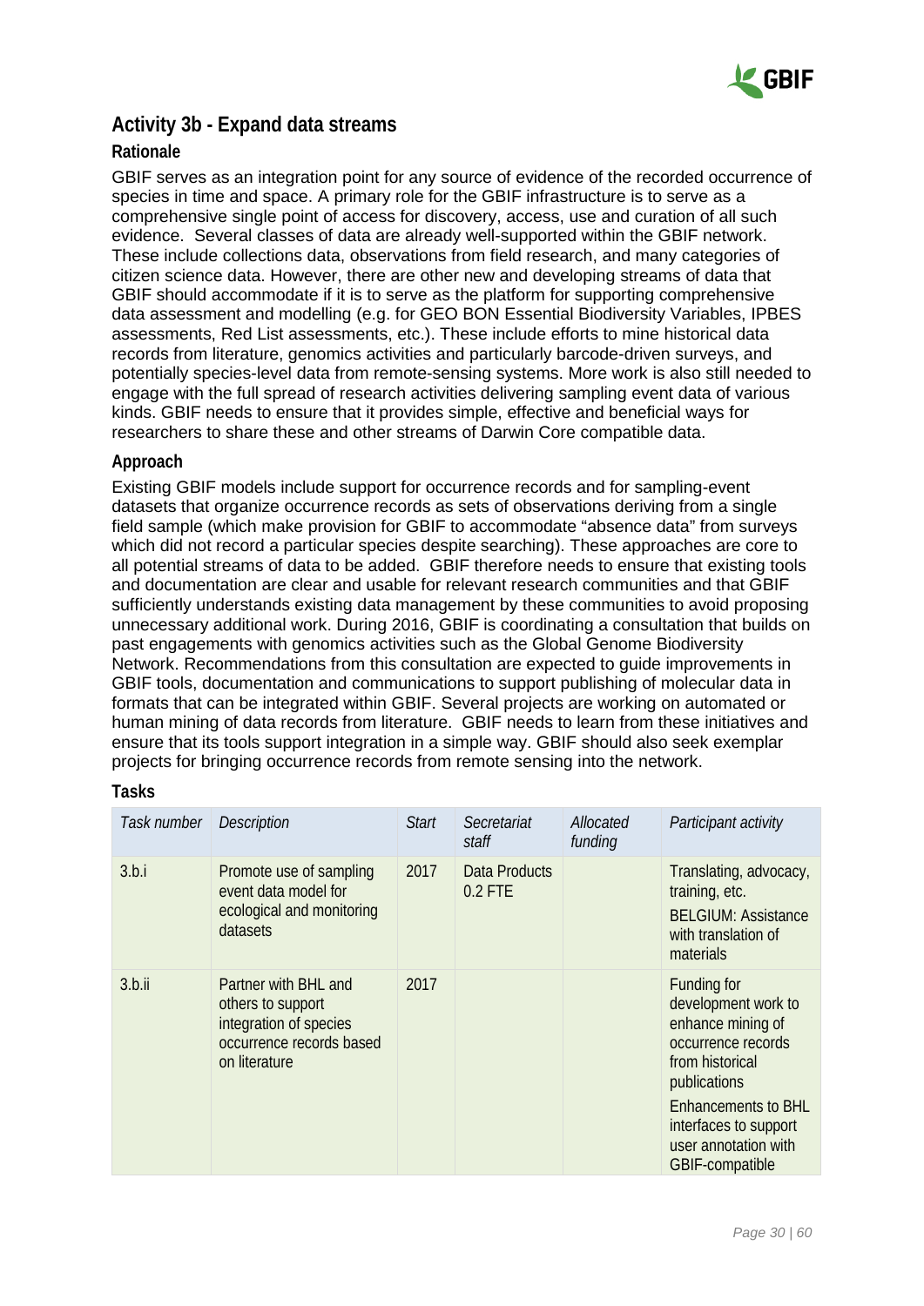## Activity 3b - Expand data streams

### Rationale

GBIF serves as an integration point for any source of evidence of the recorded occurrence of species in time and space. A primary role for the GBIF infrastructure is to serve as a comprehensive single point of access for discovery, access, use and curation of all such evidence. Several classes of data are already well-supported within the GBIF network. These include collections data, observations from field research, and many categories of citizen science data. However, there are other new and developing streams of data that GBIF should accommodate if it is to serve as the platform for supporting comprehensive data assessment and modelling (e.g. for GEO BON Essential Biodiversity Variables, IPBES assessments, Red List assessments, etc.). These include efforts to mine historical data records from literature, genomics activities and particularly barcode-driven surveys, and potentially species-level data from remote-sensing systems. More work is also still needed to engage with the full spread of research activities delivering sampling event data of various kinds. GBIF needs to ensure that it provides simple, effective and beneficial ways for researchers to share these and other streams of Darwin Core compatible data.

### Approach

Existing GBIF models include support for occurrence records and for sampling-event datasets that organize occurrence records as sets of observations deriving from a single field sample (which make provision for GBIF to accommodate "absence data" from surveys which did not record a particular species despite searching). These approaches are core to all potential streams of data to be added. GBIF therefore needs to ensure that existing tools and documentation are clear and usable for relevant research communities and that GBIF sufficiently understands existing data management by these communities to avoid proposing unnecessary additional work. During 2016, GBIF is coordinating a consultation that builds on past engagements with genomics activities such as the Global Genome Biodiversity Network. Recommendations from this consultation are expected to guide improvements in GBIF tools, documentation and communications to support publishing of molecular data in formats that can be integrated within GBIF. Several projects are working on automated or human mining of data records from literature. GBIF needs to learn from these initiatives and ensure that its tools support integration in a simple way. GBIF should also seek exemplar projects for bringing occurrence records from remote sensing into the network.

### Tasks

| *Task number* | *Description* | *Start* | *Secretariat staff* | *Allocated funding* | *Participant activity* |
|---|---|---|---|---|---|
| 3.b.i | Promote use of sampling event data model for ecological and monitoring datasets | 2017 | Data Products 0.2 FTE | | Translating, advocacy, training, etc.<br>BELGIUM: Assistance with translation of materials |
| 3.b.ii | Partner with BHL and others to support integration of species occurrence records based on literature | 2017 | | | Funding for development work to enhance mining of occurrence records from historical publications<br>Enhancements to BHL interfaces to support user annotation with GBIF-compatible |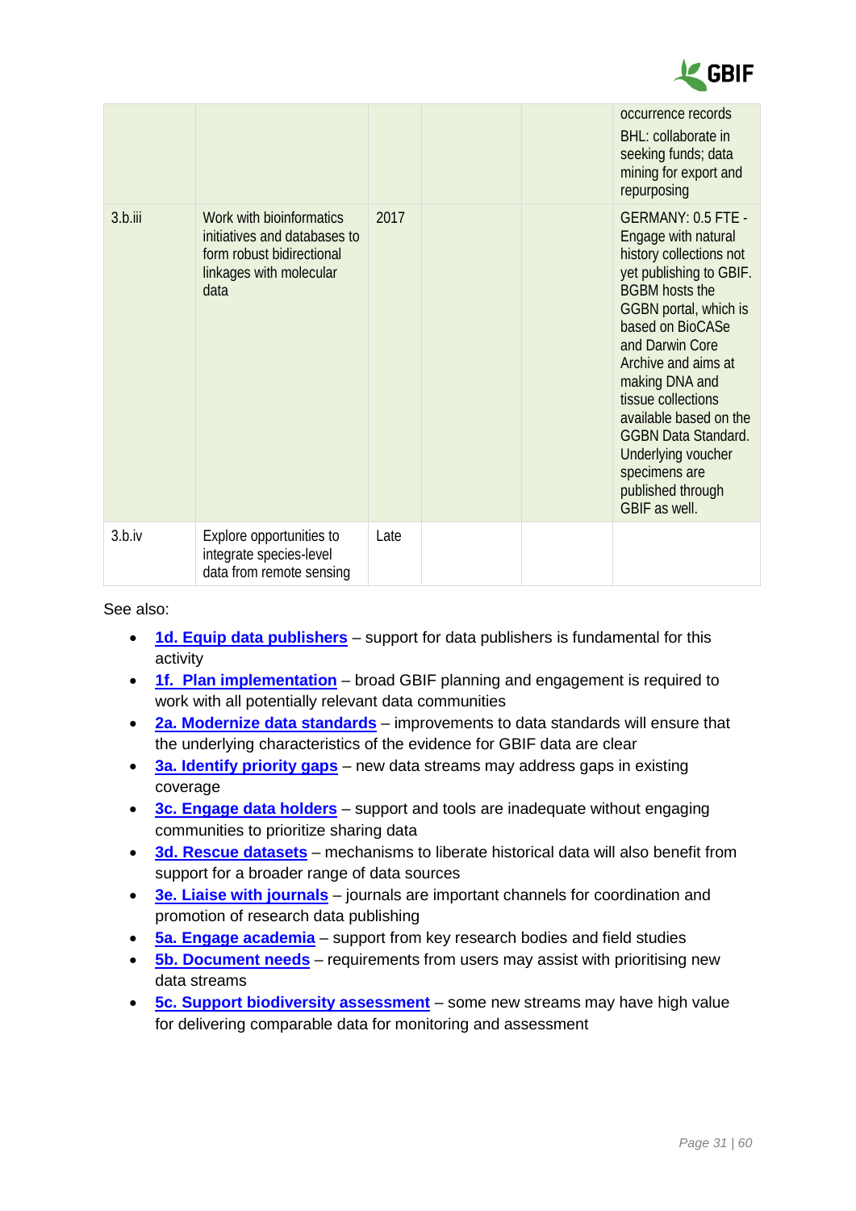|  |  |  |  |  |  |
|---|---|---|---|---|---|
|  |  |  |  |  | occurrence records<br>BHL: collaborate in seeking funds; data mining for export and repurposing |
| 3.b.iii | Work with bioinformatics initiatives and databases to form robust bidirectional linkages with molecular data | 2017 |  |  | GERMANY: 0.5 FTE - Engage with natural history collections not yet publishing to GBIF. BGBM hosts the GGBN portal, which is based on BioCASe and Darwin Core Archive and aims at making DNA and tissue collections available based on the GGBN Data Standard. Underlying voucher specimens are published through GBIF as well. |
| 3.b.iv | Explore opportunities to integrate species-level data from remote sensing | Late |  |  |  |

See also:

- **1d. Equip data publishers** – support for data publishers is fundamental for this activity
- **1f. Plan implementation** – broad GBIF planning and engagement is required to work with all potentially relevant data communities
- **2a. Modernize data standards** – improvements to data standards will ensure that the underlying characteristics of the evidence for GBIF data are clear
- **3a. Identify priority gaps** – new data streams may address gaps in existing coverage
- **3c. Engage data holders** – support and tools are inadequate without engaging communities to prioritize sharing data
- **3d. Rescue datasets** – mechanisms to liberate historical data will also benefit from support for a broader range of data sources
- **3e. Liaise with journals** – journals are important channels for coordination and promotion of research data publishing
- **5a. Engage academia** – support from key research bodies and field studies
- **5b. Document needs** – requirements from users may assist with prioritising new data streams
- **5c. Support biodiversity assessment** – some new streams may have high value for delivering comparable data for monitoring and assessment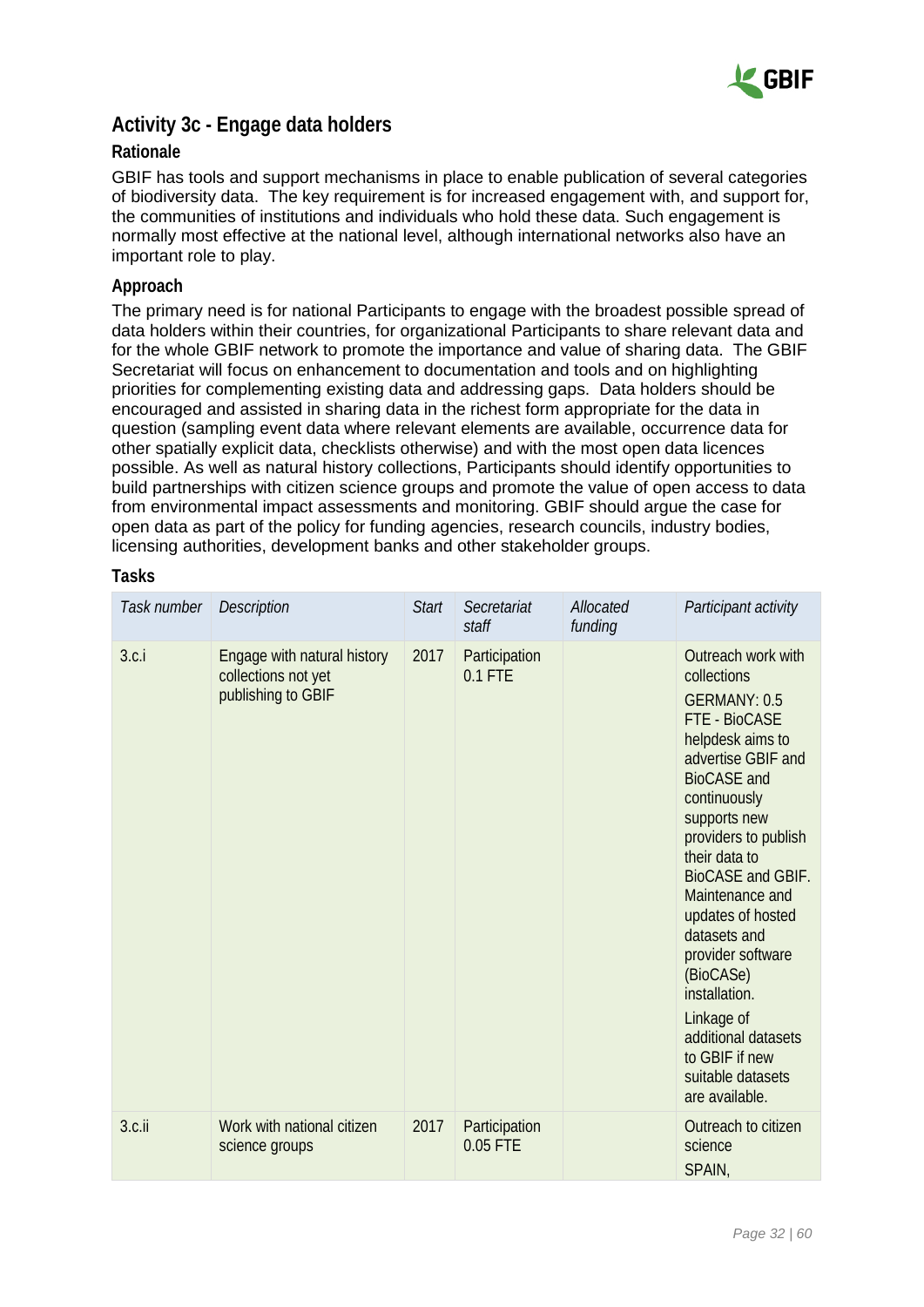## Activity 3c - Engage data holders

### Rationale

GBIF has tools and support mechanisms in place to enable publication of several categories of biodiversity data. The key requirement is for increased engagement with, and support for, the communities of institutions and individuals who hold these data. Such engagement is normally most effective at the national level, although international networks also have an important role to play.

### Approach

The primary need is for national Participants to engage with the broadest possible spread of data holders within their countries, for organizational Participants to share relevant data and for the whole GBIF network to promote the importance and value of sharing data. The GBIF Secretariat will focus on enhancement to documentation and tools and on highlighting priorities for complementing existing data and addressing gaps. Data holders should be encouraged and assisted in sharing data in the richest form appropriate for the data in question (sampling event data where relevant elements are available, occurrence data for other spatially explicit data, checklists otherwise) and with the most open data licences possible. As well as natural history collections, Participants should identify opportunities to build partnerships with citizen science groups and promote the value of open access to data from environmental impact assessments and monitoring. GBIF should argue the case for open data as part of the policy for funding agencies, research councils, industry bodies, licensing authorities, development banks and other stakeholder groups.

### Tasks

| *Task number* | *Description* | *Start* | *Secretariat staff* | *Allocated funding* | *Participant activity* |
|---|---|---|---|---|---|
| 3.c.i | Engage with natural history collections not yet publishing to GBIF | 2017 | Participation 0.1 FTE | | Outreach work with collections<br><br>GERMANY: 0.5 FTE - BioCASE helpdesk aims to advertise GBIF and BioCASE and continuously supports new providers to publish their data to BioCASE and GBIF. Maintenance and updates of hosted datasets and provider software (BioCASe) installation.<br><br>Linkage of additional datasets to GBIF if new suitable datasets are available. |
| 3.c.ii | Work with national citizen science groups | 2017 | Participation 0.05 FTE | | Outreach to citizen science<br><br>SPAIN, |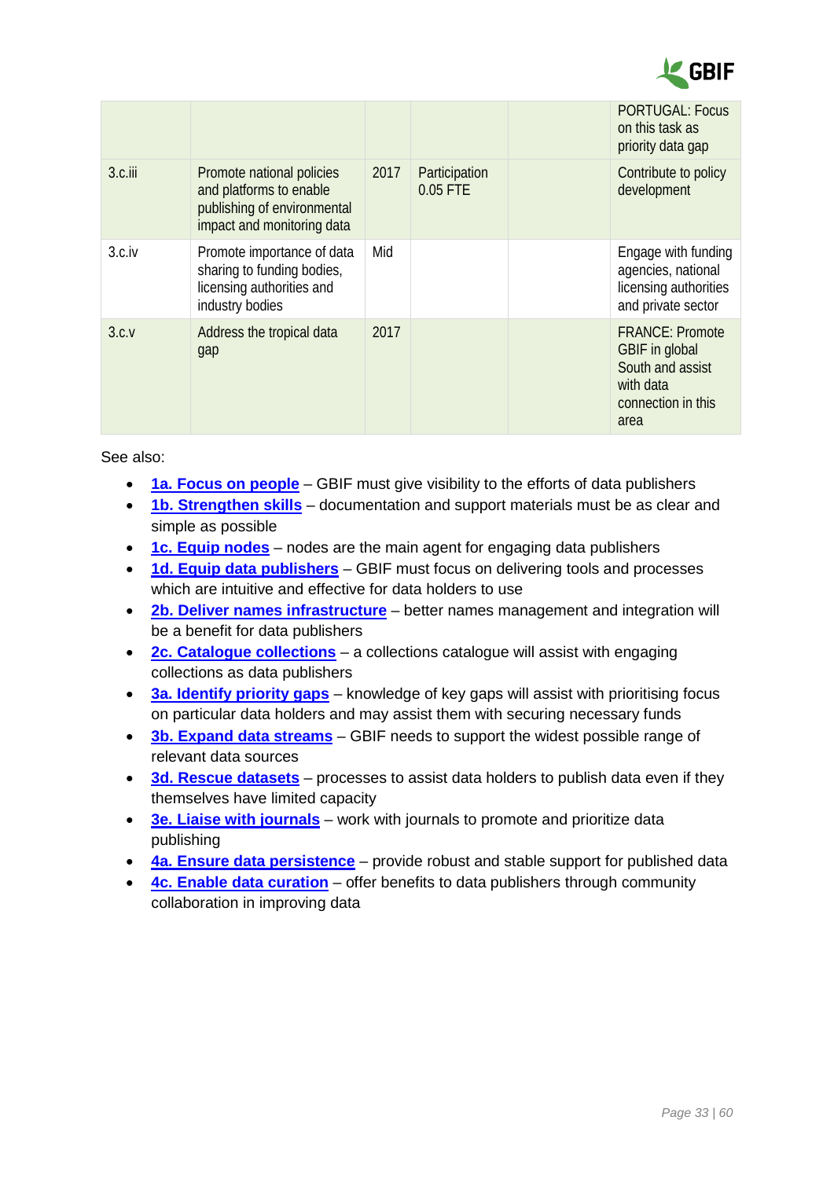| | | | | | |
|---|---|---|---|---|---|
| | | | | | PORTUGAL: Focus on this task as priority data gap |
| 3.c.iii | Promote national policies and platforms to enable publishing of environmental impact and monitoring data | 2017 | Participation 0.05 FTE | | Contribute to policy development |
| 3.c.iv | Promote importance of data sharing to funding bodies, licensing authorities and industry bodies | Mid | | | Engage with funding agencies, national licensing authorities and private sector |
| 3.c.v | Address the tropical data gap | 2017 | | | FRANCE: Promote GBIF in global South and assist with data connection in this area |

See also:

- **1a. Focus on people** – GBIF must give visibility to the efforts of data publishers
- **1b. Strengthen skills** – documentation and support materials must be as clear and simple as possible
- **1c. Equip nodes** – nodes are the main agent for engaging data publishers
- **1d. Equip data publishers** – GBIF must focus on delivering tools and processes which are intuitive and effective for data holders to use
- **2b. Deliver names infrastructure** – better names management and integration will be a benefit for data publishers
- **2c. Catalogue collections** – a collections catalogue will assist with engaging collections as data publishers
- **3a. Identify priority gaps** – knowledge of key gaps will assist with prioritising focus on particular data holders and may assist them with securing necessary funds
- **3b. Expand data streams** – GBIF needs to support the widest possible range of relevant data sources
- **3d. Rescue datasets** – processes to assist data holders to publish data even if they themselves have limited capacity
- **3e. Liaise with journals** – work with journals to promote and prioritize data publishing
- **4a. Ensure data persistence** – provide robust and stable support for published data
- **4c. Enable data curation** – offer benefits to data publishers through community collaboration in improving data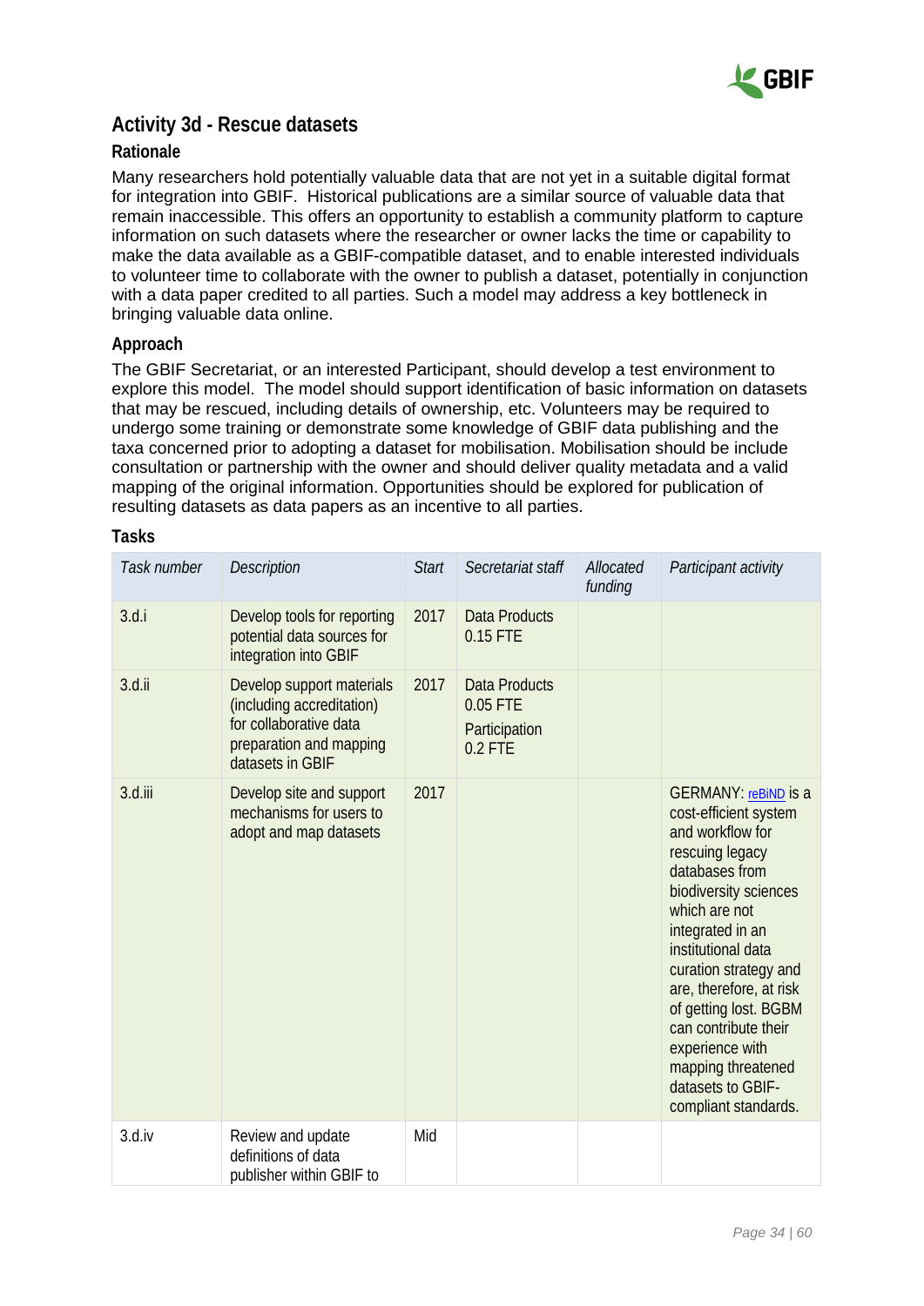## Activity 3d - Rescue datasets

### Rationale

Many researchers hold potentially valuable data that are not yet in a suitable digital format for integration into GBIF. Historical publications are a similar source of valuable data that remain inaccessible. This offers an opportunity to establish a community platform to capture information on such datasets where the researcher or owner lacks the time or capability to make the data available as a GBIF-compatible dataset, and to enable interested individuals to volunteer time to collaborate with the owner to publish a dataset, potentially in conjunction with a data paper credited to all parties. Such a model may address a key bottleneck in bringing valuable data online.

### Approach

The GBIF Secretariat, or an interested Participant, should develop a test environment to explore this model. The model should support identification of basic information on datasets that may be rescued, including details of ownership, etc. Volunteers may be required to undergo some training or demonstrate some knowledge of GBIF data publishing and the taxa concerned prior to adopting a dataset for mobilisation. Mobilisation should be include consultation or partnership with the owner and should deliver quality metadata and a valid mapping of the original information. Opportunities should be explored for publication of resulting datasets as data papers as an incentive to all parties.

### Tasks

| *Task number* | *Description* | *Start* | *Secretariat staff* | *Allocated funding* | *Participant activity* |
|---|---|---|---|---|---|
| 3.d.i | Develop tools for reporting potential data sources for integration into GBIF | 2017 | Data Products 0.15 FTE | | |
| 3.d.ii | Develop support materials (including accreditation) for collaborative data preparation and mapping datasets in GBIF | 2017 | Data Products 0.05 FTE<br>Participation 0.2 FTE | | |
| 3.d.iii | Develop site and support mechanisms for users to adopt and map datasets | 2017 | | | GERMANY: reBiND is a cost-efficient system and workflow for rescuing legacy databases from biodiversity sciences which are not integrated in an institutional data curation strategy and are, therefore, at risk of getting lost. BGBM can contribute their experience with mapping threatened datasets to GBIF-compliant standards. |
| 3.d.iv | Review and update definitions of data publisher within GBIF to | Mid | | | |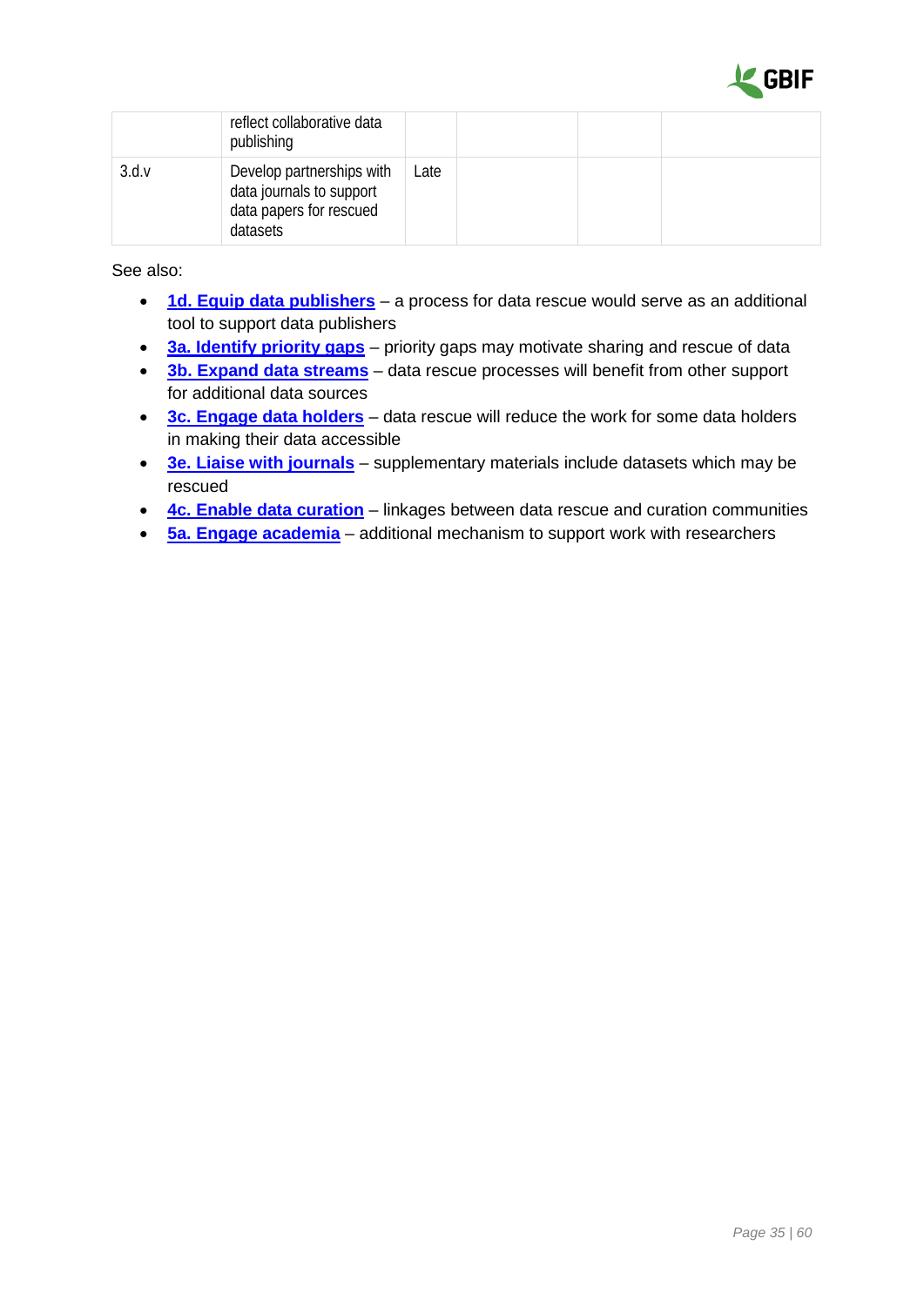|  | reflect collaborative data publishing |  |  |  |  |
| --- | --- | --- | --- | --- | --- |
| 3.d.v | Develop partnerships with data journals to support data papers for rescued datasets | Late |  |  |  |

See also:

- **1d. Equip data publishers** – a process for data rescue would serve as an additional tool to support data publishers
- **3a. Identify priority gaps** – priority gaps may motivate sharing and rescue of data
- **3b. Expand data streams** – data rescue processes will benefit from other support for additional data sources
- **3c. Engage data holders** – data rescue will reduce the work for some data holders in making their data accessible
- **3e. Liaise with journals** – supplementary materials include datasets which may be rescued
- **4c. Enable data curation** – linkages between data rescue and curation communities
- **5a. Engage academia** – additional mechanism to support work with researchers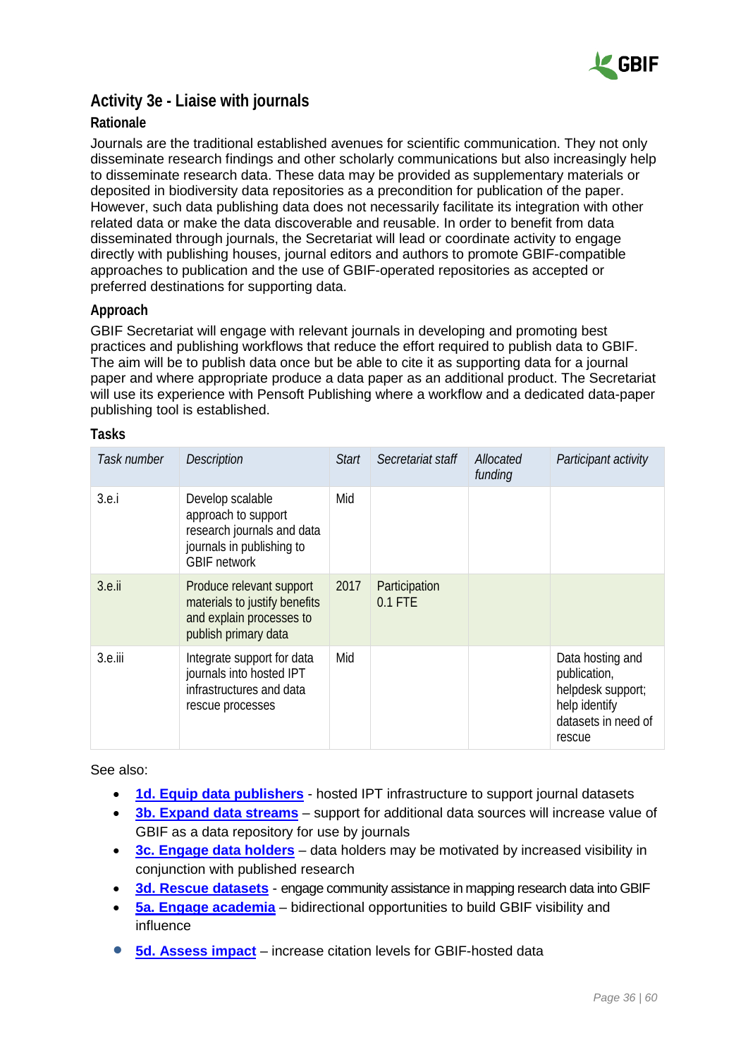## Activity 3e - Liaise with journals

### Rationale

Journals are the traditional established avenues for scientific communication. They not only disseminate research findings and other scholarly communications but also increasingly help to disseminate research data. These data may be provided as supplementary materials or deposited in biodiversity data repositories as a precondition for publication of the paper. However, such data publishing data does not necessarily facilitate its integration with other related data or make the data discoverable and reusable. In order to benefit from data disseminated through journals, the Secretariat will lead or coordinate activity to engage directly with publishing houses, journal editors and authors to promote GBIF-compatible approaches to publication and the use of GBIF-operated repositories as accepted or preferred destinations for supporting data.

### Approach

GBIF Secretariat will engage with relevant journals in developing and promoting best practices and publishing workflows that reduce the effort required to publish data to GBIF. The aim will be to publish data once but be able to cite it as supporting data for a journal paper and where appropriate produce a data paper as an additional product. The Secretariat will use its experience with Pensoft Publishing where a workflow and a dedicated data-paper publishing tool is established.

### Tasks

| *Task number* | *Description* | *Start* | *Secretariat staff* | *Allocated funding* | *Participant activity* |
|---|---|---|---|---|---|
| 3.e.i | Develop scalable approach to support research journals and data journals in publishing to GBIF network | Mid | | | |
| 3.e.ii | Produce relevant support materials to justify benefits and explain processes to publish primary data | 2017 | Participation 0.1 FTE | | |
| 3.e.iii | Integrate support for data journals into hosted IPT infrastructures and data rescue processes | Mid | | | Data hosting and publication, helpdesk support; help identify datasets in need of rescue |

See also:

- **1d. Equip data publishers** - hosted IPT infrastructure to support journal datasets
- **3b. Expand data streams** – support for additional data sources will increase value of GBIF as a data repository for use by journals
- **3c. Engage data holders** – data holders may be motivated by increased visibility in conjunction with published research
- **3d. Rescue datasets** - engage community assistance in mapping research data into GBIF
- **5a. Engage academia** – bidirectional opportunities to build GBIF visibility and influence
- **5d. Assess impact** – increase citation levels for GBIF-hosted data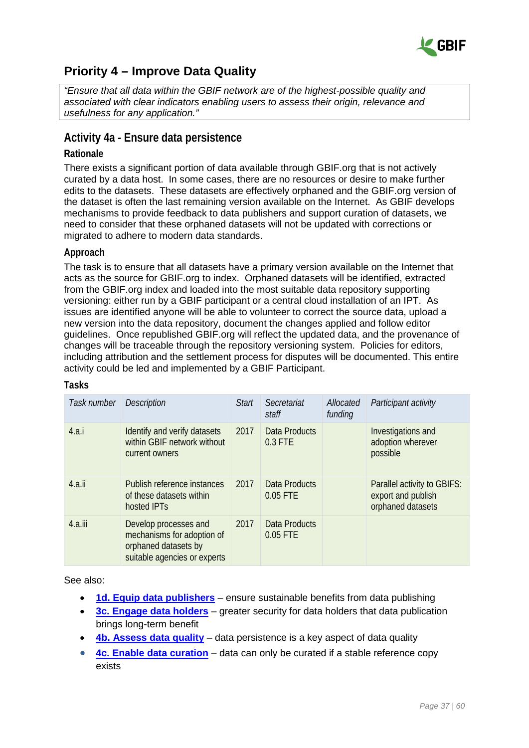## Priority 4 – Improve Data Quality

> *"Ensure that all data within the GBIF network are of the highest-possible quality and associated with clear indicators enabling users to assess their origin, relevance and usefulness for any application."*

### Activity 4a - Ensure data persistence

#### Rationale

There exists a significant portion of data available through GBIF.org that is not actively curated by a data host. In some cases, there are no resources or desire to make further edits to the datasets. These datasets are effectively orphaned and the GBIF.org version of the dataset is often the last remaining version available on the Internet. As GBIF develops mechanisms to provide feedback to data publishers and support curation of datasets, we need to consider that these orphaned datasets will not be updated with corrections or migrated to adhere to modern data standards.

#### Approach

The task is to ensure that all datasets have a primary version available on the Internet that acts as the source for GBIF.org to index. Orphaned datasets will be identified, extracted from the GBIF.org index and loaded into the most suitable data repository supporting versioning: either run by a GBIF participant or a central cloud installation of an IPT. As issues are identified anyone will be able to volunteer to correct the source data, upload a new version into the data repository, document the changes applied and follow editor guidelines. Once republished GBIF.org will reflect the updated data, and the provenance of changes will be traceable through the repository versioning system. Policies for editors, including attribution and the settlement process for disputes will be documented. This entire activity could be led and implemented by a GBIF Participant.

#### Tasks

| *Task number* | *Description* | *Start* | *Secretariat staff* | *Allocated funding* | *Participant activity* |
|---|---|---|---|---|---|
| 4.a.i | Identify and verify datasets within GBIF network without current owners | 2017 | Data Products 0.3 FTE | | Investigations and adoption wherever possible |
| 4.a.ii | Publish reference instances of these datasets within hosted IPTs | 2017 | Data Products 0.05 FTE | | Parallel activity to GBIFS: export and publish orphaned datasets |
| 4.a.iii | Develop processes and mechanisms for adoption of orphaned datasets by suitable agencies or experts | 2017 | Data Products 0.05 FTE | | |

See also:

- **1d. Equip data publishers** – ensure sustainable benefits from data publishing
- **3c. Engage data holders** – greater security for data holders that data publication brings long-term benefit
- **4b. Assess data quality** – data persistence is a key aspect of data quality
- **4c. Enable data curation** – data can only be curated if a stable reference copy exists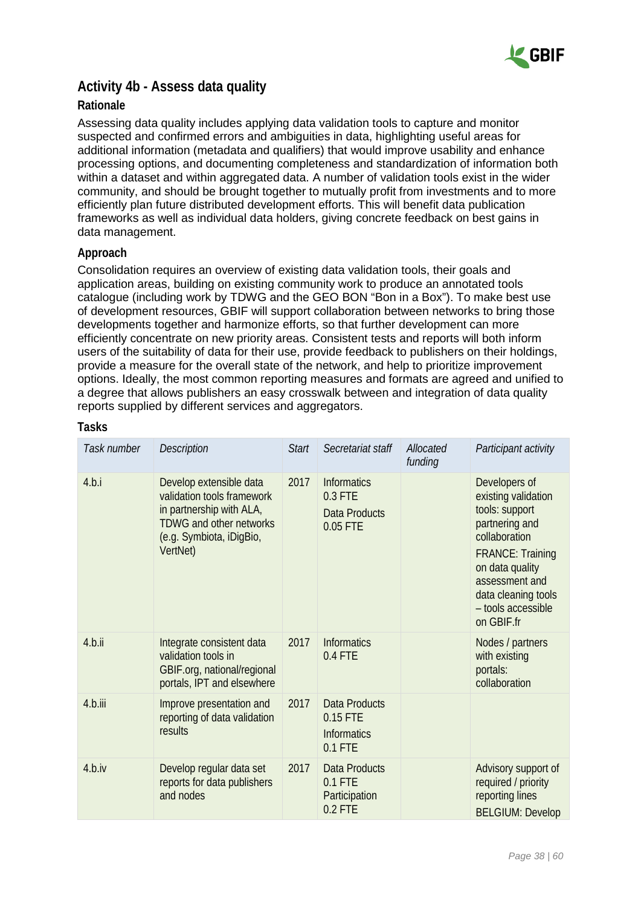## Activity 4b - Assess data quality

### Rationale

Assessing data quality includes applying data validation tools to capture and monitor suspected and confirmed errors and ambiguities in data, highlighting useful areas for additional information (metadata and qualifiers) that would improve usability and enhance processing options, and documenting completeness and standardization of information both within a dataset and within aggregated data. A number of validation tools exist in the wider community, and should be brought together to mutually profit from investments and to more efficiently plan future distributed development efforts. This will benefit data publication frameworks as well as individual data holders, giving concrete feedback on best gains in data management.

### Approach

Consolidation requires an overview of existing data validation tools, their goals and application areas, building on existing community work to produce an annotated tools catalogue (including work by TDWG and the GEO BON "Bon in a Box"). To make best use of development resources, GBIF will support collaboration between networks to bring those developments together and harmonize efforts, so that further development can more efficiently concentrate on new priority areas. Consistent tests and reports will both inform users of the suitability of data for their use, provide feedback to publishers on their holdings, provide a measure for the overall state of the network, and help to prioritize improvement options. Ideally, the most common reporting measures and formats are agreed and unified to a degree that allows publishers an easy crosswalk between and integration of data quality reports supplied by different services and aggregators.

### Tasks

| *Task number* | *Description* | *Start* | *Secretariat staff* | *Allocated funding* | *Participant activity* |
|---|---|---|---|---|---|
| 4.b.i | Develop extensible data validation tools framework in partnership with ALA, TDWG and other networks (e.g. Symbiota, iDigBio, VertNet) | 2017 | Informatics 0.3 FTE<br>Data Products 0.05 FTE | | Developers of existing validation tools: support partnering and collaboration<br>FRANCE: Training on data quality assessment and data cleaning tools – tools accessible on GBIF.fr |
| 4.b.ii | Integrate consistent data validation tools in GBIF.org, national/regional portals, IPT and elsewhere | 2017 | Informatics 0.4 FTE | | Nodes / partners with existing portals: collaboration |
| 4.b.iii | Improve presentation and reporting of data validation results | 2017 | Data Products 0.15 FTE<br>Informatics 0.1 FTE | | |
| 4.b.iv | Develop regular data set reports for data publishers and nodes | 2017 | Data Products 0.1 FTE<br>Participation 0.2 FTE | | Advisory support of required / priority reporting lines<br>BELGIUM: Develop |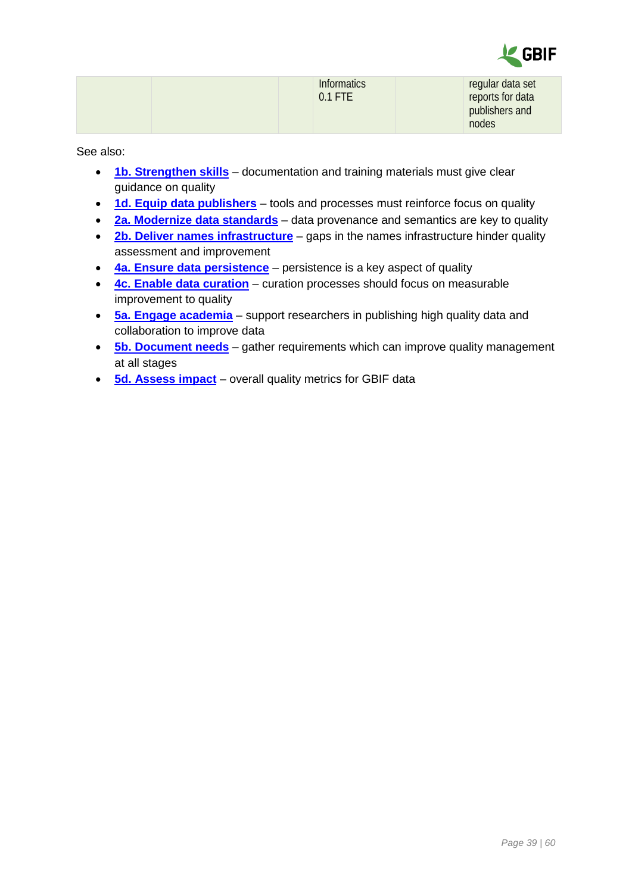| | | | Informatics 0.1 FTE | | regular data set reports for data publishers and nodes |
|---|---|---|---|---|---|

See also:

- **1b. Strengthen skills** – documentation and training materials must give clear guidance on quality
- **1d. Equip data publishers** – tools and processes must reinforce focus on quality
- **2a. Modernize data standards** – data provenance and semantics are key to quality
- **2b. Deliver names infrastructure** – gaps in the names infrastructure hinder quality assessment and improvement
- **4a. Ensure data persistence** – persistence is a key aspect of quality
- **4c. Enable data curation** – curation processes should focus on measurable improvement to quality
- **5a. Engage academia** – support researchers in publishing high quality data and collaboration to improve data
- **5b. Document needs** – gather requirements which can improve quality management at all stages
- **5d. Assess impact** – overall quality metrics for GBIF data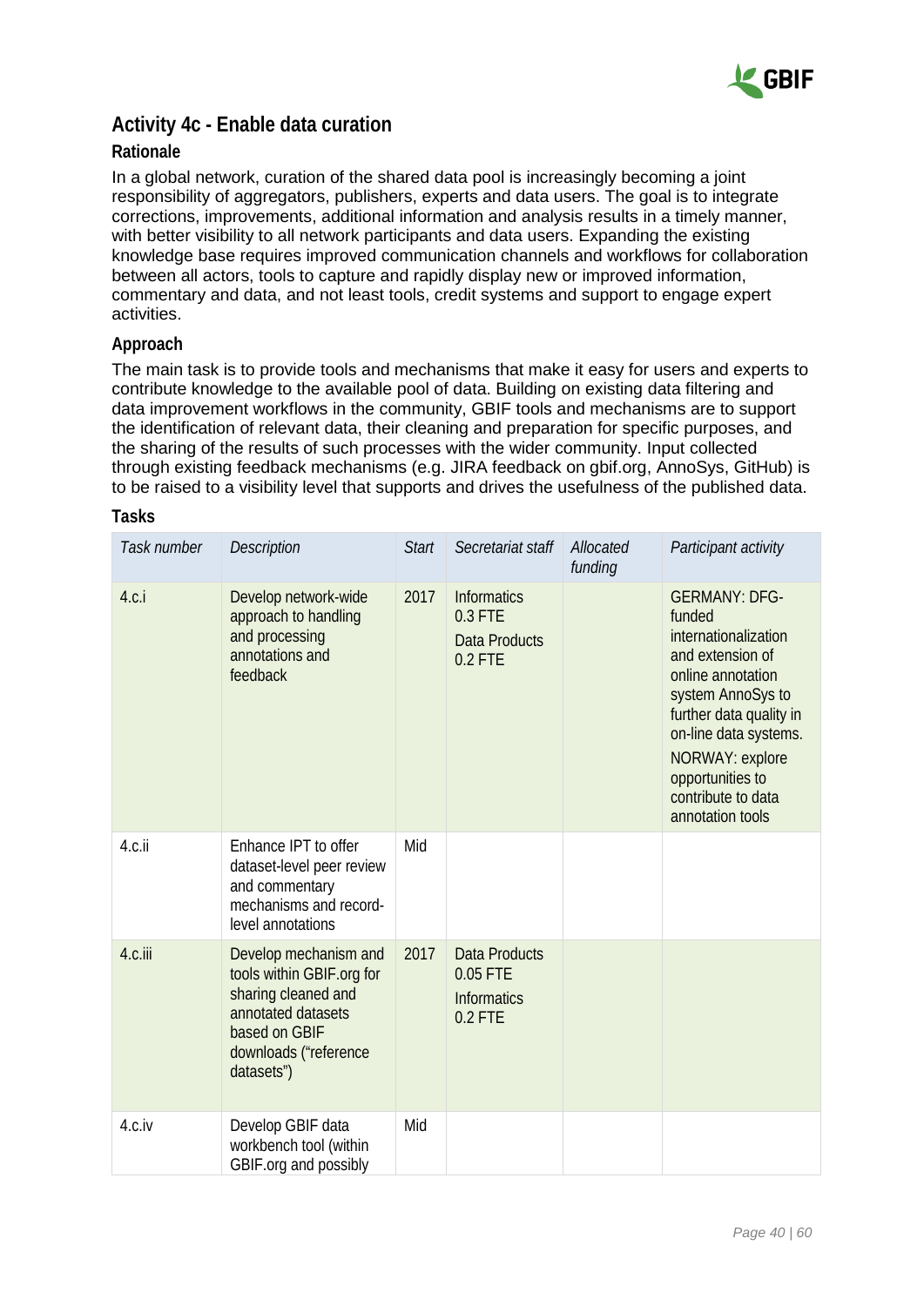## Activity 4c - Enable data curation

### Rationale

In a global network, curation of the shared data pool is increasingly becoming a joint responsibility of aggregators, publishers, experts and data users. The goal is to integrate corrections, improvements, additional information and analysis results in a timely manner, with better visibility to all network participants and data users. Expanding the existing knowledge base requires improved communication channels and workflows for collaboration between all actors, tools to capture and rapidly display new or improved information, commentary and data, and not least tools, credit systems and support to engage expert activities.

### Approach

The main task is to provide tools and mechanisms that make it easy for users and experts to contribute knowledge to the available pool of data. Building on existing data filtering and data improvement workflows in the community, GBIF tools and mechanisms are to support the identification of relevant data, their cleaning and preparation for specific purposes, and the sharing of the results of such processes with the wider community. Input collected through existing feedback mechanisms (e.g. JIRA feedback on gbif.org, AnnoSys, GitHub) is to be raised to a visibility level that supports and drives the usefulness of the published data.

### Tasks

| *Task number* | *Description* | *Start* | *Secretariat staff* | *Allocated funding* | *Participant activity* |
|---|---|---|---|---|---|
| 4.c.i | Develop network-wide approach to handling and processing annotations and feedback | 2017 | Informatics 0.3 FTE<br>Data Products 0.2 FTE | | GERMANY: DFG-funded internationalization and extension of online annotation system AnnoSys to further data quality in on-line data systems.<br>NORWAY: explore opportunities to contribute to data annotation tools |
| 4.c.ii | Enhance IPT to offer dataset-level peer review and commentary mechanisms and record-level annotations | Mid | | | |
| 4.c.iii | Develop mechanism and tools within GBIF.org for sharing cleaned and annotated datasets based on GBIF downloads ("reference datasets") | 2017 | Data Products 0.05 FTE<br>Informatics 0.2 FTE | | |
| 4.c.iv | Develop GBIF data workbench tool (within GBIF.org and possibly | Mid | | | |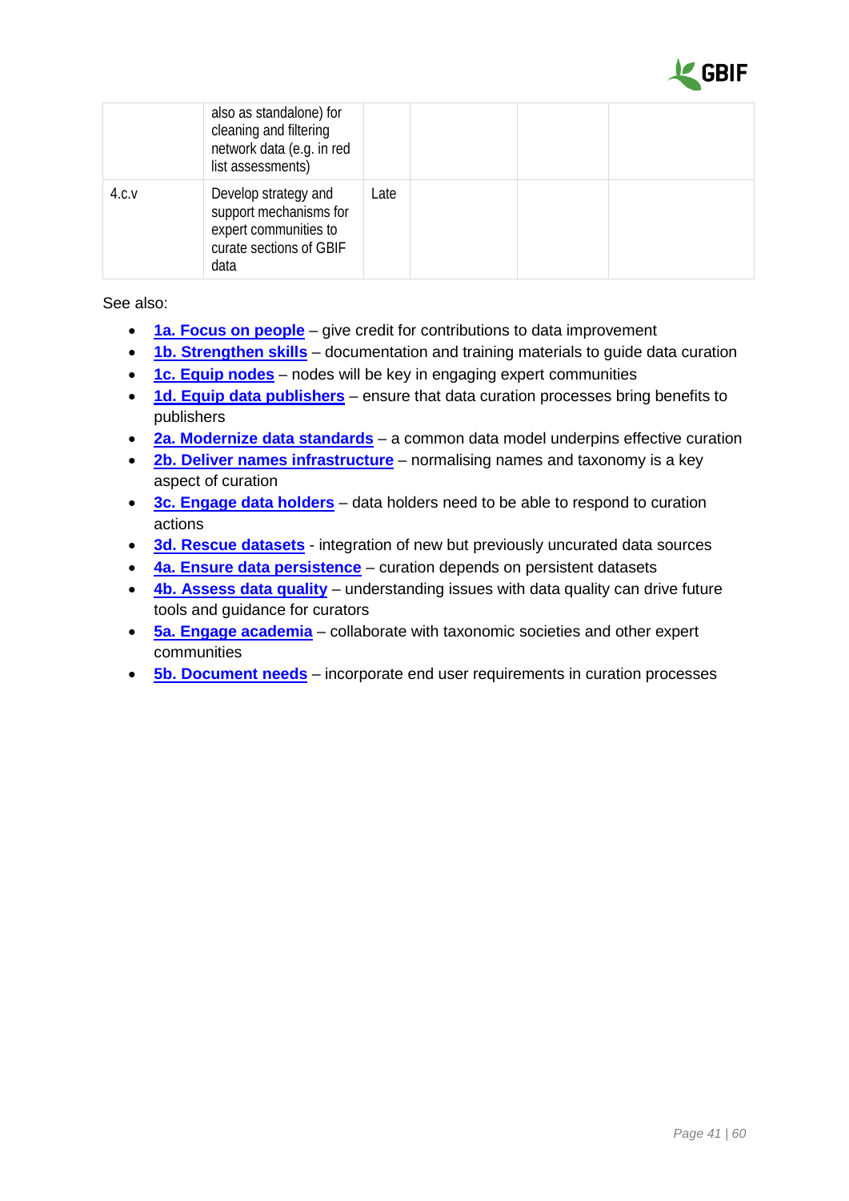| | | | | | |
|---|---|---|---|---|---|
| | also as standalone) for cleaning and filtering network data (e.g. in red list assessments) | | | | |
| 4.c.v | Develop strategy and support mechanisms for expert communities to curate sections of GBIF data | Late | | | |

See also:

- **1a. Focus on people** – give credit for contributions to data improvement
- **1b. Strengthen skills** – documentation and training materials to guide data curation
- **1c. Equip nodes** – nodes will be key in engaging expert communities
- **1d. Equip data publishers** – ensure that data curation processes bring benefits to publishers
- **2a. Modernize data standards** – a common data model underpins effective curation
- **2b. Deliver names infrastructure** – normalising names and taxonomy is a key aspect of curation
- **3c. Engage data holders** – data holders need to be able to respond to curation actions
- **3d. Rescue datasets** - integration of new but previously uncurated data sources
- **4a. Ensure data persistence** – curation depends on persistent datasets
- **4b. Assess data quality** – understanding issues with data quality can drive future tools and guidance for curators
- **5a. Engage academia** – collaborate with taxonomic societies and other expert communities
- **5b. Document needs** – incorporate end user requirements in curation processes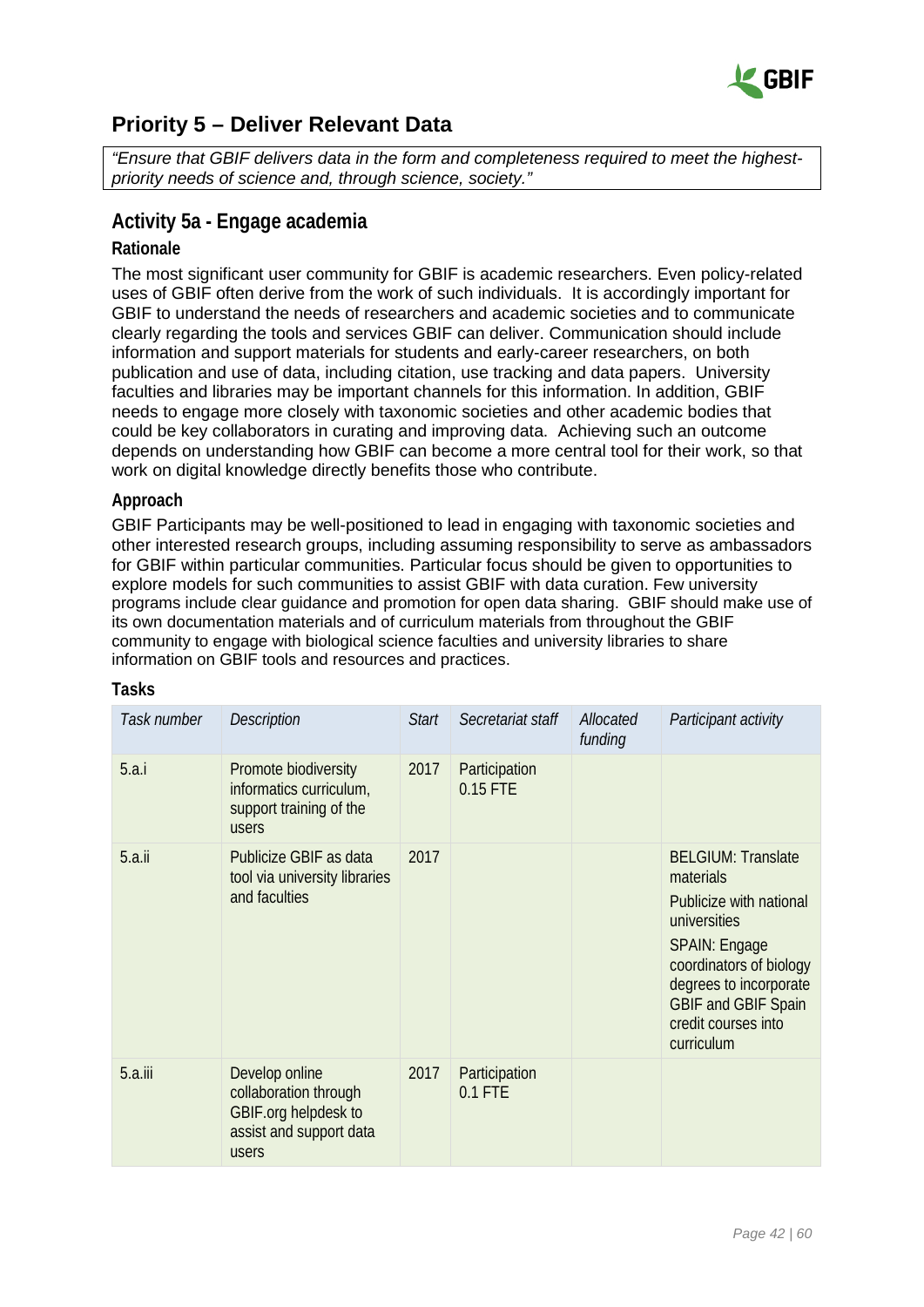## Priority 5 – Deliver Relevant Data

*"Ensure that GBIF delivers data in the form and completeness required to meet the highest-priority needs of science and, through science, society."*

### Activity 5a - Engage academia

#### Rationale

The most significant user community for GBIF is academic researchers. Even policy-related uses of GBIF often derive from the work of such individuals. It is accordingly important for GBIF to understand the needs of researchers and academic societies and to communicate clearly regarding the tools and services GBIF can deliver. Communication should include information and support materials for students and early-career researchers, on both publication and use of data, including citation, use tracking and data papers. University faculties and libraries may be important channels for this information. In addition, GBIF needs to engage more closely with taxonomic societies and other academic bodies that could be key collaborators in curating and improving data. Achieving such an outcome depends on understanding how GBIF can become a more central tool for their work, so that work on digital knowledge directly benefits those who contribute.

#### Approach

GBIF Participants may be well-positioned to lead in engaging with taxonomic societies and other interested research groups, including assuming responsibility to serve as ambassadors for GBIF within particular communities. Particular focus should be given to opportunities to explore models for such communities to assist GBIF with data curation. Few university programs include clear guidance and promotion for open data sharing. GBIF should make use of its own documentation materials and of curriculum materials from throughout the GBIF community to engage with biological science faculties and university libraries to share information on GBIF tools and resources and practices.

#### Tasks

| *Task number* | *Description* | *Start* | *Secretariat staff* | *Allocated funding* | *Participant activity* |
|---|---|---|---|---|---|
| 5.a.i | Promote biodiversity informatics curriculum, support training of the users | 2017 | Participation 0.15 FTE | | |
| 5.a.ii | Publicize GBIF as data tool via university libraries and faculties | 2017 | | | BELGIUM: Translate materials<br>Publicize with national universities<br>SPAIN: Engage coordinators of biology degrees to incorporate GBIF and GBIF Spain credit courses into curriculum |
| 5.a.iii | Develop online collaboration through GBIF.org helpdesk to assist and support data users | 2017 | Participation 0.1 FTE | | |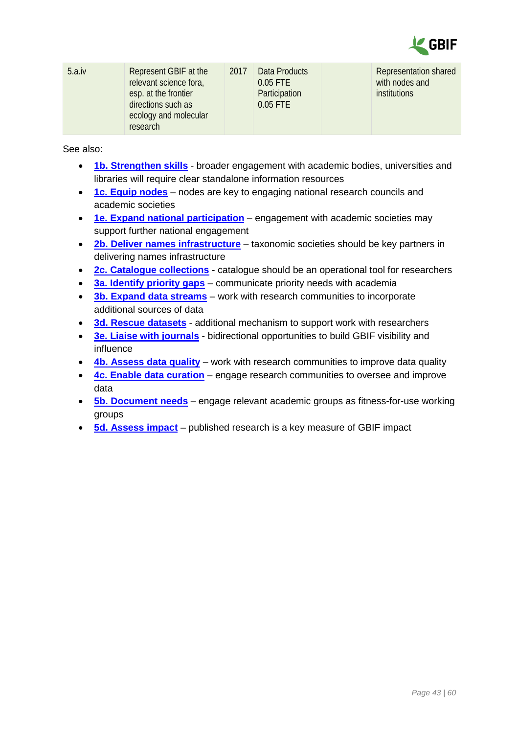| 5.a.iv | Represent GBIF at the relevant science fora, esp. at the frontier directions such as ecology and molecular research | 2017 | Data Products 0.05 FTE Participation 0.05 FTE | | Representation shared with nodes and institutions |
|---|---|---|---|---|---|

See also:

- **1b. Strengthen skills** - broader engagement with academic bodies, universities and libraries will require clear standalone information resources
- **1c. Equip nodes** – nodes are key to engaging national research councils and academic societies
- **1e. Expand national participation** – engagement with academic societies may support further national engagement
- **2b. Deliver names infrastructure** – taxonomic societies should be key partners in delivering names infrastructure
- **2c. Catalogue collections** - catalogue should be an operational tool for researchers
- **3a. Identify priority gaps** – communicate priority needs with academia
- **3b. Expand data streams** – work with research communities to incorporate additional sources of data
- **3d. Rescue datasets** - additional mechanism to support work with researchers
- **3e. Liaise with journals** - bidirectional opportunities to build GBIF visibility and influence
- **4b. Assess data quality** – work with research communities to improve data quality
- **4c. Enable data curation** – engage research communities to oversee and improve data
- **5b. Document needs** – engage relevant academic groups as fitness-for-use working groups
- **5d. Assess impact** – published research is a key measure of GBIF impact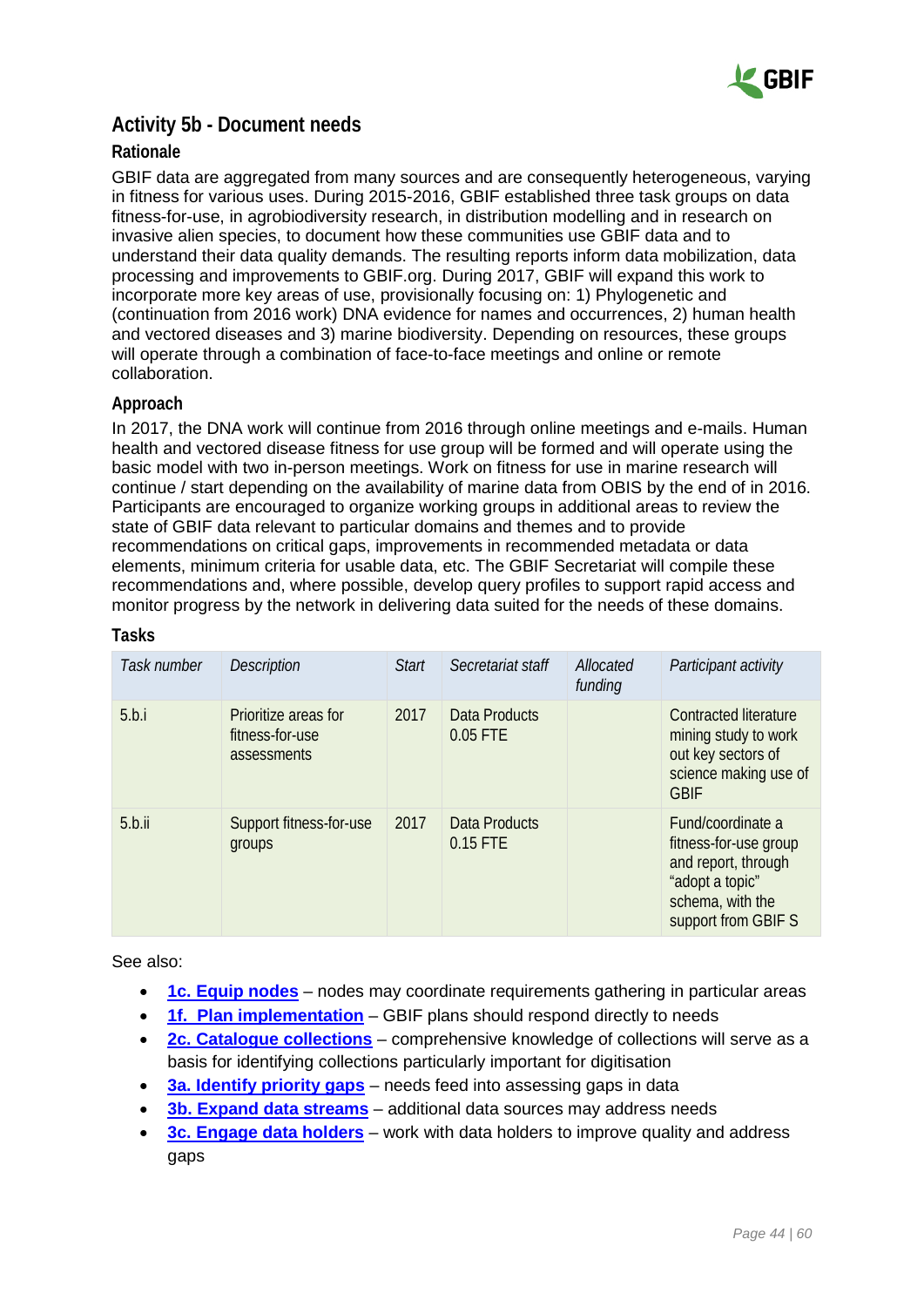## Activity 5b - Document needs

### Rationale

GBIF data are aggregated from many sources and are consequently heterogeneous, varying in fitness for various uses. During 2015-2016, GBIF established three task groups on data fitness-for-use, in agrobiodiversity research, in distribution modelling and in research on invasive alien species, to document how these communities use GBIF data and to understand their data quality demands. The resulting reports inform data mobilization, data processing and improvements to GBIF.org. During 2017, GBIF will expand this work to incorporate more key areas of use, provisionally focusing on: 1) Phylogenetic and (continuation from 2016 work) DNA evidence for names and occurrences, 2) human health and vectored diseases and 3) marine biodiversity. Depending on resources, these groups will operate through a combination of face-to-face meetings and online or remote collaboration.

### Approach

In 2017, the DNA work will continue from 2016 through online meetings and e-mails. Human health and vectored disease fitness for use group will be formed and will operate using the basic model with two in-person meetings. Work on fitness for use in marine research will continue / start depending on the availability of marine data from OBIS by the end of in 2016. Participants are encouraged to organize working groups in additional areas to review the state of GBIF data relevant to particular domains and themes and to provide recommendations on critical gaps, improvements in recommended metadata or data elements, minimum criteria for usable data, etc. The GBIF Secretariat will compile these recommendations and, where possible, develop query profiles to support rapid access and monitor progress by the network in delivering data suited for the needs of these domains.

### Tasks

| *Task number* | *Description* | *Start* | *Secretariat staff* | *Allocated funding* | *Participant activity* |
|---|---|---|---|---|---|
| 5.b.i | Prioritize areas for fitness-for-use assessments | 2017 | Data Products 0.05 FTE | | Contracted literature mining study to work out key sectors of science making use of GBIF |
| 5.b.ii | Support fitness-for-use groups | 2017 | Data Products 0.15 FTE | | Fund/coordinate a fitness-for-use group and report, through "adopt a topic" schema, with the support from GBIF S |

See also:

- **1c. Equip nodes** – nodes may coordinate requirements gathering in particular areas
- **1f. Plan implementation** – GBIF plans should respond directly to needs
- **2c. Catalogue collections** – comprehensive knowledge of collections will serve as a basis for identifying collections particularly important for digitisation
- **3a. Identify priority gaps** – needs feed into assessing gaps in data
- **3b. Expand data streams** – additional data sources may address needs
- **3c. Engage data holders** – work with data holders to improve quality and address gaps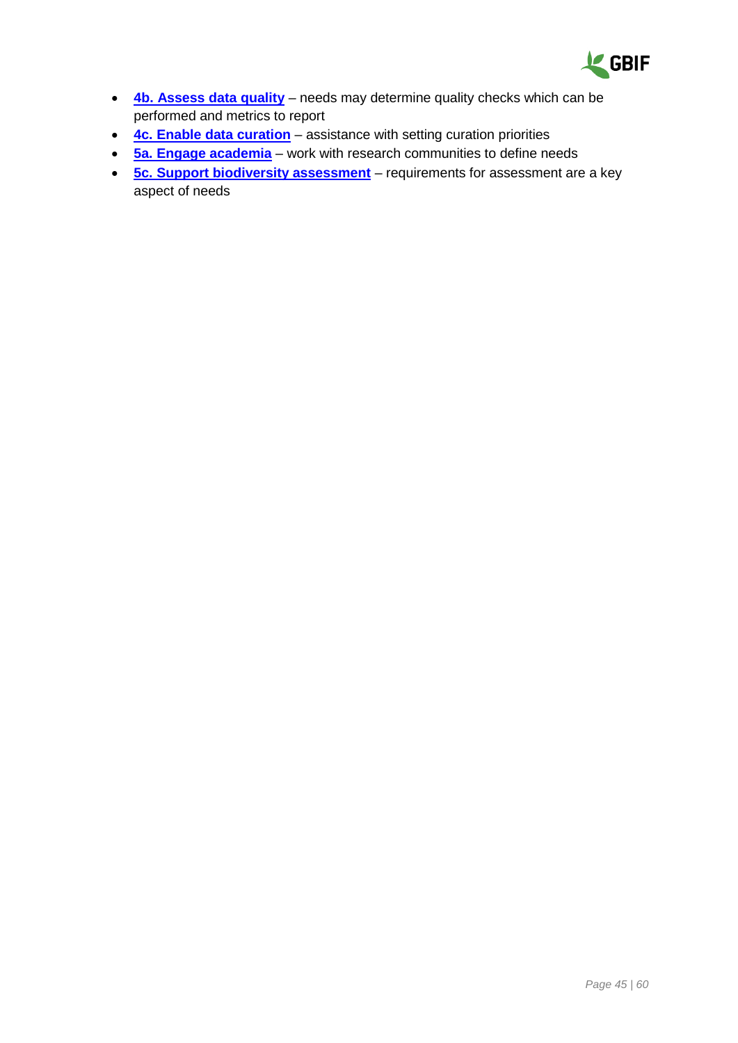- **4b. Assess data quality** – needs may determine quality checks which can be performed and metrics to report
- **4c. Enable data curation** – assistance with setting curation priorities
- **5a. Engage academia** – work with research communities to define needs
- **5c. Support biodiversity assessment** – requirements for assessment are a key aspect of needs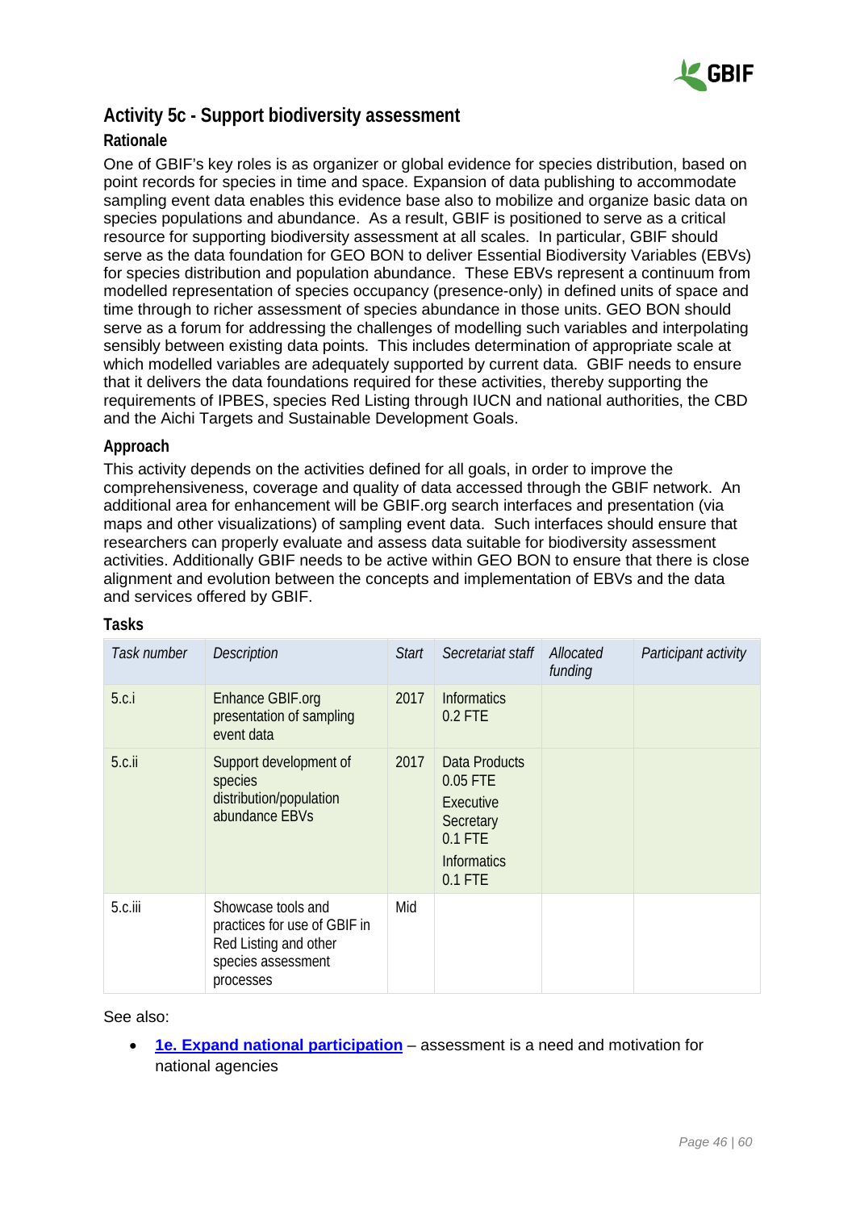## Activity 5c - Support biodiversity assessment

### Rationale

One of GBIF's key roles is as organizer or global evidence for species distribution, based on point records for species in time and space. Expansion of data publishing to accommodate sampling event data enables this evidence base also to mobilize and organize basic data on species populations and abundance. As a result, GBIF is positioned to serve as a critical resource for supporting biodiversity assessment at all scales. In particular, GBIF should serve as the data foundation for GEO BON to deliver Essential Biodiversity Variables (EBVs) for species distribution and population abundance. These EBVs represent a continuum from modelled representation of species occupancy (presence-only) in defined units of space and time through to richer assessment of species abundance in those units. GEO BON should serve as a forum for addressing the challenges of modelling such variables and interpolating sensibly between existing data points. This includes determination of appropriate scale at which modelled variables are adequately supported by current data. GBIF needs to ensure that it delivers the data foundations required for these activities, thereby supporting the requirements of IPBES, species Red Listing through IUCN and national authorities, the CBD and the Aichi Targets and Sustainable Development Goals.

### Approach

This activity depends on the activities defined for all goals, in order to improve the comprehensiveness, coverage and quality of data accessed through the GBIF network. An additional area for enhancement will be GBIF.org search interfaces and presentation (via maps and other visualizations) of sampling event data. Such interfaces should ensure that researchers can properly evaluate and assess data suitable for biodiversity assessment activities. Additionally GBIF needs to be active within GEO BON to ensure that there is close alignment and evolution between the concepts and implementation of EBVs and the data and services offered by GBIF.

### Tasks

| *Task number* | *Description* | *Start* | *Secretariat staff* | *Allocated funding* | *Participant activity* |
|---|---|---|---|---|---|
| 5.c.i | Enhance GBIF.org presentation of sampling event data | 2017 | Informatics 0.2 FTE | | |
| 5.c.ii | Support development of species distribution/population abundance EBVs | 2017 | Data Products 0.05 FTE<br>Executive Secretary 0.1 FTE<br>Informatics 0.1 FTE | | |
| 5.c.iii | Showcase tools and practices for use of GBIF in Red Listing and other species assessment processes | Mid | | | |

See also:

- **1e. Expand national participation** – assessment is a need and motivation for national agencies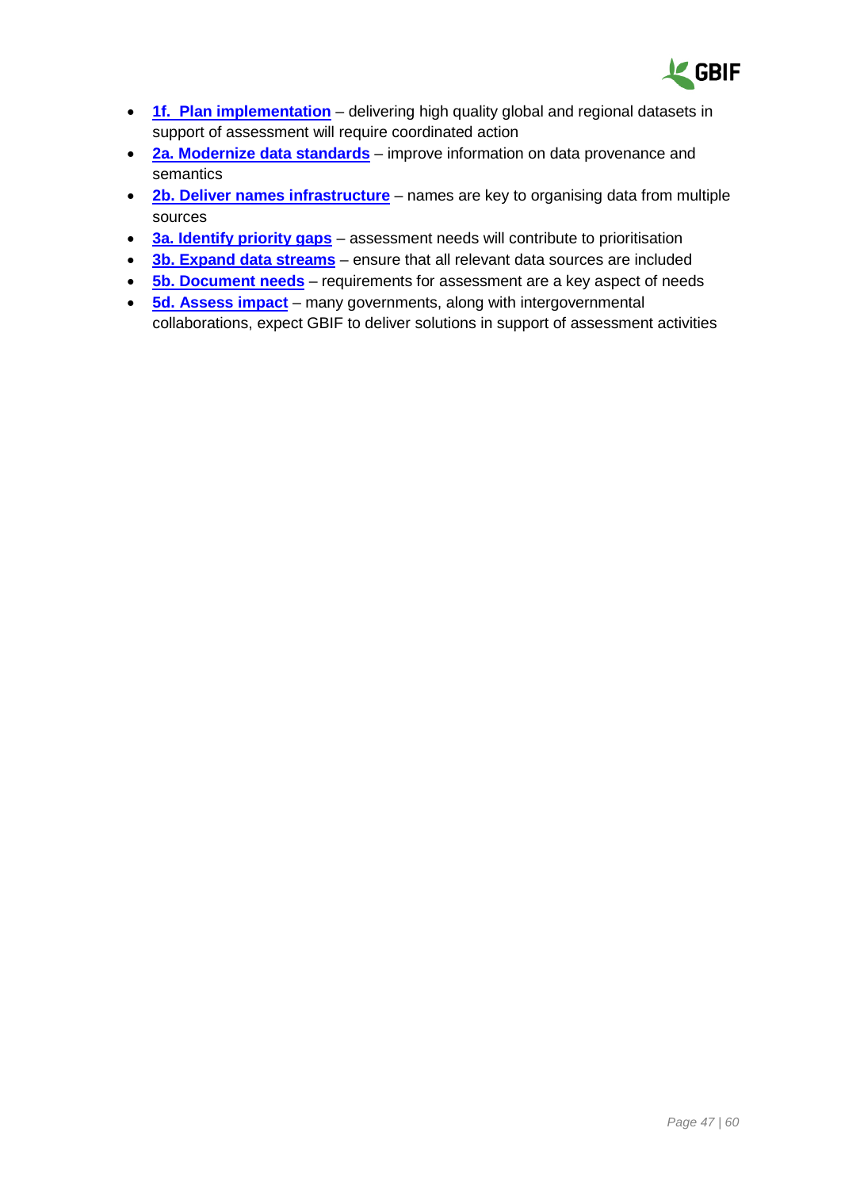- **1f. Plan implementation** – delivering high quality global and regional datasets in support of assessment will require coordinated action
- **2a. Modernize data standards** – improve information on data provenance and semantics
- **2b. Deliver names infrastructure** – names are key to organising data from multiple sources
- **3a. Identify priority gaps** – assessment needs will contribute to prioritisation
- **3b. Expand data streams** – ensure that all relevant data sources are included
- **5b. Document needs** – requirements for assessment are a key aspect of needs
- **5d. Assess impact** – many governments, along with intergovernmental collaborations, expect GBIF to deliver solutions in support of assessment activities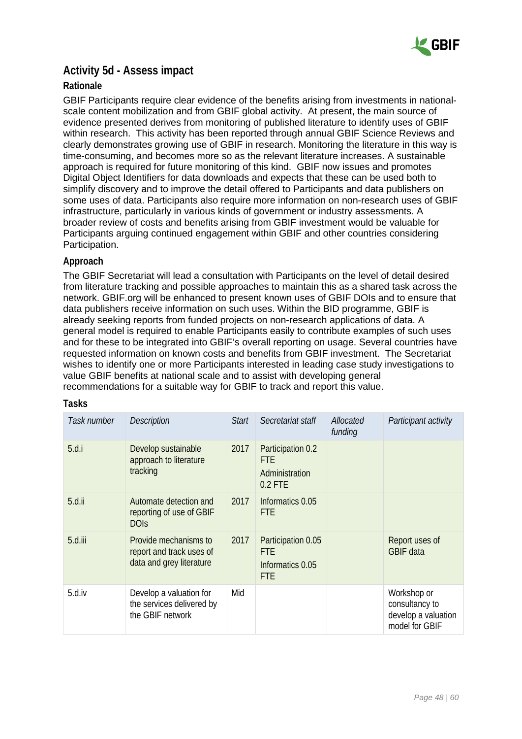## Activity 5d - Assess impact

### Rationale

GBIF Participants require clear evidence of the benefits arising from investments in national-scale content mobilization and from GBIF global activity. At present, the main source of evidence presented derives from monitoring of published literature to identify uses of GBIF within research. This activity has been reported through annual GBIF Science Reviews and clearly demonstrates growing use of GBIF in research. Monitoring the literature in this way is time-consuming, and becomes more so as the relevant literature increases. A sustainable approach is required for future monitoring of this kind. GBIF now issues and promotes Digital Object Identifiers for data downloads and expects that these can be used both to simplify discovery and to improve the detail offered to Participants and data publishers on some uses of data. Participants also require more information on non-research uses of GBIF infrastructure, particularly in various kinds of government or industry assessments. A broader review of costs and benefits arising from GBIF investment would be valuable for Participants arguing continued engagement within GBIF and other countries considering Participation.

### Approach

The GBIF Secretariat will lead a consultation with Participants on the level of detail desired from literature tracking and possible approaches to maintain this as a shared task across the network. GBIF.org will be enhanced to present known uses of GBIF DOIs and to ensure that data publishers receive information on such uses. Within the BID programme, GBIF is already seeking reports from funded projects on non-research applications of data. A general model is required to enable Participants easily to contribute examples of such uses and for these to be integrated into GBIF's overall reporting on usage. Several countries have requested information on known costs and benefits from GBIF investment. The Secretariat wishes to identify one or more Participants interested in leading case study investigations to value GBIF benefits at national scale and to assist with developing general recommendations for a suitable way for GBIF to track and report this value.

### Tasks

| *Task number* | *Description* | *Start* | *Secretariat staff* | *Allocated funding* | *Participant activity* |
|---|---|---|---|---|---|
| 5.d.i | Develop sustainable approach to literature tracking | 2017 | Participation 0.2 FTE<br>Administration 0.2 FTE | | |
| 5.d.ii | Automate detection and reporting of use of GBIF DOIs | 2017 | Informatics 0.05 FTE | | |
| 5.d.iii | Provide mechanisms to report and track uses of data and grey literature | 2017 | Participation 0.05 FTE<br>Informatics 0.05 FTE | | Report uses of GBIF data |
| 5.d.iv | Develop a valuation for the services delivered by the GBIF network | Mid | | | Workshop or consultancy to develop a valuation model for GBIF |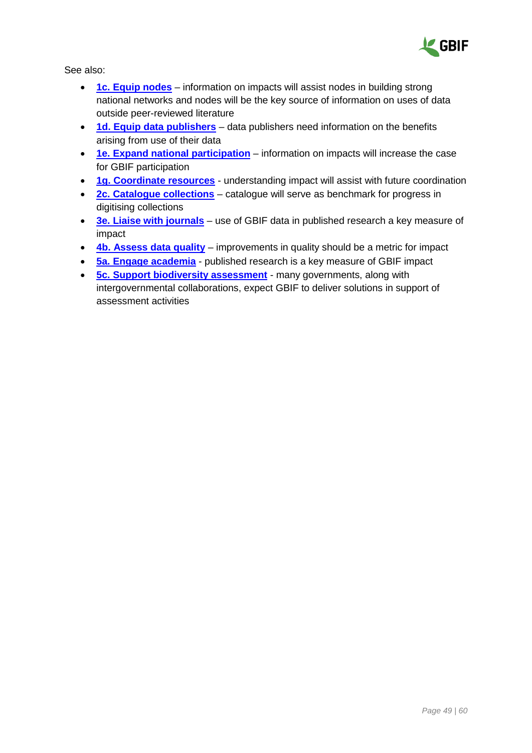See also:

- **1c. Equip nodes** – information on impacts will assist nodes in building strong national networks and nodes will be the key source of information on uses of data outside peer-reviewed literature
- **1d. Equip data publishers** – data publishers need information on the benefits arising from use of their data
- **1e. Expand national participation** – information on impacts will increase the case for GBIF participation
- **1g. Coordinate resources** - understanding impact will assist with future coordination
- **2c. Catalogue collections** – catalogue will serve as benchmark for progress in digitising collections
- **3e. Liaise with journals** – use of GBIF data in published research a key measure of impact
- **4b. Assess data quality** – improvements in quality should be a metric for impact
- **5a. Engage academia** - published research is a key measure of GBIF impact
- **5c. Support biodiversity assessment** - many governments, along with intergovernmental collaborations, expect GBIF to deliver solutions in support of assessment activities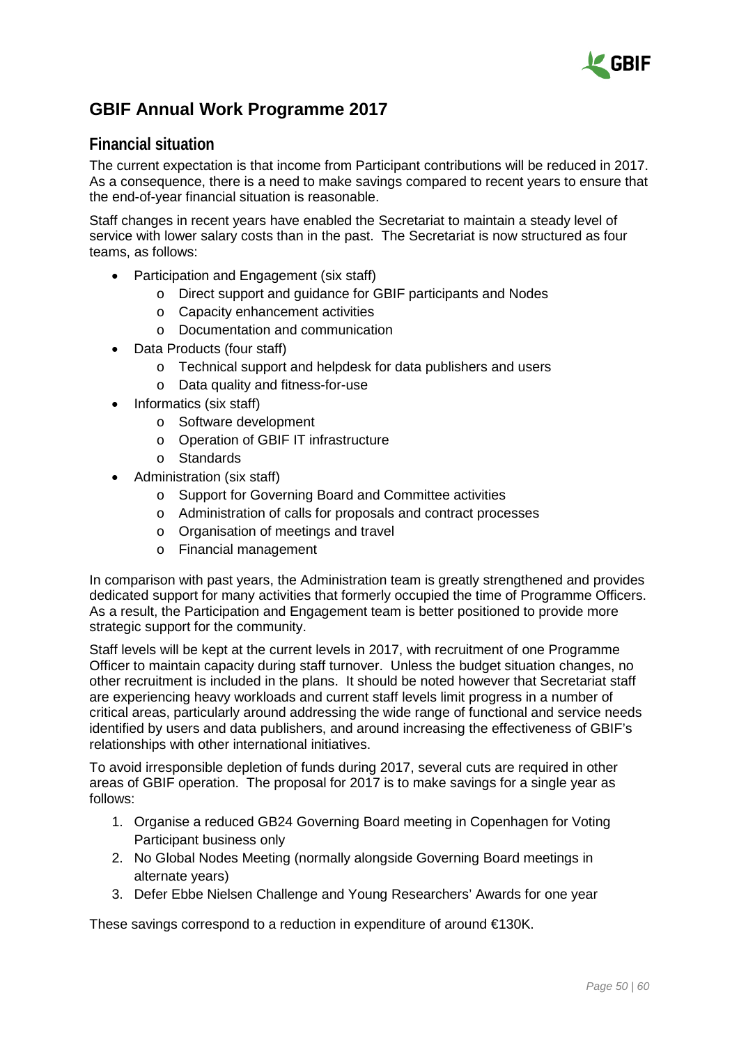# GBIF Annual Work Programme 2017

## Financial situation

The current expectation is that income from Participant contributions will be reduced in 2017. As a consequence, there is a need to make savings compared to recent years to ensure that the end-of-year financial situation is reasonable.

Staff changes in recent years have enabled the Secretariat to maintain a steady level of service with lower salary costs than in the past. The Secretariat is now structured as four teams, as follows:

- Participation and Engagement (six staff)
  - Direct support and guidance for GBIF participants and Nodes
  - Capacity enhancement activities
  - Documentation and communication
- Data Products (four staff)
  - Technical support and helpdesk for data publishers and users
  - Data quality and fitness-for-use
- Informatics (six staff)
  - Software development
  - Operation of GBIF IT infrastructure
  - Standards
- Administration (six staff)
  - Support for Governing Board and Committee activities
  - Administration of calls for proposals and contract processes
  - Organisation of meetings and travel
  - Financial management

In comparison with past years, the Administration team is greatly strengthened and provides dedicated support for many activities that formerly occupied the time of Programme Officers. As a result, the Participation and Engagement team is better positioned to provide more strategic support for the community.

Staff levels will be kept at the current levels in 2017, with recruitment of one Programme Officer to maintain capacity during staff turnover. Unless the budget situation changes, no other recruitment is included in the plans. It should be noted however that Secretariat staff are experiencing heavy workloads and current staff levels limit progress in a number of critical areas, particularly around addressing the wide range of functional and service needs identified by users and data publishers, and around increasing the effectiveness of GBIF's relationships with other international initiatives.

To avoid irresponsible depletion of funds during 2017, several cuts are required in other areas of GBIF operation. The proposal for 2017 is to make savings for a single year as follows:

1. Organise a reduced GB24 Governing Board meeting in Copenhagen for Voting Participant business only
2. No Global Nodes Meeting (normally alongside Governing Board meetings in alternate years)
3. Defer Ebbe Nielsen Challenge and Young Researchers' Awards for one year

These savings correspond to a reduction in expenditure of around €130K.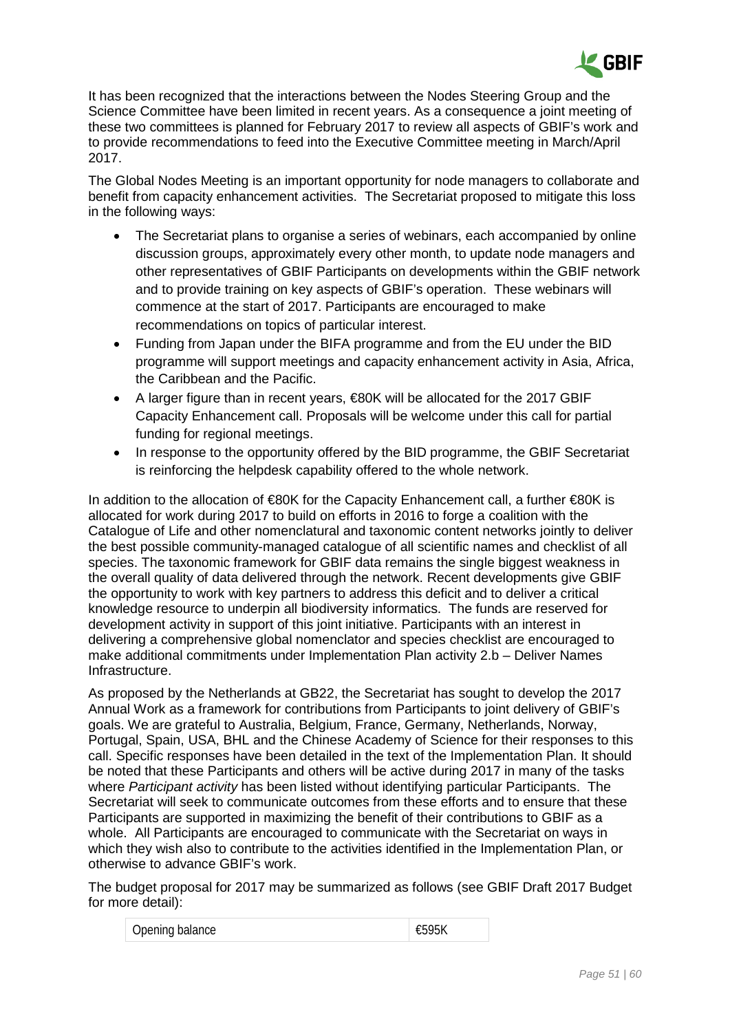It has been recognized that the interactions between the Nodes Steering Group and the Science Committee have been limited in recent years. As a consequence a joint meeting of these two committees is planned for February 2017 to review all aspects of GBIF's work and to provide recommendations to feed into the Executive Committee meeting in March/April 2017.

The Global Nodes Meeting is an important opportunity for node managers to collaborate and benefit from capacity enhancement activities. The Secretariat proposed to mitigate this loss in the following ways:

- The Secretariat plans to organise a series of webinars, each accompanied by online discussion groups, approximately every other month, to update node managers and other representatives of GBIF Participants on developments within the GBIF network and to provide training on key aspects of GBIF's operation. These webinars will commence at the start of 2017. Participants are encouraged to make recommendations on topics of particular interest.
- Funding from Japan under the BIFA programme and from the EU under the BID programme will support meetings and capacity enhancement activity in Asia, Africa, the Caribbean and the Pacific.
- A larger figure than in recent years, €80K will be allocated for the 2017 GBIF Capacity Enhancement call. Proposals will be welcome under this call for partial funding for regional meetings.
- In response to the opportunity offered by the BID programme, the GBIF Secretariat is reinforcing the helpdesk capability offered to the whole network.

In addition to the allocation of €80K for the Capacity Enhancement call, a further €80K is allocated for work during 2017 to build on efforts in 2016 to forge a coalition with the Catalogue of Life and other nomenclatural and taxonomic content networks jointly to deliver the best possible community-managed catalogue of all scientific names and checklist of all species. The taxonomic framework for GBIF data remains the single biggest weakness in the overall quality of data delivered through the network. Recent developments give GBIF the opportunity to work with key partners to address this deficit and to deliver a critical knowledge resource to underpin all biodiversity informatics. The funds are reserved for development activity in support of this joint initiative. Participants with an interest in delivering a comprehensive global nomenclator and species checklist are encouraged to make additional commitments under Implementation Plan activity 2.b – Deliver Names Infrastructure.

As proposed by the Netherlands at GB22, the Secretariat has sought to develop the 2017 Annual Work as a framework for contributions from Participants to joint delivery of GBIF's goals. We are grateful to Australia, Belgium, France, Germany, Netherlands, Norway, Portugal, Spain, USA, BHL and the Chinese Academy of Science for their responses to this call. Specific responses have been detailed in the text of the Implementation Plan. It should be noted that these Participants and others will be active during 2017 in many of the tasks where *Participant activity* has been listed without identifying particular Participants. The Secretariat will seek to communicate outcomes from these efforts and to ensure that these Participants are supported in maximizing the benefit of their contributions to GBIF as a whole. All Participants are encouraged to communicate with the Secretariat on ways in which they wish also to contribute to the activities identified in the Implementation Plan, or otherwise to advance GBIF's work.

The budget proposal for 2017 may be summarized as follows (see GBIF Draft 2017 Budget for more detail):

| Opening balance | €595K |
|---|---|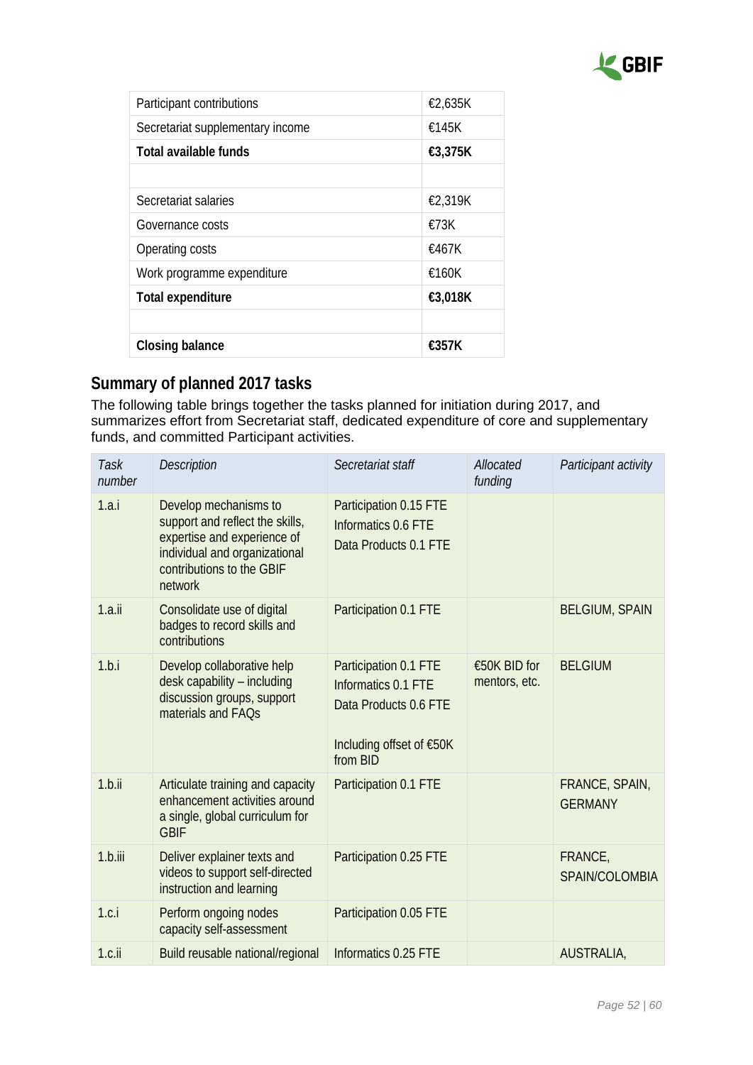| | |
|---|---|
| Participant contributions | €2,635K |
| Secretariat supplementary income | €145K |
| **Total available funds** | **€3,375K** |
| | |
| Secretariat salaries | €2,319K |
| Governance costs | €73K |
| Operating costs | €467K |
| Work programme expenditure | €160K |
| **Total expenditure** | **€3,018K** |
| | |
| **Closing balance** | **€357K** |

## Summary of planned 2017 tasks

The following table brings together the tasks planned for initiation during 2017, and summarizes effort from Secretariat staff, dedicated expenditure of core and supplementary funds, and committed Participant activities.

| *Task number* | *Description* | *Secretariat staff* | *Allocated funding* | *Participant activity* |
|---|---|---|---|---|
| 1.a.i | Develop mechanisms to support and reflect the skills, expertise and experience of individual and organizational contributions to the GBIF network | Participation 0.15 FTE<br>Informatics 0.6 FTE<br>Data Products 0.1 FTE | | |
| 1.a.ii | Consolidate use of digital badges to record skills and contributions | Participation 0.1 FTE | | BELGIUM, SPAIN |
| 1.b.i | Develop collaborative help desk capability – including discussion groups, support materials and FAQs | Participation 0.1 FTE<br>Informatics 0.1 FTE<br>Data Products 0.6 FTE<br><br>Including offset of €50K from BID | €50K BID for mentors, etc. | BELGIUM |
| 1.b.ii | Articulate training and capacity enhancement activities around a single, global curriculum for GBIF | Participation 0.1 FTE | | FRANCE, SPAIN, GERMANY |
| 1.b.iii | Deliver explainer texts and videos to support self-directed instruction and learning | Participation 0.25 FTE | | FRANCE, SPAIN/COLOMBIA |
| 1.c.i | Perform ongoing nodes capacity self-assessment | Participation 0.05 FTE | | |
| 1.c.ii | Build reusable national/regional | Informatics 0.25 FTE | | AUSTRALIA, |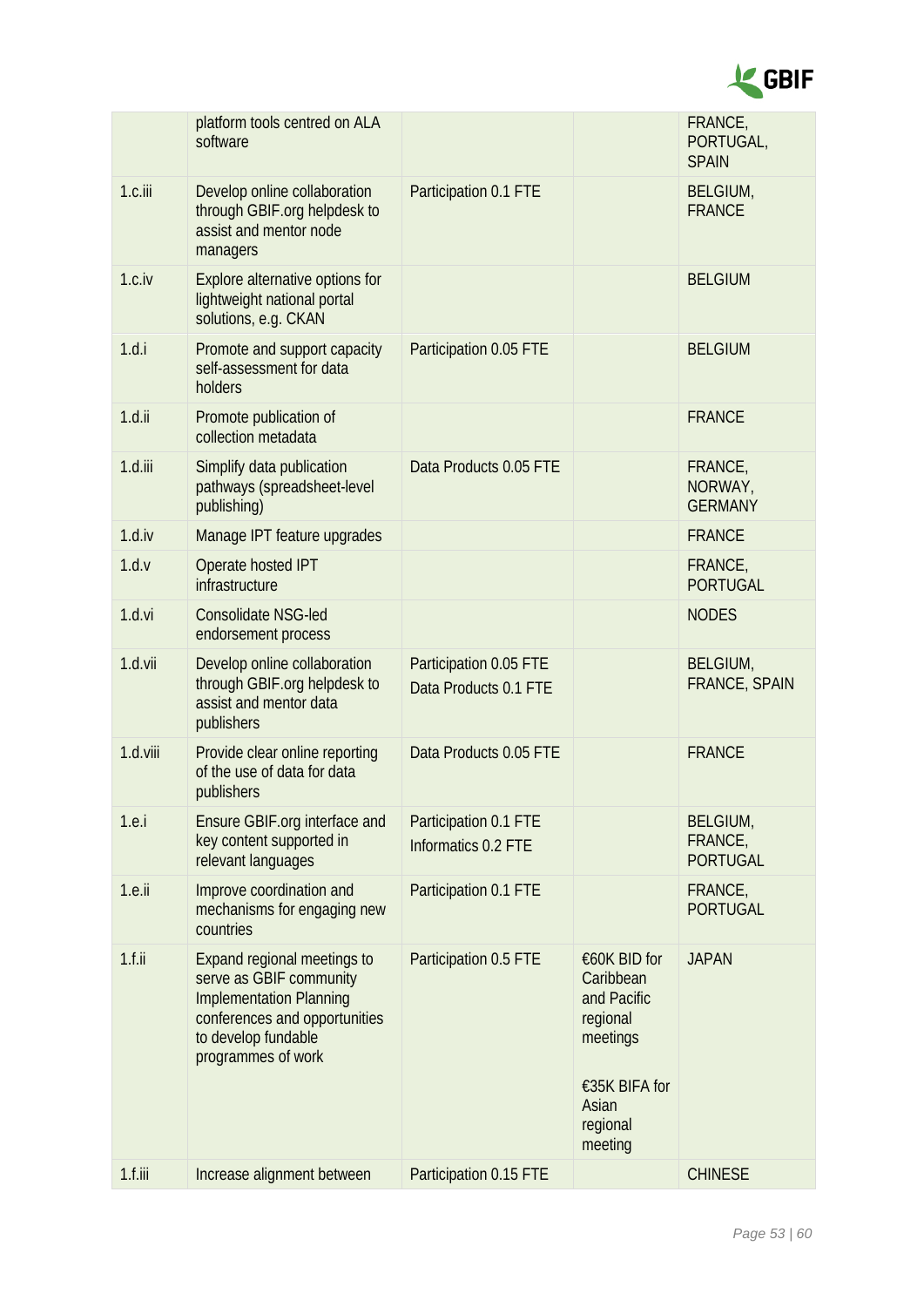| | | | | |
|---|---|---|---|---|
| | platform tools centred on ALA software | | | FRANCE, PORTUGAL, SPAIN |
| 1.c.iii | Develop online collaboration through GBIF.org helpdesk to assist and mentor node managers | Participation 0.1 FTE | | BELGIUM, FRANCE |
| 1.c.iv | Explore alternative options for lightweight national portal solutions, e.g. CKAN | | | BELGIUM |
| 1.d.i | Promote and support capacity self-assessment for data holders | Participation 0.05 FTE | | BELGIUM |
| 1.d.ii | Promote publication of collection metadata | | | FRANCE |
| 1.d.iii | Simplify data publication pathways (spreadsheet-level publishing) | Data Products 0.05 FTE | | FRANCE, NORWAY, GERMANY |
| 1.d.iv | Manage IPT feature upgrades | | | FRANCE |
| 1.d.v | Operate hosted IPT infrastructure | | | FRANCE, PORTUGAL |
| 1.d.vi | Consolidate NSG-led endorsement process | | | NODES |
| 1.d.vii | Develop online collaboration through GBIF.org helpdesk to assist and mentor data publishers | Participation 0.05 FTE<br>Data Products 0.1 FTE | | BELGIUM, FRANCE, SPAIN |
| 1.d.viii | Provide clear online reporting of the use of data for data publishers | Data Products 0.05 FTE | | FRANCE |
| 1.e.i | Ensure GBIF.org interface and key content supported in relevant languages | Participation 0.1 FTE<br>Informatics 0.2 FTE | | BELGIUM, FRANCE, PORTUGAL |
| 1.e.ii | Improve coordination and mechanisms for engaging new countries | Participation 0.1 FTE | | FRANCE, PORTUGAL |
| 1.f.ii | Expand regional meetings to serve as GBIF community Implementation Planning conferences and opportunities to develop fundable programmes of work | Participation 0.5 FTE | €60K BID for Caribbean and Pacific regional meetings<br><br>€35K BIFA for Asian regional meeting | JAPAN |
| 1.f.iii | Increase alignment between | Participation 0.15 FTE | | CHINESE |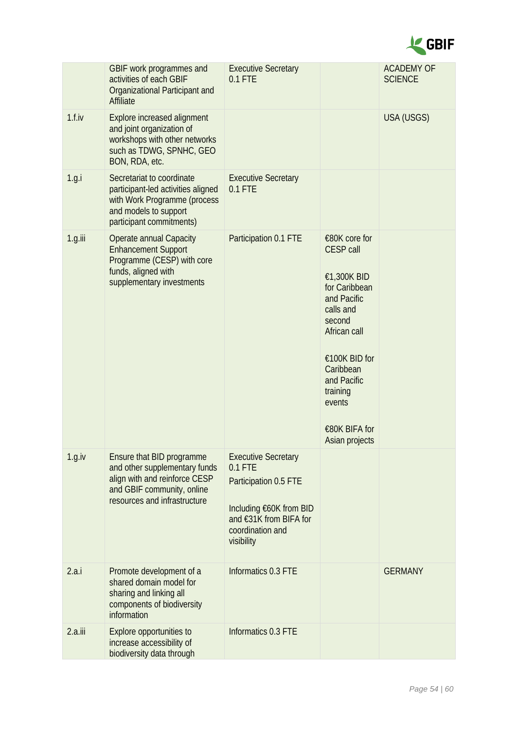| | | | | |
|---|---|---|---|---|
| | GBIF work programmes and activities of each GBIF Organizational Participant and Affiliate | Executive Secretary 0.1 FTE | | ACADEMY OF SCIENCE |
| 1.f.iv | Explore increased alignment and joint organization of workshops with other networks such as TDWG, SPNHC, GEO BON, RDA, etc. | | | USA (USGS) |
| 1.g.i | Secretariat to coordinate participant-led activities aligned with Work Programme (process and models to support participant commitments) | Executive Secretary 0.1 FTE | | |
| 1.g.iii | Operate annual Capacity Enhancement Support Programme (CESP) with core funds, aligned with supplementary investments | Participation 0.1 FTE | €80K core for CESP call<br><br>€1,300K BID for Caribbean and Pacific calls and second African call<br><br>€100K BID for Caribbean and Pacific training events<br><br>€80K BIFA for Asian projects | |
| 1.g.iv | Ensure that BID programme and other supplementary funds align with and reinforce CESP and GBIF community, online resources and infrastructure | Executive Secretary 0.1 FTE<br>Participation 0.5 FTE<br><br>Including €60K from BID and €31K from BIFA for coordination and visibility | | |
| 2.a.i | Promote development of a shared domain model for sharing and linking all components of biodiversity information | Informatics 0.3 FTE | | GERMANY |
| 2.a.iii | Explore opportunities to increase accessibility of biodiversity data through | Informatics 0.3 FTE | | |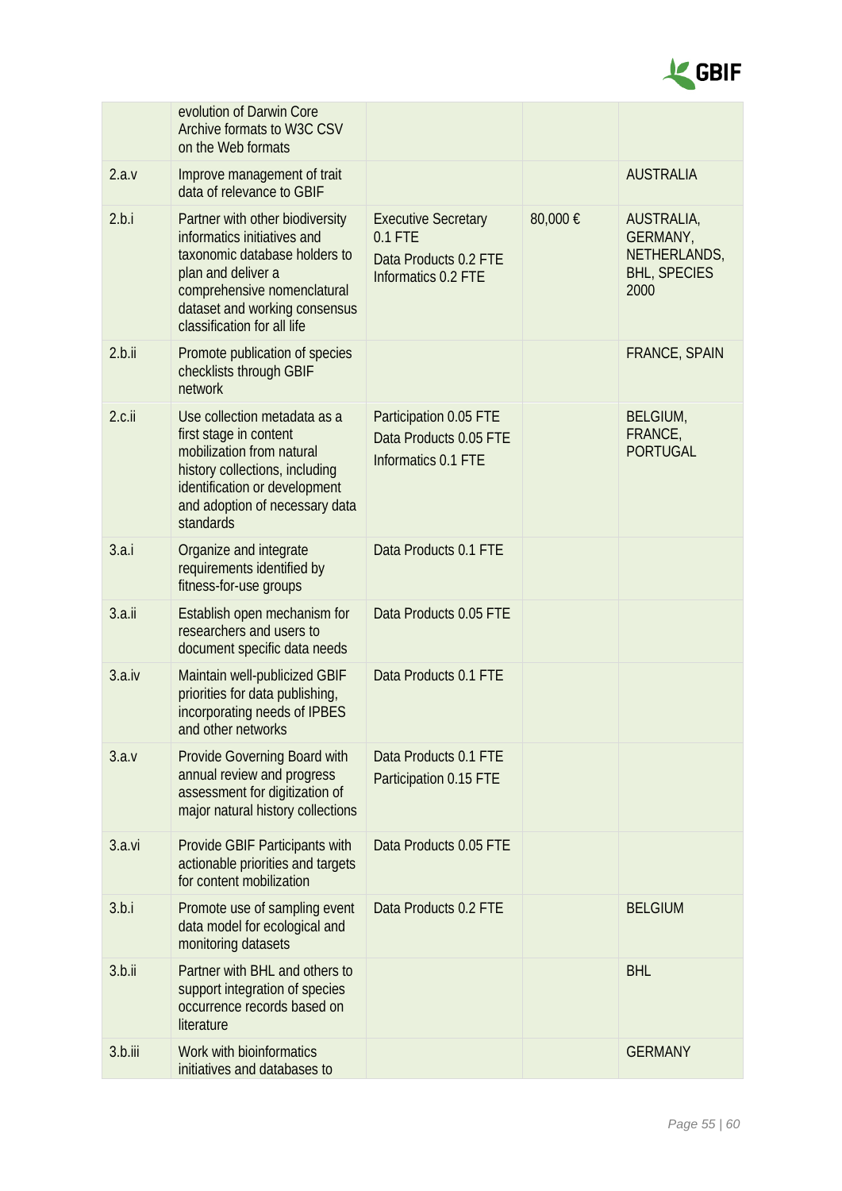| | | | | |
|---|---|---|---|---|
| | evolution of Darwin Core Archive formats to W3C CSV on the Web formats | | | |
| 2.a.v | Improve management of trait data of relevance to GBIF | | | AUSTRALIA |
| 2.b.i | Partner with other biodiversity informatics initiatives and taxonomic database holders to plan and deliver a comprehensive nomenclatural dataset and working consensus classification for all life | Executive Secretary 0.1 FTE<br>Data Products 0.2 FTE<br>Informatics 0.2 FTE | 80,000 € | AUSTRALIA, GERMANY, NETHERLANDS, BHL, SPECIES 2000 |
| 2.b.ii | Promote publication of species checklists through GBIF network | | | FRANCE, SPAIN |
| 2.c.ii | Use collection metadata as a first stage in content mobilization from natural history collections, including identification or development and adoption of necessary data standards | Participation 0.05 FTE<br>Data Products 0.05 FTE<br>Informatics 0.1 FTE | | BELGIUM, FRANCE, PORTUGAL |
| 3.a.i | Organize and integrate requirements identified by fitness-for-use groups | Data Products 0.1 FTE | | |
| 3.a.ii | Establish open mechanism for researchers and users to document specific data needs | Data Products 0.05 FTE | | |
| 3.a.iv | Maintain well-publicized GBIF priorities for data publishing, incorporating needs of IPBES and other networks | Data Products 0.1 FTE | | |
| 3.a.v | Provide Governing Board with annual review and progress assessment for digitization of major natural history collections | Data Products 0.1 FTE<br>Participation 0.15 FTE | | |
| 3.a.vi | Provide GBIF Participants with actionable priorities and targets for content mobilization | Data Products 0.05 FTE | | |
| 3.b.i | Promote use of sampling event data model for ecological and monitoring datasets | Data Products 0.2 FTE | | BELGIUM |
| 3.b.ii | Partner with BHL and others to support integration of species occurrence records based on literature | | | BHL |
| 3.b.iii | Work with bioinformatics initiatives and databases to | | | GERMANY |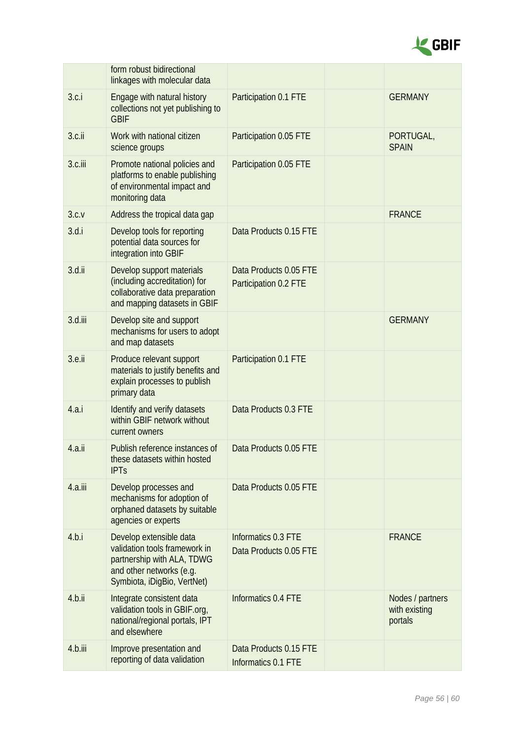| | | | | |
|---|---|---|---|---|
| | form robust bidirectional linkages with molecular data | | | |
| 3.c.i | Engage with natural history collections not yet publishing to GBIF | Participation 0.1 FTE | | GERMANY |
| 3.c.ii | Work with national citizen science groups | Participation 0.05 FTE | | PORTUGAL, SPAIN |
| 3.c.iii | Promote national policies and platforms to enable publishing of environmental impact and monitoring data | Participation 0.05 FTE | | |
| 3.c.v | Address the tropical data gap | | | FRANCE |
| 3.d.i | Develop tools for reporting potential data sources for integration into GBIF | Data Products 0.15 FTE | | |
| 3.d.ii | Develop support materials (including accreditation) for collaborative data preparation and mapping datasets in GBIF | Data Products 0.05 FTE<br>Participation 0.2 FTE | | |
| 3.d.iii | Develop site and support mechanisms for users to adopt and map datasets | | | GERMANY |
| 3.e.ii | Produce relevant support materials to justify benefits and explain processes to publish primary data | Participation 0.1 FTE | | |
| 4.a.i | Identify and verify datasets within GBIF network without current owners | Data Products 0.3 FTE | | |
| 4.a.ii | Publish reference instances of these datasets within hosted IPTs | Data Products 0.05 FTE | | |
| 4.a.iii | Develop processes and mechanisms for adoption of orphaned datasets by suitable agencies or experts | Data Products 0.05 FTE | | |
| 4.b.i | Develop extensible data validation tools framework in partnership with ALA, TDWG and other networks (e.g. Symbiota, iDigBio, VertNet) | Informatics 0.3 FTE<br>Data Products 0.05 FTE | | FRANCE |
| 4.b.ii | Integrate consistent data validation tools in GBIF.org, national/regional portals, IPT and elsewhere | Informatics 0.4 FTE | | Nodes / partners with existing portals |
| 4.b.iii | Improve presentation and reporting of data validation | Data Products 0.15 FTE<br>Informatics 0.1 FTE | | |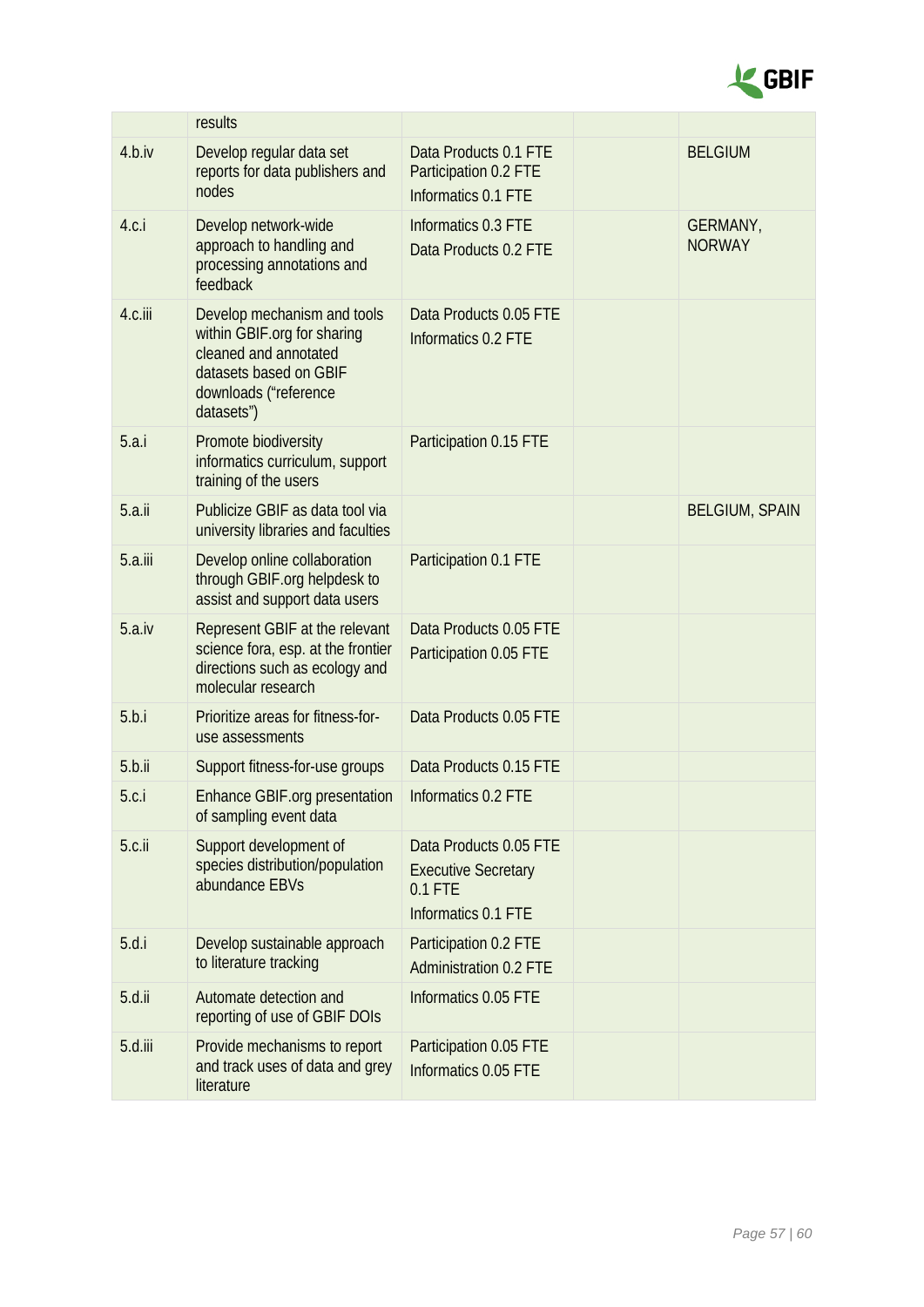| | | | | |
|---|---|---|---|---|
| | results | | | |
| 4.b.iv | Develop regular data set reports for data publishers and nodes | Data Products 0.1 FTE<br>Participation 0.2 FTE<br>Informatics 0.1 FTE | | BELGIUM |
| 4.c.i | Develop network-wide approach to handling and processing annotations and feedback | Informatics 0.3 FTE<br>Data Products 0.2 FTE | | GERMANY, NORWAY |
| 4.c.iii | Develop mechanism and tools within GBIF.org for sharing cleaned and annotated datasets based on GBIF downloads ("reference datasets") | Data Products 0.05 FTE<br>Informatics 0.2 FTE | | |
| 5.a.i | Promote biodiversity informatics curriculum, support training of the users | Participation 0.15 FTE | | |
| 5.a.ii | Publicize GBIF as data tool via university libraries and faculties | | | BELGIUM, SPAIN |
| 5.a.iii | Develop online collaboration through GBIF.org helpdesk to assist and support data users | Participation 0.1 FTE | | |
| 5.a.iv | Represent GBIF at the relevant science fora, esp. at the frontier directions such as ecology and molecular research | Data Products 0.05 FTE<br>Participation 0.05 FTE | | |
| 5.b.i | Prioritize areas for fitness-for-use assessments | Data Products 0.05 FTE | | |
| 5.b.ii | Support fitness-for-use groups | Data Products 0.15 FTE | | |
| 5.c.i | Enhance GBIF.org presentation of sampling event data | Informatics 0.2 FTE | | |
| 5.c.ii | Support development of species distribution/population abundance EBVs | Data Products 0.05 FTE<br>Executive Secretary 0.1 FTE<br>Informatics 0.1 FTE | | |
| 5.d.i | Develop sustainable approach to literature tracking | Participation 0.2 FTE<br>Administration 0.2 FTE | | |
| 5.d.ii | Automate detection and reporting of use of GBIF DOIs | Informatics 0.05 FTE | | |
| 5.d.iii | Provide mechanisms to report and track uses of data and grey literature | Participation 0.05 FTE<br>Informatics 0.05 FTE | | |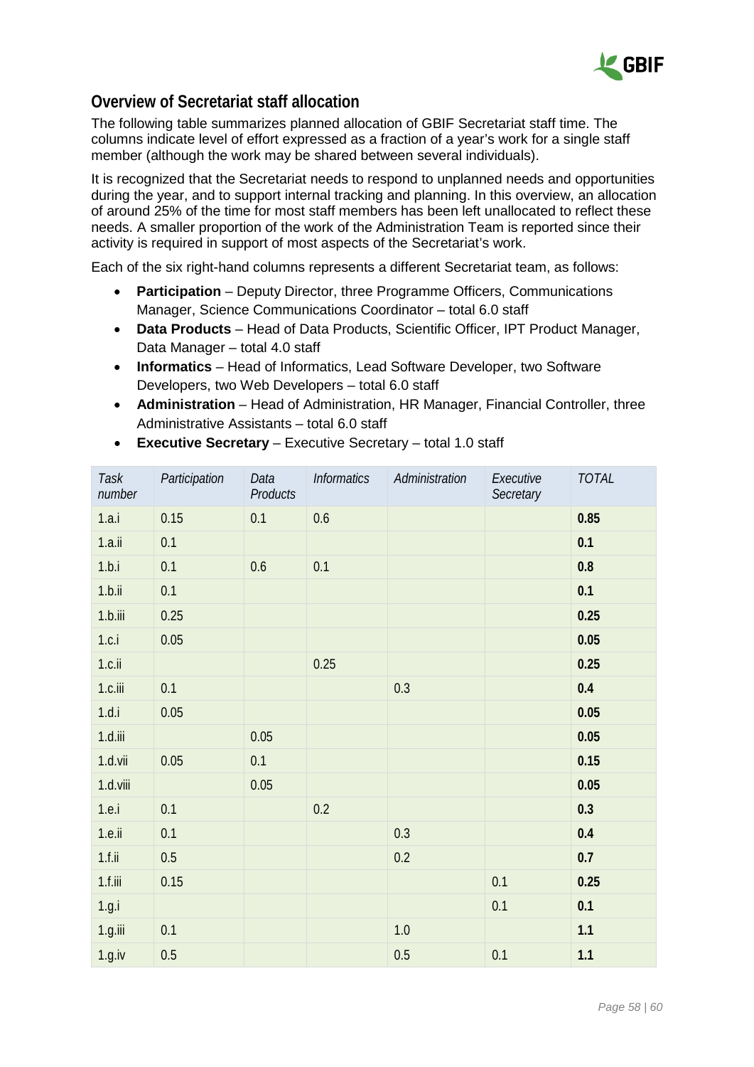## Overview of Secretariat staff allocation

The following table summarizes planned allocation of GBIF Secretariat staff time. The columns indicate level of effort expressed as a fraction of a year's work for a single staff member (although the work may be shared between several individuals).

It is recognized that the Secretariat needs to respond to unplanned needs and opportunities during the year, and to support internal tracking and planning. In this overview, an allocation of around 25% of the time for most staff members has been left unallocated to reflect these needs. A smaller proportion of the work of the Administration Team is reported since their activity is required in support of most aspects of the Secretariat's work.

Each of the six right-hand columns represents a different Secretariat team, as follows:

- **Participation** – Deputy Director, three Programme Officers, Communications Manager, Science Communications Coordinator – total 6.0 staff
- **Data Products** – Head of Data Products, Scientific Officer, IPT Product Manager, Data Manager – total 4.0 staff
- **Informatics** – Head of Informatics, Lead Software Developer, two Software Developers, two Web Developers – total 6.0 staff
- **Administration** – Head of Administration, HR Manager, Financial Controller, three Administrative Assistants – total 6.0 staff
- **Executive Secretary** – Executive Secretary – total 1.0 staff

| *Task number* | *Participation* | *Data Products* | *Informatics* | *Administration* | *Executive Secretary* | *TOTAL* |
|---|---|---|---|---|---|---|
| 1.a.i | 0.15 | 0.1 | 0.6 | | | **0.85** |
| 1.a.ii | 0.1 | | | | | **0.1** |
| 1.b.i | 0.1 | 0.6 | 0.1 | | | **0.8** |
| 1.b.ii | 0.1 | | | | | **0.1** |
| 1.b.iii | 0.25 | | | | | **0.25** |
| 1.c.i | 0.05 | | | | | **0.05** |
| 1.c.ii | | | 0.25 | | | **0.25** |
| 1.c.iii | 0.1 | | | 0.3 | | **0.4** |
| 1.d.i | 0.05 | | | | | **0.05** |
| 1.d.iii | | 0.05 | | | | **0.05** |
| 1.d.vii | 0.05 | 0.1 | | | | **0.15** |
| 1.d.viii | | 0.05 | | | | **0.05** |
| 1.e.i | 0.1 | | 0.2 | | | **0.3** |
| 1.e.ii | 0.1 | | | 0.3 | | **0.4** |
| 1.f.ii | 0.5 | | | 0.2 | | **0.7** |
| 1.f.iii | 0.15 | | | | 0.1 | **0.25** |
| 1.g.i | | | | | 0.1 | **0.1** |
| 1.g.iii | 0.1 | | | 1.0 | | **1.1** |
| 1.g.iv | 0.5 | | | 0.5 | 0.1 | **1.1** |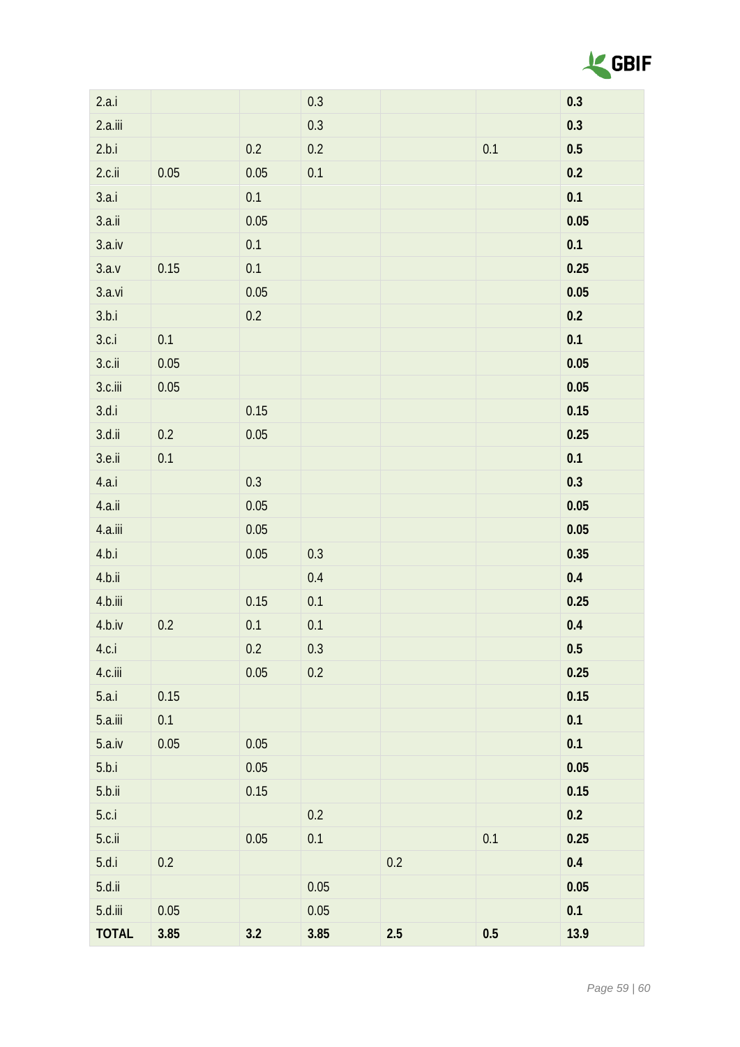| | | | | | | |
|---|---|---|---|---|---|---|
| 2.a.i | | | 0.3 | | | **0.3** |
| 2.a.iii | | | 0.3 | | | **0.3** |
| 2.b.i | | 0.2 | 0.2 | | 0.1 | **0.5** |
| 2.c.ii | 0.05 | 0.05 | 0.1 | | | **0.2** |
| 3.a.i | | 0.1 | | | | **0.1** |
| 3.a.ii | | 0.05 | | | | **0.05** |
| 3.a.iv | | 0.1 | | | | **0.1** |
| 3.a.v | 0.15 | 0.1 | | | | **0.25** |
| 3.a.vi | | 0.05 | | | | **0.05** |
| 3.b.i | | 0.2 | | | | **0.2** |
| 3.c.i | 0.1 | | | | | **0.1** |
| 3.c.ii | 0.05 | | | | | **0.05** |
| 3.c.iii | 0.05 | | | | | **0.05** |
| 3.d.i | | 0.15 | | | | **0.15** |
| 3.d.ii | 0.2 | 0.05 | | | | **0.25** |
| 3.e.ii | 0.1 | | | | | **0.1** |
| 4.a.i | | 0.3 | | | | **0.3** |
| 4.a.ii | | 0.05 | | | | **0.05** |
| 4.a.iii | | 0.05 | | | | **0.05** |
| 4.b.i | | 0.05 | 0.3 | | | **0.35** |
| 4.b.ii | | | 0.4 | | | **0.4** |
| 4.b.iii | | 0.15 | 0.1 | | | **0.25** |
| 4.b.iv | 0.2 | 0.1 | 0.1 | | | **0.4** |
| 4.c.i | | 0.2 | 0.3 | | | **0.5** |
| 4.c.iii | | 0.05 | 0.2 | | | **0.25** |
| 5.a.i | 0.15 | | | | | **0.15** |
| 5.a.iii | 0.1 | | | | | **0.1** |
| 5.a.iv | 0.05 | 0.05 | | | | **0.1** |
| 5.b.i | | 0.05 | | | | **0.05** |
| 5.b.ii | | 0.15 | | | | **0.15** |
| 5.c.i | | | 0.2 | | | **0.2** |
| 5.c.ii | | 0.05 | 0.1 | | 0.1 | **0.25** |
| 5.d.i | 0.2 | | | 0.2 | | **0.4** |
| 5.d.ii | | | 0.05 | | | **0.05** |
| 5.d.iii | 0.05 | | 0.05 | | | **0.1** |
| **TOTAL** | **3.85** | **3.2** | **3.85** | **2.5** | **0.5** | **13.9** |